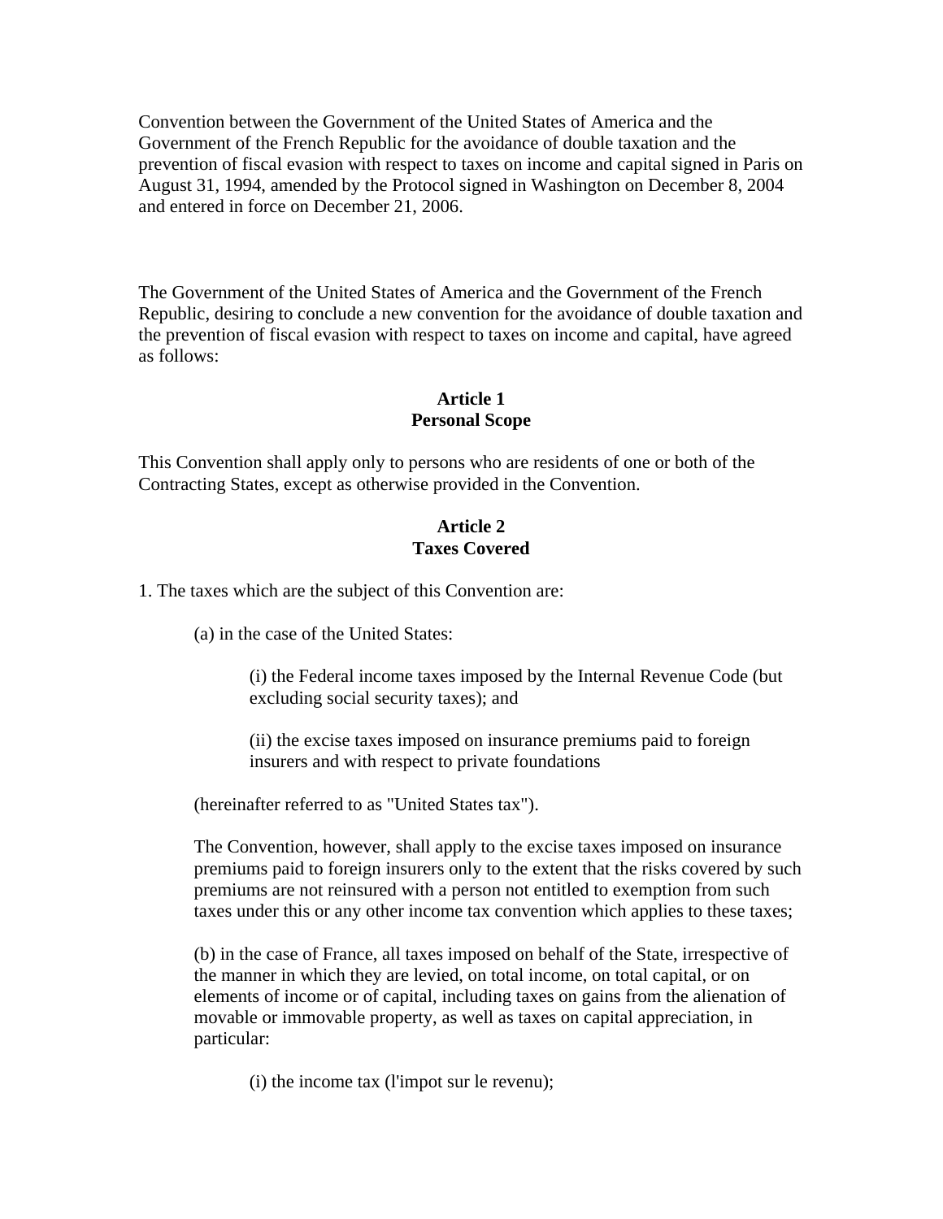Convention between the Government of the United States of America and the Government of the French Republic for the avoidance of double taxation and the prevention of fiscal evasion with respect to taxes on income and capital signed in Paris on August 31, 1994, amended by the Protocol signed in Washington on December 8, 2004 and entered in force on December 21, 2006.

The Government of the United States of America and the Government of the French Republic, desiring to conclude a new convention for the avoidance of double taxation and the prevention of fiscal evasion with respect to taxes on income and capital, have agreed as follows:

## Article 1
## Personal Scope

This Convention shall apply only to persons who are residents of one or both of the Contracting States, except as otherwise provided in the Convention.

## Article 2
## Taxes Covered

1. The taxes which are the subject of this Convention are:

   (a) in the case of the United States:

      (i) the Federal income taxes imposed by the Internal Revenue Code (but excluding social security taxes); and

      (ii) the excise taxes imposed on insurance premiums paid to foreign insurers and with respect to private foundations

   (hereinafter referred to as "United States tax").

   The Convention, however, shall apply to the excise taxes imposed on insurance premiums paid to foreign insurers only to the extent that the risks covered by such premiums are not reinsured with a person not entitled to exemption from such taxes under this or any other income tax convention which applies to these taxes;

   (b) in the case of France, all taxes imposed on behalf of the State, irrespective of the manner in which they are levied, on total income, on total capital, or on elements of income or of capital, including taxes on gains from the alienation of movable or immovable property, as well as taxes on capital appreciation, in particular:

      (i) the income tax (l'impot sur le revenu);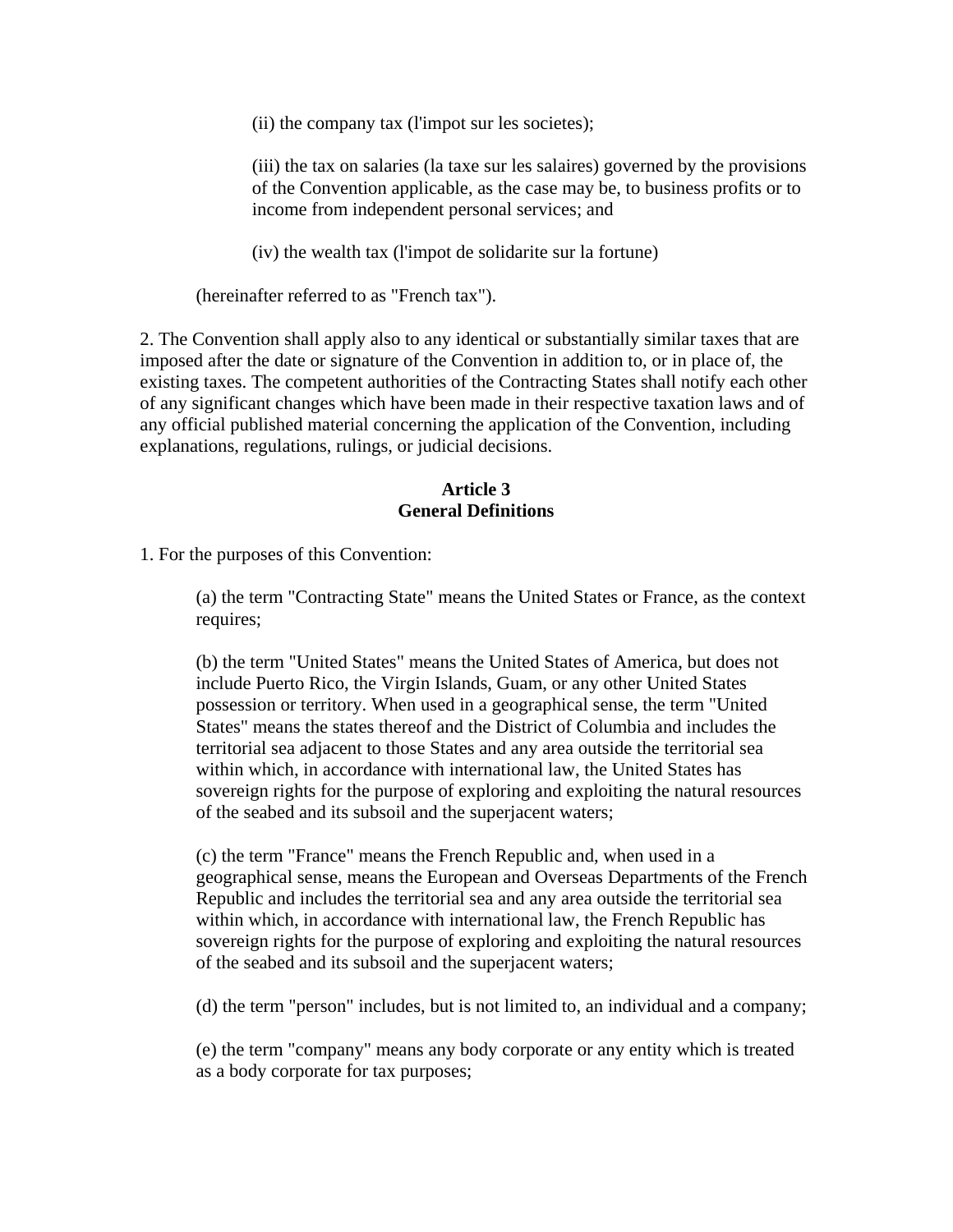(ii) the company tax (l'impot sur les societes);

(iii) the tax on salaries (la taxe sur les salaires) governed by the provisions of the Convention applicable, as the case may be, to business profits or to income from independent personal services; and

(iv) the wealth tax (l'impot de solidarite sur la fortune)

(hereinafter referred to as "French tax").

2. The Convention shall apply also to any identical or substantially similar taxes that are imposed after the date or signature of the Convention in addition to, or in place of, the existing taxes. The competent authorities of the Contracting States shall notify each other of any significant changes which have been made in their respective taxation laws and of any official published material concerning the application of the Convention, including explanations, regulations, rulings, or judicial decisions.

## Article 3
## General Definitions

1. For the purposes of this Convention:

(a) the term "Contracting State" means the United States or France, as the context requires;

(b) the term "United States" means the United States of America, but does not include Puerto Rico, the Virgin Islands, Guam, or any other United States possession or territory. When used in a geographical sense, the term "United States" means the states thereof and the District of Columbia and includes the territorial sea adjacent to those States and any area outside the territorial sea within which, in accordance with international law, the United States has sovereign rights for the purpose of exploring and exploiting the natural resources of the seabed and its subsoil and the superjacent waters;

(c) the term "France" means the French Republic and, when used in a geographical sense, means the European and Overseas Departments of the French Republic and includes the territorial sea and any area outside the territorial sea within which, in accordance with international law, the French Republic has sovereign rights for the purpose of exploring and exploiting the natural resources of the seabed and its subsoil and the superjacent waters;

(d) the term "person" includes, but is not limited to, an individual and a company;

(e) the term "company" means any body corporate or any entity which is treated as a body corporate for tax purposes;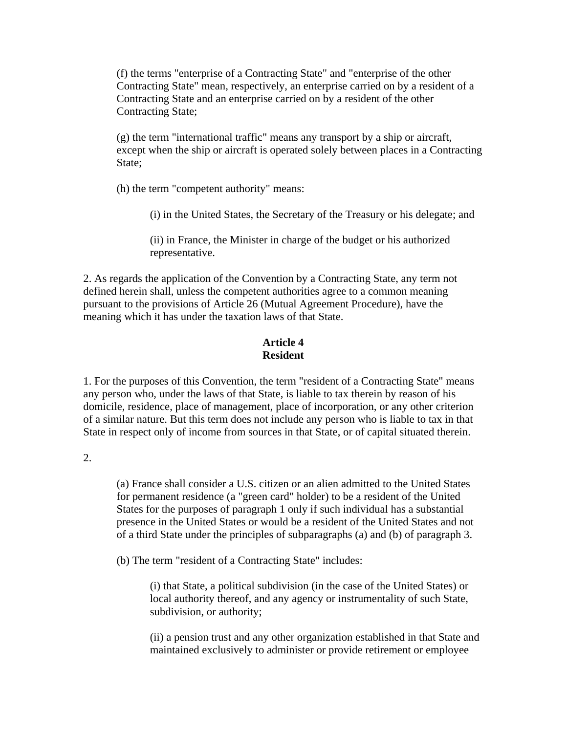(f) the terms "enterprise of a Contracting State" and "enterprise of the other Contracting State" mean, respectively, an enterprise carried on by a resident of a Contracting State and an enterprise carried on by a resident of the other Contracting State;

(g) the term "international traffic" means any transport by a ship or aircraft, except when the ship or aircraft is operated solely between places in a Contracting State;

(h) the term "competent authority" means:

(i) in the United States, the Secretary of the Treasury or his delegate; and

(ii) in France, the Minister in charge of the budget or his authorized representative.

2. As regards the application of the Convention by a Contracting State, any term not defined herein shall, unless the competent authorities agree to a common meaning pursuant to the provisions of Article 26 (Mutual Agreement Procedure), have the meaning which it has under the taxation laws of that State.

## Article 4
## Resident

1. For the purposes of this Convention, the term "resident of a Contracting State" means any person who, under the laws of that State, is liable to tax therein by reason of his domicile, residence, place of management, place of incorporation, or any other criterion of a similar nature. But this term does not include any person who is liable to tax in that State in respect only of income from sources in that State, or of capital situated therein.

2.

(a) France shall consider a U.S. citizen or an alien admitted to the United States for permanent residence (a "green card" holder) to be a resident of the United States for the purposes of paragraph 1 only if such individual has a substantial presence in the United States or would be a resident of the United States and not of a third State under the principles of subparagraphs (a) and (b) of paragraph 3.

(b) The term "resident of a Contracting State" includes:

(i) that State, a political subdivision (in the case of the United States) or local authority thereof, and any agency or instrumentality of such State, subdivision, or authority;

(ii) a pension trust and any other organization established in that State and maintained exclusively to administer or provide retirement or employee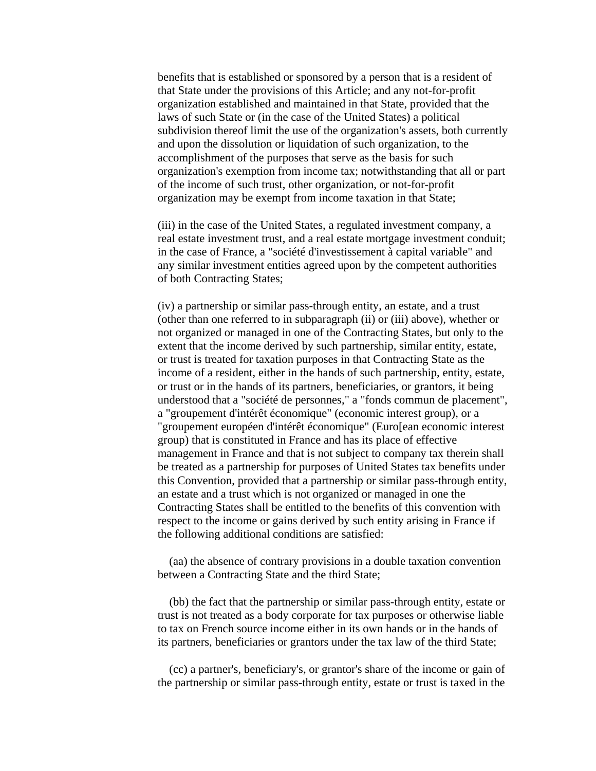benefits that is established or sponsored by a person that is a resident of that State under the provisions of this Article; and any not-for-profit organization established and maintained in that State, provided that the laws of such State or (in the case of the United States) a political subdivision thereof limit the use of the organization's assets, both currently and upon the dissolution or liquidation of such organization, to the accomplishment of the purposes that serve as the basis for such organization's exemption from income tax; notwithstanding that all or part of the income of such trust, other organization, or not-for-profit organization may be exempt from income taxation in that State;

(iii) in the case of the United States, a regulated investment company, a real estate investment trust, and a real estate mortgage investment conduit; in the case of France, a "société d'investissement à capital variable" and any similar investment entities agreed upon by the competent authorities of both Contracting States;

(iv) a partnership or similar pass-through entity, an estate, and a trust (other than one referred to in subparagraph (ii) or (iii) above), whether or not organized or managed in one of the Contracting States, but only to the extent that the income derived by such partnership, similar entity, estate, or trust is treated for taxation purposes in that Contracting State as the income of a resident, either in the hands of such partnership, entity, estate, or trust or in the hands of its partners, beneficiaries, or grantors, it being understood that a "société de personnes," a "fonds commun de placement", a "groupement d'intérêt économique" (economic interest group), or a "groupement européen d'intérêt économique" (Euro[ean economic interest group) that is constituted in France and has its place of effective management in France and that is not subject to company tax therein shall be treated as a partnership for purposes of United States tax benefits under this Convention, provided that a partnership or similar pass-through entity, an estate and a trust which is not organized or managed in one the Contracting States shall be entitled to the benefits of this convention with respect to the income or gains derived by such entity arising in France if the following additional conditions are satisfied:

(aa) the absence of contrary provisions in a double taxation convention between a Contracting State and the third State;

(bb) the fact that the partnership or similar pass-through entity, estate or trust is not treated as a body corporate for tax purposes or otherwise liable to tax on French source income either in its own hands or in the hands of its partners, beneficiaries or grantors under the tax law of the third State;

(cc) a partner's, beneficiary's, or grantor's share of the income or gain of the partnership or similar pass-through entity, estate or trust is taxed in the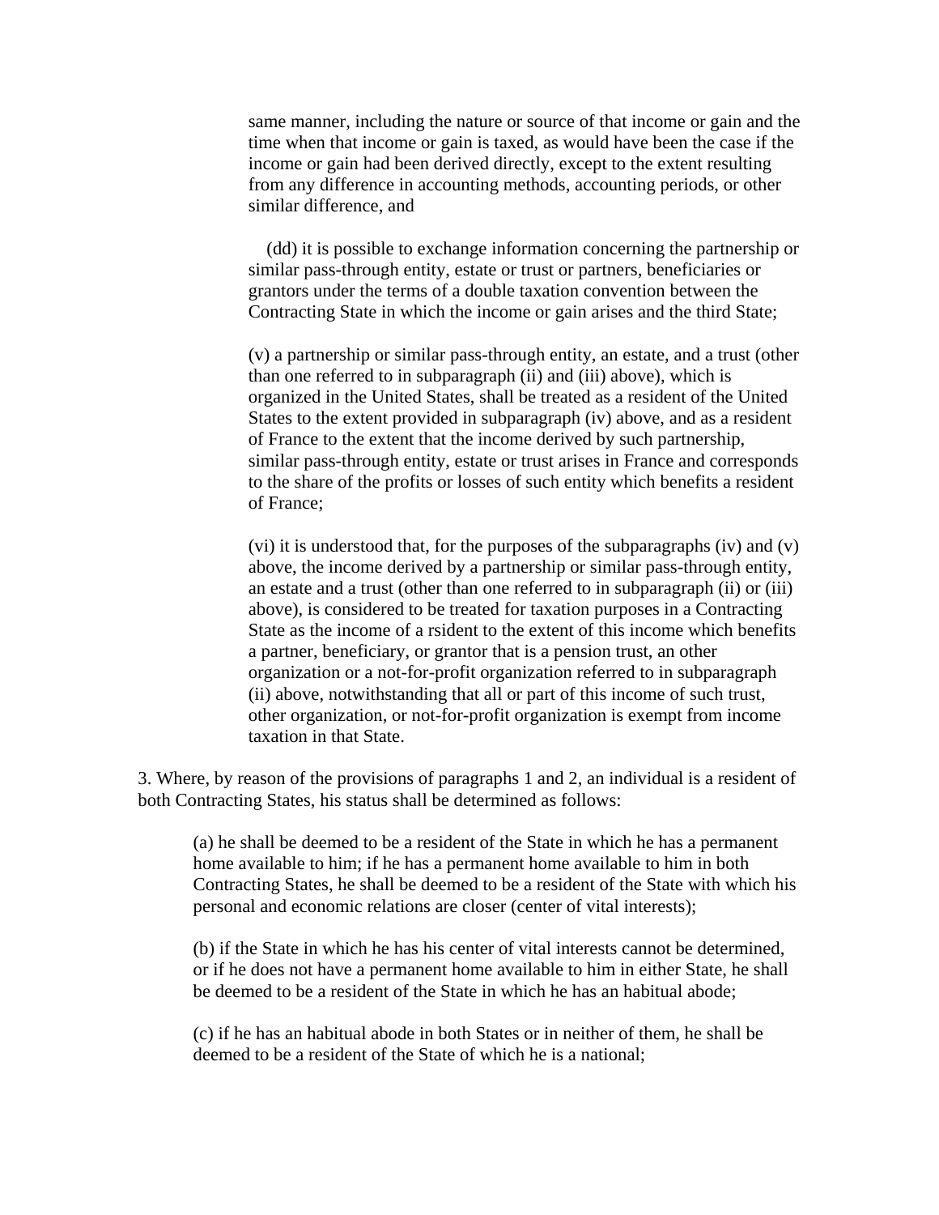same manner, including the nature or source of that income or gain and the time when that income or gain is taxed, as would have been the case if the income or gain had been derived directly, except to the extent resulting from any difference in accounting methods, accounting periods, or other similar difference, and

(dd) it is possible to exchange information concerning the partnership or similar pass-through entity, estate or trust or partners, beneficiaries or grantors under the terms of a double taxation convention between the Contracting State in which the income or gain arises and the third State;

(v) a partnership or similar pass-through entity, an estate, and a trust (other than one referred to in subparagraph (ii) and (iii) above), which is organized in the United States, shall be treated as a resident of the United States to the extent provided in subparagraph (iv) above, and as a resident of France to the extent that the income derived by such partnership, similar pass-through entity, estate or trust arises in France and corresponds to the share of the profits or losses of such entity which benefits a resident of France;

(vi) it is understood that, for the purposes of the subparagraphs (iv) and (v) above, the income derived by a partnership or similar pass-through entity, an estate and a trust (other than one referred to in subparagraph (ii) or (iii) above), is considered to be treated for taxation purposes in a Contracting State as the income of a rsident to the extent of this income which benefits a partner, beneficiary, or grantor that is a pension trust, an other organization or a not-for-profit organization referred to in subparagraph (ii) above, notwithstanding that all or part of this income of such trust, other organization, or not-for-profit organization is exempt from income taxation in that State.

3. Where, by reason of the provisions of paragraphs 1 and 2, an individual is a resident of both Contracting States, his status shall be determined as follows:

(a) he shall be deemed to be a resident of the State in which he has a permanent home available to him; if he has a permanent home available to him in both Contracting States, he shall be deemed to be a resident of the State with which his personal and economic relations are closer (center of vital interests);

(b) if the State in which he has his center of vital interests cannot be determined, or if he does not have a permanent home available to him in either State, he shall be deemed to be a resident of the State in which he has an habitual abode;

(c) if he has an habitual abode in both States or in neither of them, he shall be deemed to be a resident of the State of which he is a national;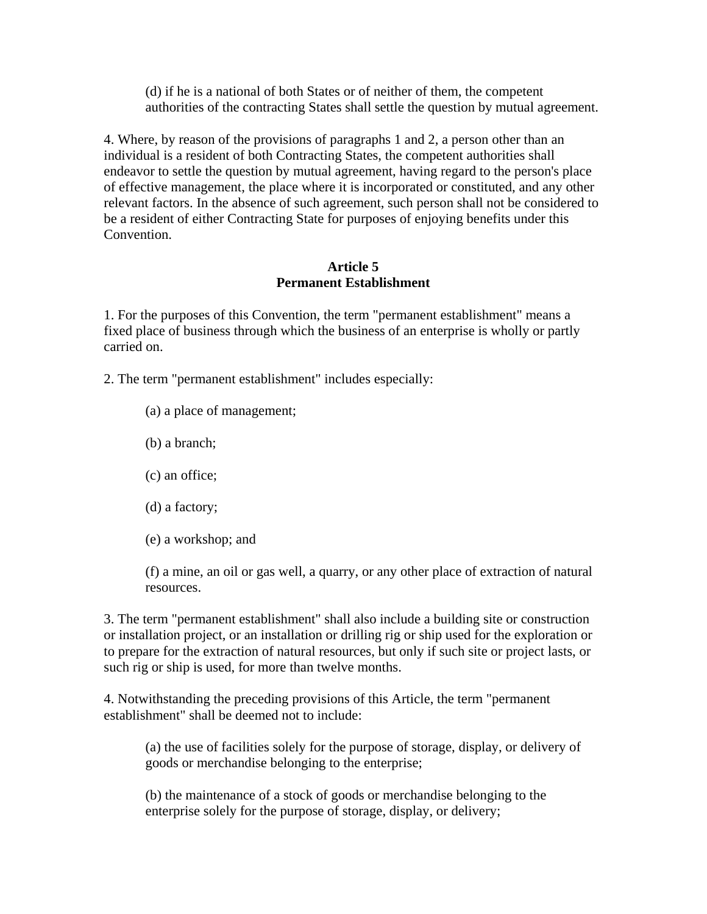(d) if he is a national of both States or of neither of them, the competent authorities of the contracting States shall settle the question by mutual agreement.

4. Where, by reason of the provisions of paragraphs 1 and 2, a person other than an individual is a resident of both Contracting States, the competent authorities shall endeavor to settle the question by mutual agreement, having regard to the person's place of effective management, the place where it is incorporated or constituted, and any other relevant factors. In the absence of such agreement, such person shall not be considered to be a resident of either Contracting State for purposes of enjoying benefits under this Convention.

## Article 5
## Permanent Establishment

1. For the purposes of this Convention, the term "permanent establishment" means a fixed place of business through which the business of an enterprise is wholly or partly carried on.

2. The term "permanent establishment" includes especially:

(a) a place of management;

(b) a branch;

(c) an office;

(d) a factory;

(e) a workshop; and

(f) a mine, an oil or gas well, a quarry, or any other place of extraction of natural resources.

3. The term "permanent establishment" shall also include a building site or construction or installation project, or an installation or drilling rig or ship used for the exploration or to prepare for the extraction of natural resources, but only if such site or project lasts, or such rig or ship is used, for more than twelve months.

4. Notwithstanding the preceding provisions of this Article, the term "permanent establishment" shall be deemed not to include:

(a) the use of facilities solely for the purpose of storage, display, or delivery of goods or merchandise belonging to the enterprise;

(b) the maintenance of a stock of goods or merchandise belonging to the enterprise solely for the purpose of storage, display, or delivery;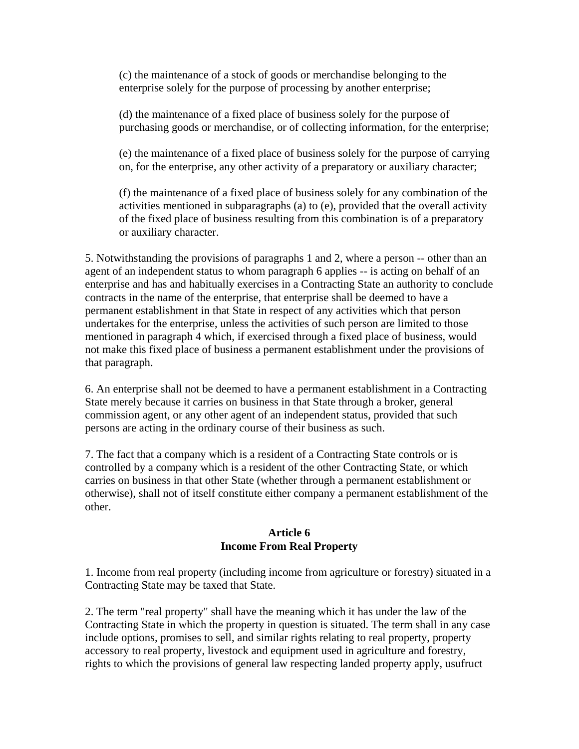(c) the maintenance of a stock of goods or merchandise belonging to the enterprise solely for the purpose of processing by another enterprise;

(d) the maintenance of a fixed place of business solely for the purpose of purchasing goods or merchandise, or of collecting information, for the enterprise;

(e) the maintenance of a fixed place of business solely for the purpose of carrying on, for the enterprise, any other activity of a preparatory or auxiliary character;

(f) the maintenance of a fixed place of business solely for any combination of the activities mentioned in subparagraphs (a) to (e), provided that the overall activity of the fixed place of business resulting from this combination is of a preparatory or auxiliary character.

5. Notwithstanding the provisions of paragraphs 1 and 2, where a person -- other than an agent of an independent status to whom paragraph 6 applies -- is acting on behalf of an enterprise and has and habitually exercises in a Contracting State an authority to conclude contracts in the name of the enterprise, that enterprise shall be deemed to have a permanent establishment in that State in respect of any activities which that person undertakes for the enterprise, unless the activities of such person are limited to those mentioned in paragraph 4 which, if exercised through a fixed place of business, would not make this fixed place of business a permanent establishment under the provisions of that paragraph.

6. An enterprise shall not be deemed to have a permanent establishment in a Contracting State merely because it carries on business in that State through a broker, general commission agent, or any other agent of an independent status, provided that such persons are acting in the ordinary course of their business as such.

7. The fact that a company which is a resident of a Contracting State controls or is controlled by a company which is a resident of the other Contracting State, or which carries on business in that other State (whether through a permanent establishment or otherwise), shall not of itself constitute either company a permanent establishment of the other.

## Article 6
## Income From Real Property

1. Income from real property (including income from agriculture or forestry) situated in a Contracting State may be taxed that State.

2. The term "real property" shall have the meaning which it has under the law of the Contracting State in which the property in question is situated. The term shall in any case include options, promises to sell, and similar rights relating to real property, property accessory to real property, livestock and equipment used in agriculture and forestry, rights to which the provisions of general law respecting landed property apply, usufruct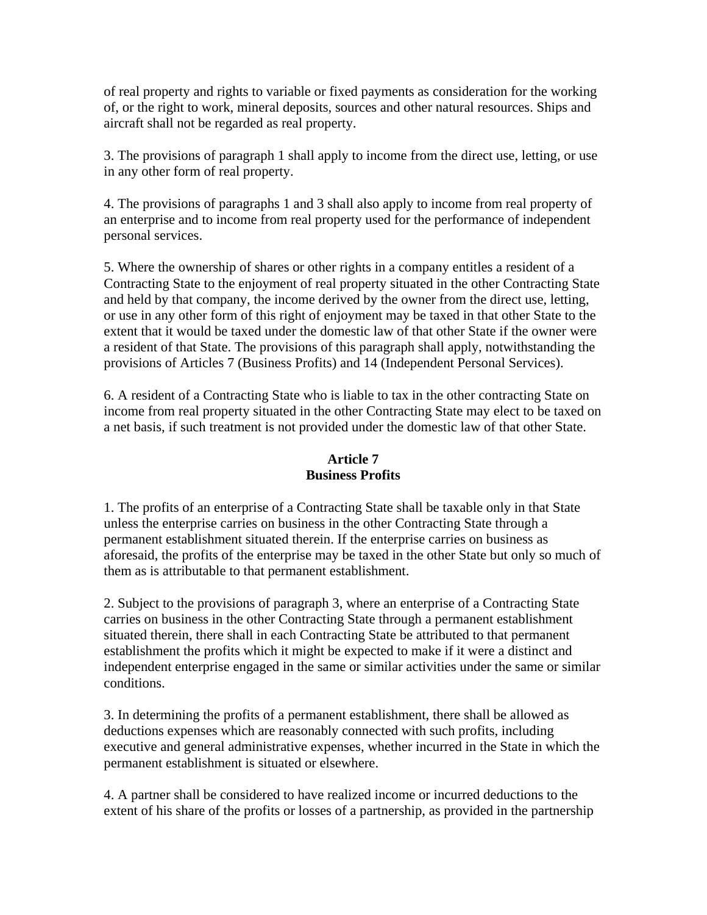of real property and rights to variable or fixed payments as consideration for the working of, or the right to work, mineral deposits, sources and other natural resources. Ships and aircraft shall not be regarded as real property.

3. The provisions of paragraph 1 shall apply to income from the direct use, letting, or use in any other form of real property.

4. The provisions of paragraphs 1 and 3 shall also apply to income from real property of an enterprise and to income from real property used for the performance of independent personal services.

5. Where the ownership of shares or other rights in a company entitles a resident of a Contracting State to the enjoyment of real property situated in the other Contracting State and held by that company, the income derived by the owner from the direct use, letting, or use in any other form of this right of enjoyment may be taxed in that other State to the extent that it would be taxed under the domestic law of that other State if the owner were a resident of that State. The provisions of this paragraph shall apply, notwithstanding the provisions of Articles 7 (Business Profits) and 14 (Independent Personal Services).

6. A resident of a Contracting State who is liable to tax in the other contracting State on income from real property situated in the other Contracting State may elect to be taxed on a net basis, if such treatment is not provided under the domestic law of that other State.

## Article 7
## Business Profits

1. The profits of an enterprise of a Contracting State shall be taxable only in that State unless the enterprise carries on business in the other Contracting State through a permanent establishment situated therein. If the enterprise carries on business as aforesaid, the profits of the enterprise may be taxed in the other State but only so much of them as is attributable to that permanent establishment.

2. Subject to the provisions of paragraph 3, where an enterprise of a Contracting State carries on business in the other Contracting State through a permanent establishment situated therein, there shall in each Contracting State be attributed to that permanent establishment the profits which it might be expected to make if it were a distinct and independent enterprise engaged in the same or similar activities under the same or similar conditions.

3. In determining the profits of a permanent establishment, there shall be allowed as deductions expenses which are reasonably connected with such profits, including executive and general administrative expenses, whether incurred in the State in which the permanent establishment is situated or elsewhere.

4. A partner shall be considered to have realized income or incurred deductions to the extent of his share of the profits or losses of a partnership, as provided in the partnership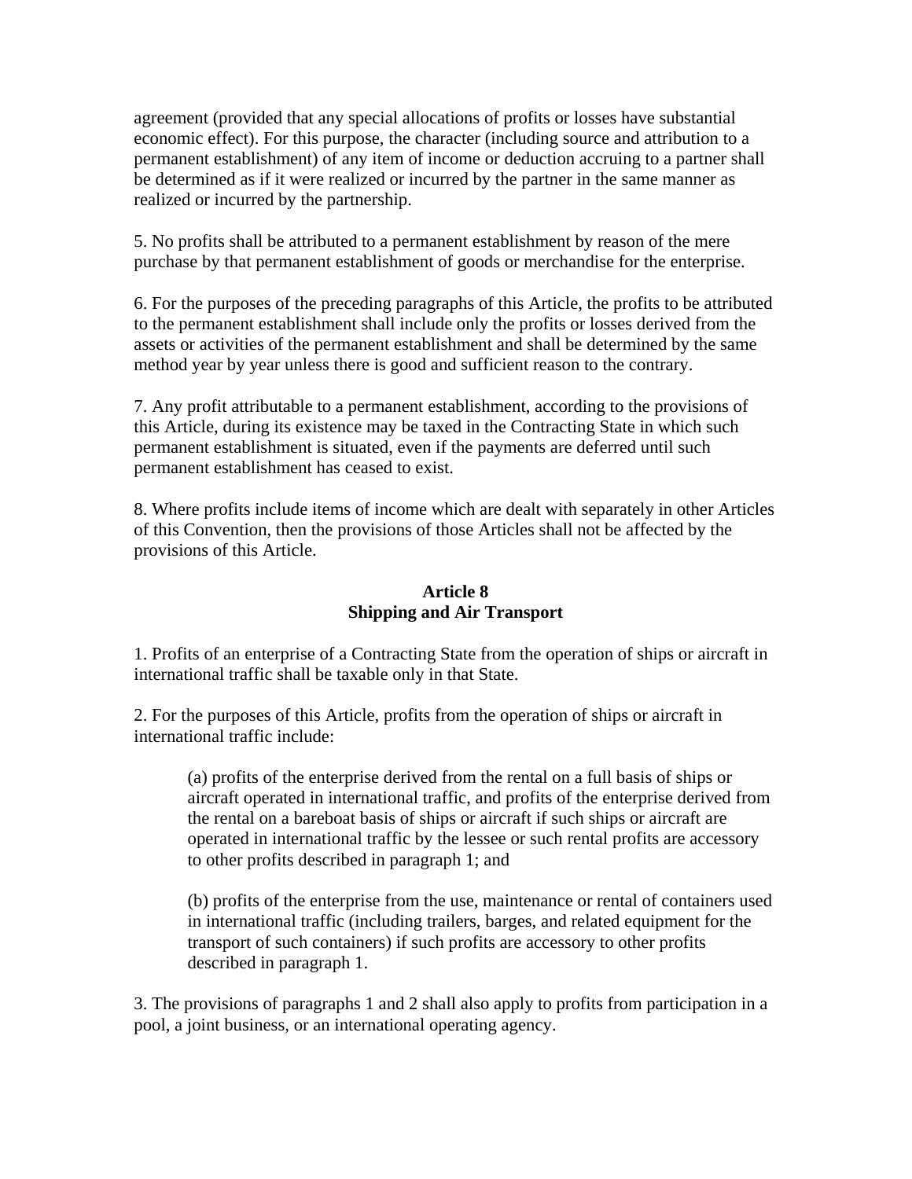agreement (provided that any special allocations of profits or losses have substantial economic effect). For this purpose, the character (including source and attribution to a permanent establishment) of any item of income or deduction accruing to a partner shall be determined as if it were realized or incurred by the partner in the same manner as realized or incurred by the partnership.

5. No profits shall be attributed to a permanent establishment by reason of the mere purchase by that permanent establishment of goods or merchandise for the enterprise.

6. For the purposes of the preceding paragraphs of this Article, the profits to be attributed to the permanent establishment shall include only the profits or losses derived from the assets or activities of the permanent establishment and shall be determined by the same method year by year unless there is good and sufficient reason to the contrary.

7. Any profit attributable to a permanent establishment, according to the provisions of this Article, during its existence may be taxed in the Contracting State in which such permanent establishment is situated, even if the payments are deferred until such permanent establishment has ceased to exist.

8. Where profits include items of income which are dealt with separately in other Articles of this Convention, then the provisions of those Articles shall not be affected by the provisions of this Article.

## Article 8
## Shipping and Air Transport

1. Profits of an enterprise of a Contracting State from the operation of ships or aircraft in international traffic shall be taxable only in that State.

2. For the purposes of this Article, profits from the operation of ships or aircraft in international traffic include:

> (a) profits of the enterprise derived from the rental on a full basis of ships or aircraft operated in international traffic, and profits of the enterprise derived from the rental on a bareboat basis of ships or aircraft if such ships or aircraft are operated in international traffic by the lessee or such rental profits are accessory to other profits described in paragraph 1; and
>
> (b) profits of the enterprise from the use, maintenance or rental of containers used in international traffic (including trailers, barges, and related equipment for the transport of such containers) if such profits are accessory to other profits described in paragraph 1.

3. The provisions of paragraphs 1 and 2 shall also apply to profits from participation in a pool, a joint business, or an international operating agency.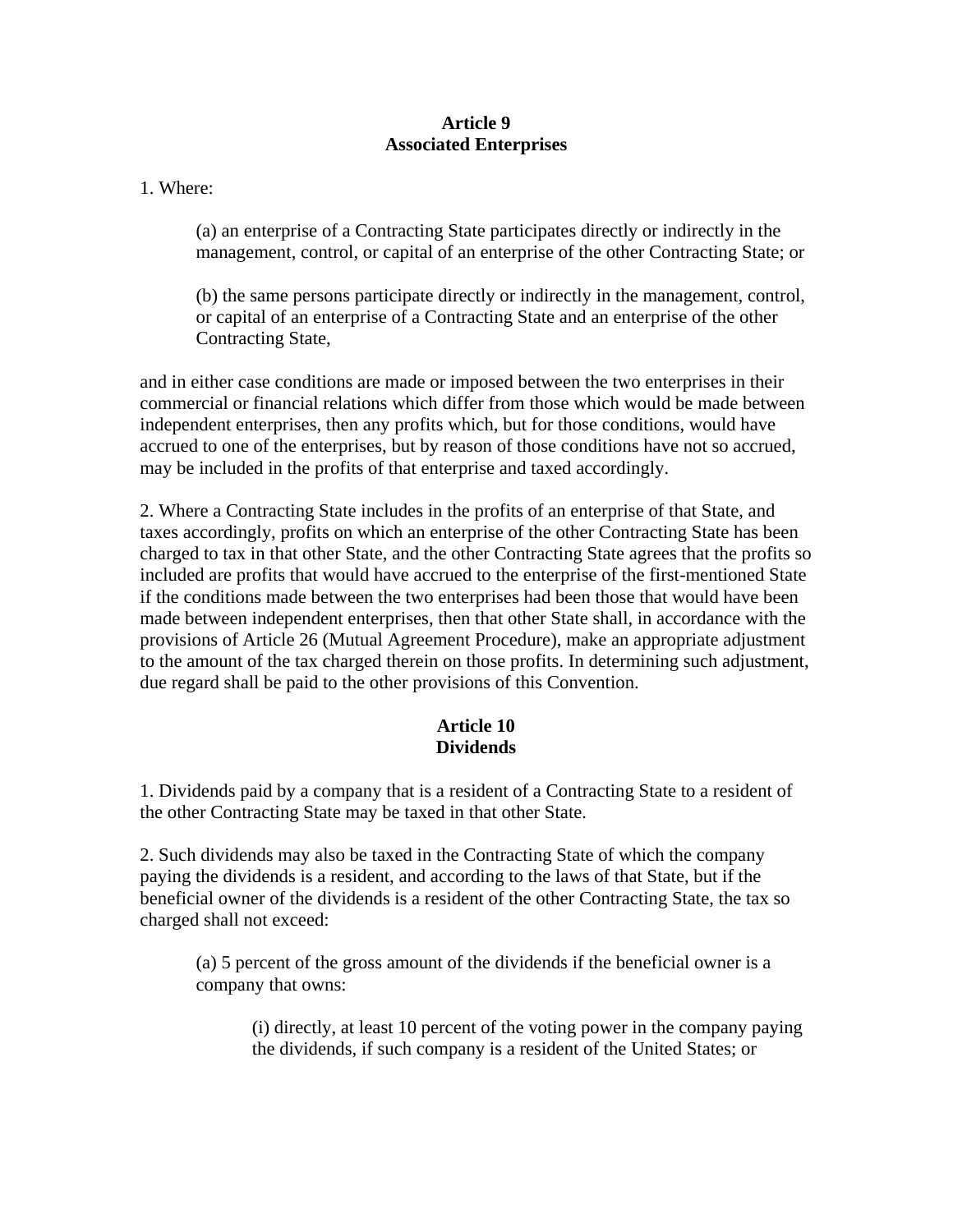## Article 9
## Associated Enterprises

1. Where:

> (a) an enterprise of a Contracting State participates directly or indirectly in the management, control, or capital of an enterprise of the other Contracting State; or
>
> (b) the same persons participate directly or indirectly in the management, control, or capital of an enterprise of a Contracting State and an enterprise of the other Contracting State,

and in either case conditions are made or imposed between the two enterprises in their commercial or financial relations which differ from those which would be made between independent enterprises, then any profits which, but for those conditions, would have accrued to one of the enterprises, but by reason of those conditions have not so accrued, may be included in the profits of that enterprise and taxed accordingly.

2. Where a Contracting State includes in the profits of an enterprise of that State, and taxes accordingly, profits on which an enterprise of the other Contracting State has been charged to tax in that other State, and the other Contracting State agrees that the profits so included are profits that would have accrued to the enterprise of the first-mentioned State if the conditions made between the two enterprises had been those that would have been made between independent enterprises, then that other State shall, in accordance with the provisions of Article 26 (Mutual Agreement Procedure), make an appropriate adjustment to the amount of the tax charged therein on those profits. In determining such adjustment, due regard shall be paid to the other provisions of this Convention.

## Article 10
## Dividends

1. Dividends paid by a company that is a resident of a Contracting State to a resident of the other Contracting State may be taxed in that other State.

2. Such dividends may also be taxed in the Contracting State of which the company paying the dividends is a resident, and according to the laws of that State, but if the beneficial owner of the dividends is a resident of the other Contracting State, the tax so charged shall not exceed:

> (a) 5 percent of the gross amount of the dividends if the beneficial owner is a company that owns:
>
> > (i) directly, at least 10 percent of the voting power in the company paying the dividends, if such company is a resident of the United States; or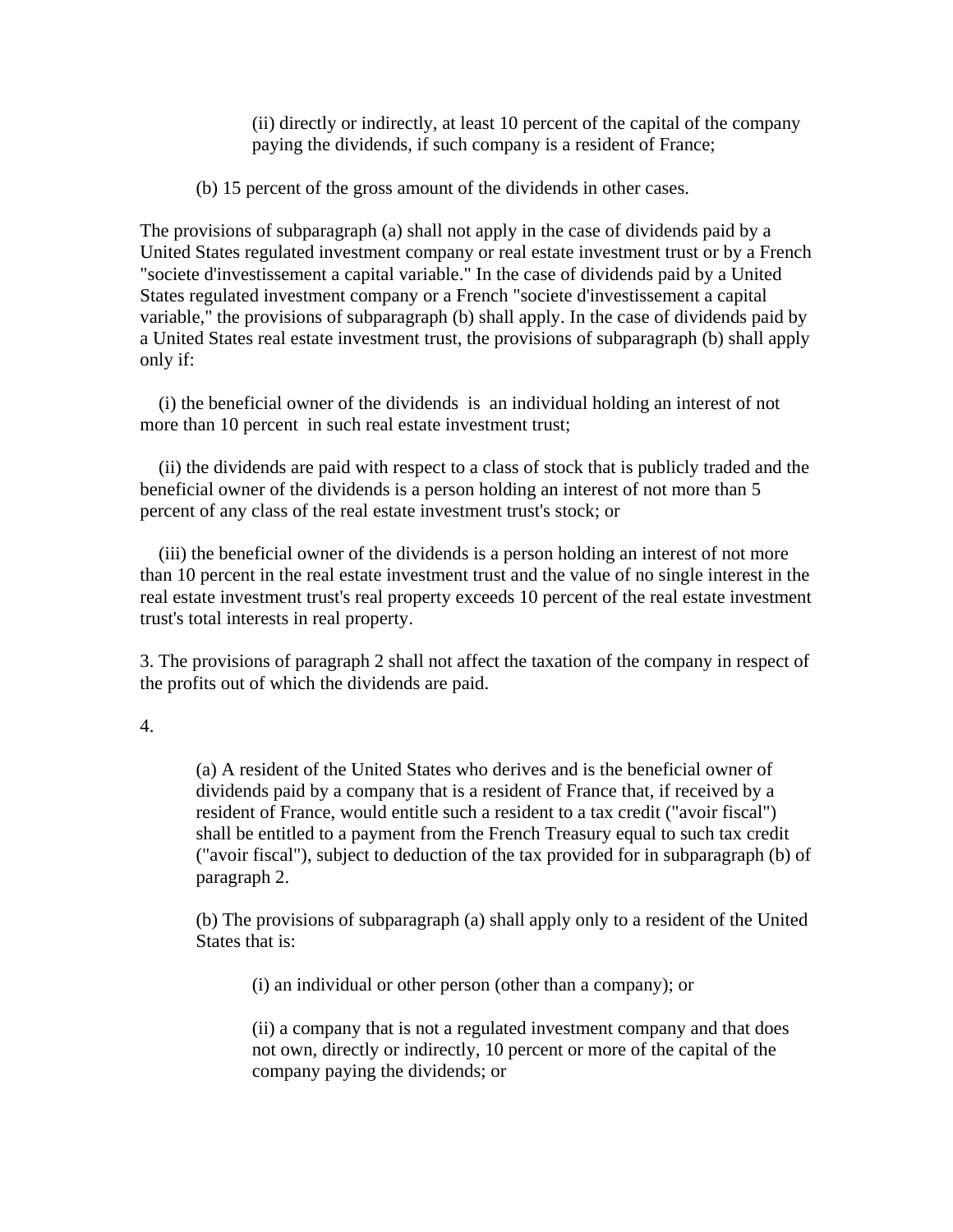(ii) directly or indirectly, at least 10 percent of the capital of the company paying the dividends, if such company is a resident of France;

(b) 15 percent of the gross amount of the dividends in other cases.

The provisions of subparagraph (a) shall not apply in the case of dividends paid by a United States regulated investment company or real estate investment trust or by a French "societe d'investissement a capital variable." In the case of dividends paid by a United States regulated investment company or a French "societe d'investissement a capital variable," the provisions of subparagraph (b) shall apply. In the case of dividends paid by a United States real estate investment trust, the provisions of subparagraph (b) shall apply only if:

(i) the beneficial owner of the dividends is an individual holding an interest of not more than 10 percent in such real estate investment trust;

(ii) the dividends are paid with respect to a class of stock that is publicly traded and the beneficial owner of the dividends is a person holding an interest of not more than 5 percent of any class of the real estate investment trust's stock; or

(iii) the beneficial owner of the dividends is a person holding an interest of not more than 10 percent in the real estate investment trust and the value of no single interest in the real estate investment trust's real property exceeds 10 percent of the real estate investment trust's total interests in real property.

3. The provisions of paragraph 2 shall not affect the taxation of the company in respect of the profits out of which the dividends are paid.

4.

(a) A resident of the United States who derives and is the beneficial owner of dividends paid by a company that is a resident of France that, if received by a resident of France, would entitle such a resident to a tax credit ("avoir fiscal") shall be entitled to a payment from the French Treasury equal to such tax credit ("avoir fiscal"), subject to deduction of the tax provided for in subparagraph (b) of paragraph 2.

(b) The provisions of subparagraph (a) shall apply only to a resident of the United States that is:

(i) an individual or other person (other than a company); or

(ii) a company that is not a regulated investment company and that does not own, directly or indirectly, 10 percent or more of the capital of the company paying the dividends; or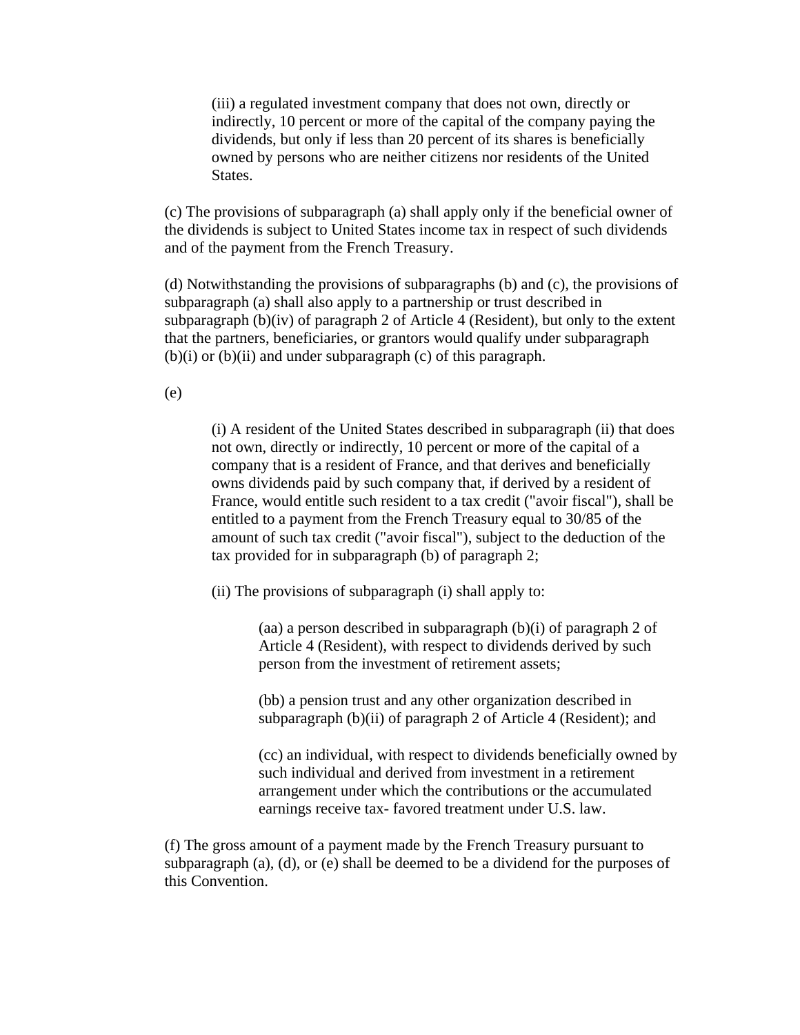(iii) a regulated investment company that does not own, directly or indirectly, 10 percent or more of the capital of the company paying the dividends, but only if less than 20 percent of its shares is beneficially owned by persons who are neither citizens nor residents of the United States.

(c) The provisions of subparagraph (a) shall apply only if the beneficial owner of the dividends is subject to United States income tax in respect of such dividends and of the payment from the French Treasury.

(d) Notwithstanding the provisions of subparagraphs (b) and (c), the provisions of subparagraph (a) shall also apply to a partnership or trust described in subparagraph (b)(iv) of paragraph 2 of Article 4 (Resident), but only to the extent that the partners, beneficiaries, or grantors would qualify under subparagraph (b)(i) or (b)(ii) and under subparagraph (c) of this paragraph.

(e)

(i) A resident of the United States described in subparagraph (ii) that does not own, directly or indirectly, 10 percent or more of the capital of a company that is a resident of France, and that derives and beneficially owns dividends paid by such company that, if derived by a resident of France, would entitle such resident to a tax credit ("avoir fiscal"), shall be entitled to a payment from the French Treasury equal to 30/85 of the amount of such tax credit ("avoir fiscal"), subject to the deduction of the tax provided for in subparagraph (b) of paragraph 2;

(ii) The provisions of subparagraph (i) shall apply to:

(aa) a person described in subparagraph (b)(i) of paragraph 2 of Article 4 (Resident), with respect to dividends derived by such person from the investment of retirement assets;

(bb) a pension trust and any other organization described in subparagraph (b)(ii) of paragraph 2 of Article 4 (Resident); and

(cc) an individual, with respect to dividends beneficially owned by such individual and derived from investment in a retirement arrangement under which the contributions or the accumulated earnings receive tax- favored treatment under U.S. law.

(f) The gross amount of a payment made by the French Treasury pursuant to subparagraph (a), (d), or (e) shall be deemed to be a dividend for the purposes of this Convention.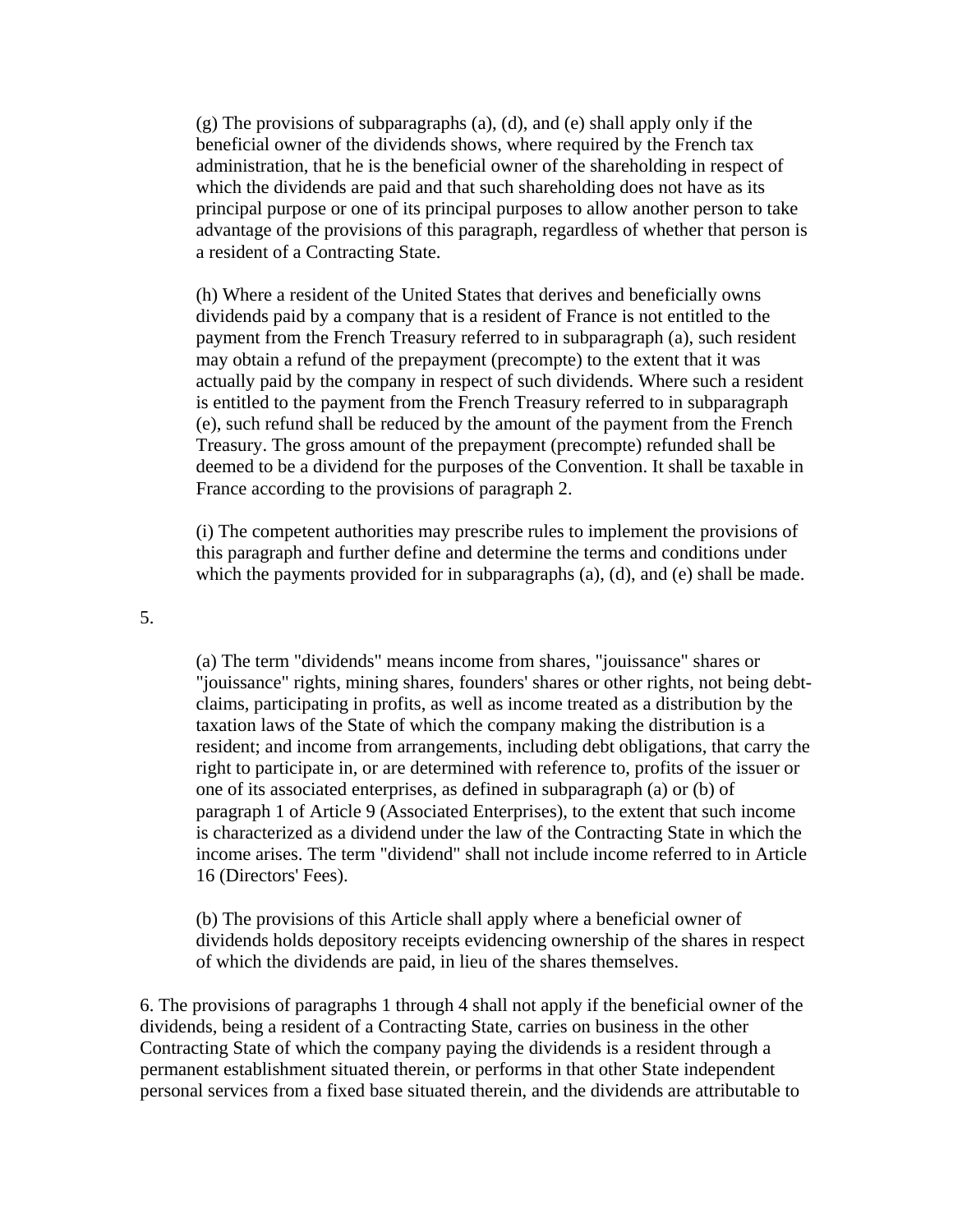(g) The provisions of subparagraphs (a), (d), and (e) shall apply only if the beneficial owner of the dividends shows, where required by the French tax administration, that he is the beneficial owner of the shareholding in respect of which the dividends are paid and that such shareholding does not have as its principal purpose or one of its principal purposes to allow another person to take advantage of the provisions of this paragraph, regardless of whether that person is a resident of a Contracting State.

(h) Where a resident of the United States that derives and beneficially owns dividends paid by a company that is a resident of France is not entitled to the payment from the French Treasury referred to in subparagraph (a), such resident may obtain a refund of the prepayment (precompte) to the extent that it was actually paid by the company in respect of such dividends. Where such a resident is entitled to the payment from the French Treasury referred to in subparagraph (e), such refund shall be reduced by the amount of the payment from the French Treasury. The gross amount of the prepayment (precompte) refunded shall be deemed to be a dividend for the purposes of the Convention. It shall be taxable in France according to the provisions of paragraph 2.

(i) The competent authorities may prescribe rules to implement the provisions of this paragraph and further define and determine the terms and conditions under which the payments provided for in subparagraphs (a), (d), and (e) shall be made.

5.

(a) The term "dividends" means income from shares, "jouissance" shares or "jouissance" rights, mining shares, founders' shares or other rights, not being debt-claims, participating in profits, as well as income treated as a distribution by the taxation laws of the State of which the company making the distribution is a resident; and income from arrangements, including debt obligations, that carry the right to participate in, or are determined with reference to, profits of the issuer or one of its associated enterprises, as defined in subparagraph (a) or (b) of paragraph 1 of Article 9 (Associated Enterprises), to the extent that such income is characterized as a dividend under the law of the Contracting State in which the income arises. The term "dividend" shall not include income referred to in Article 16 (Directors' Fees).

(b) The provisions of this Article shall apply where a beneficial owner of dividends holds depository receipts evidencing ownership of the shares in respect of which the dividends are paid, in lieu of the shares themselves.

6. The provisions of paragraphs 1 through 4 shall not apply if the beneficial owner of the dividends, being a resident of a Contracting State, carries on business in the other Contracting State of which the company paying the dividends is a resident through a permanent establishment situated therein, or performs in that other State independent personal services from a fixed base situated therein, and the dividends are attributable to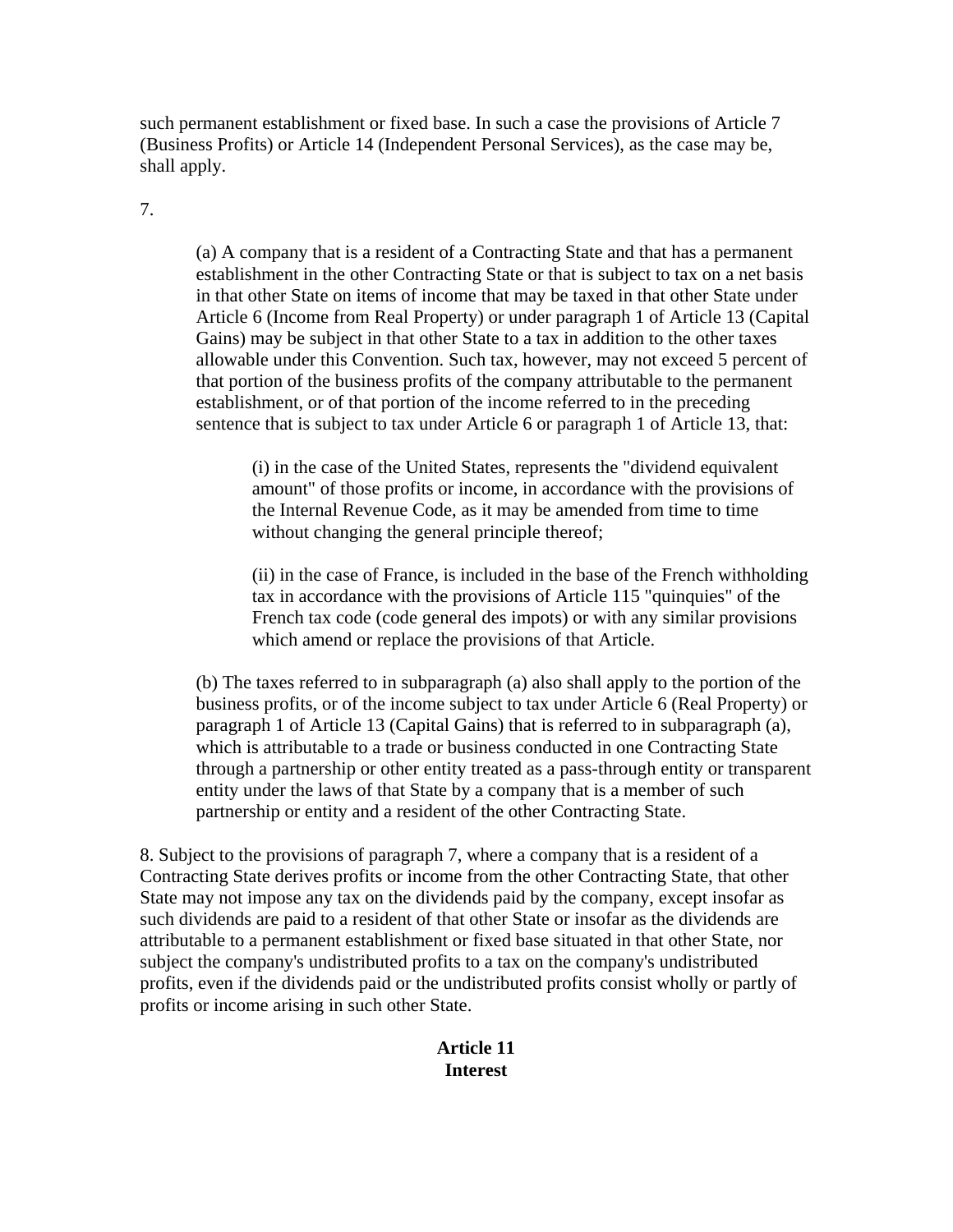such permanent establishment or fixed base. In such a case the provisions of Article 7 (Business Profits) or Article 14 (Independent Personal Services), as the case may be, shall apply.

7.

> (a) A company that is a resident of a Contracting State and that has a permanent establishment in the other Contracting State or that is subject to tax on a net basis in that other State on items of income that may be taxed in that other State under Article 6 (Income from Real Property) or under paragraph 1 of Article 13 (Capital Gains) may be subject in that other State to a tax in addition to the other taxes allowable under this Convention. Such tax, however, may not exceed 5 percent of that portion of the business profits of the company attributable to the permanent establishment, or of that portion of the income referred to in the preceding sentence that is subject to tax under Article 6 or paragraph 1 of Article 13, that:
>
> > (i) in the case of the United States, represents the "dividend equivalent amount" of those profits or income, in accordance with the provisions of the Internal Revenue Code, as it may be amended from time to time without changing the general principle thereof;
> >
> > (ii) in the case of France, is included in the base of the French withholding tax in accordance with the provisions of Article 115 "quinquies" of the French tax code (code general des impots) or with any similar provisions which amend or replace the provisions of that Article.
>
> (b) The taxes referred to in subparagraph (a) also shall apply to the portion of the business profits, or of the income subject to tax under Article 6 (Real Property) or paragraph 1 of Article 13 (Capital Gains) that is referred to in subparagraph (a), which is attributable to a trade or business conducted in one Contracting State through a partnership or other entity treated as a pass-through entity or transparent entity under the laws of that State by a company that is a member of such partnership or entity and a resident of the other Contracting State.

8. Subject to the provisions of paragraph 7, where a company that is a resident of a Contracting State derives profits or income from the other Contracting State, that other State may not impose any tax on the dividends paid by the company, except insofar as such dividends are paid to a resident of that other State or insofar as the dividends are attributable to a permanent establishment or fixed base situated in that other State, nor subject the company's undistributed profits to a tax on the company's undistributed profits, even if the dividends paid or the undistributed profits consist wholly or partly of profits or income arising in such other State.

## Article 11
## Interest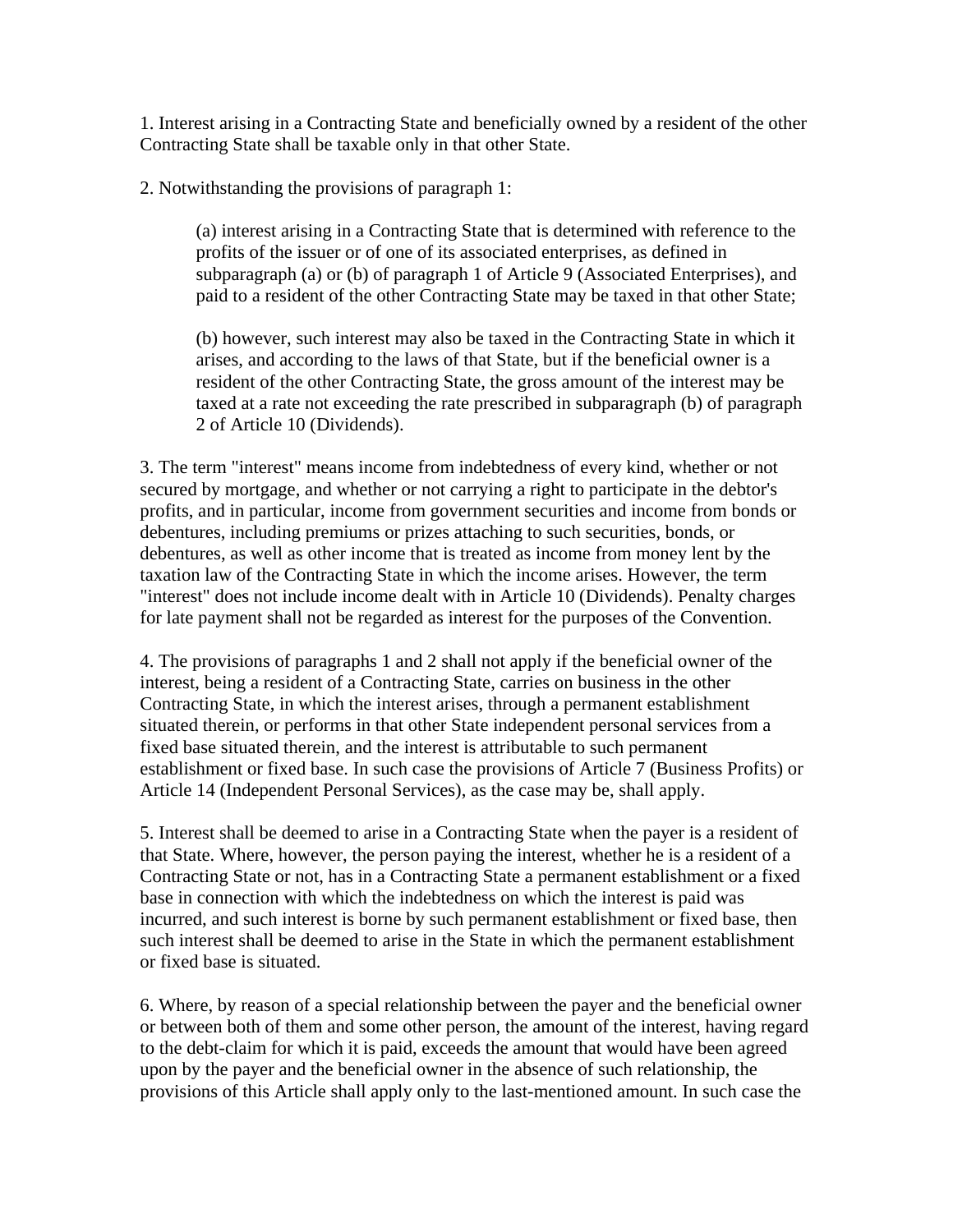1. Interest arising in a Contracting State and beneficially owned by a resident of the other Contracting State shall be taxable only in that other State.

2. Notwithstanding the provisions of paragraph 1:

(a) interest arising in a Contracting State that is determined with reference to the profits of the issuer or of one of its associated enterprises, as defined in subparagraph (a) or (b) of paragraph 1 of Article 9 (Associated Enterprises), and paid to a resident of the other Contracting State may be taxed in that other State;

(b) however, such interest may also be taxed in the Contracting State in which it arises, and according to the laws of that State, but if the beneficial owner is a resident of the other Contracting State, the gross amount of the interest may be taxed at a rate not exceeding the rate prescribed in subparagraph (b) of paragraph 2 of Article 10 (Dividends).

3. The term "interest" means income from indebtedness of every kind, whether or not secured by mortgage, and whether or not carrying a right to participate in the debtor's profits, and in particular, income from government securities and income from bonds or debentures, including premiums or prizes attaching to such securities, bonds, or debentures, as well as other income that is treated as income from money lent by the taxation law of the Contracting State in which the income arises. However, the term "interest" does not include income dealt with in Article 10 (Dividends). Penalty charges for late payment shall not be regarded as interest for the purposes of the Convention.

4. The provisions of paragraphs 1 and 2 shall not apply if the beneficial owner of the interest, being a resident of a Contracting State, carries on business in the other Contracting State, in which the interest arises, through a permanent establishment situated therein, or performs in that other State independent personal services from a fixed base situated therein, and the interest is attributable to such permanent establishment or fixed base. In such case the provisions of Article 7 (Business Profits) or Article 14 (Independent Personal Services), as the case may be, shall apply.

5. Interest shall be deemed to arise in a Contracting State when the payer is a resident of that State. Where, however, the person paying the interest, whether he is a resident of a Contracting State or not, has in a Contracting State a permanent establishment or a fixed base in connection with which the indebtedness on which the interest is paid was incurred, and such interest is borne by such permanent establishment or fixed base, then such interest shall be deemed to arise in the State in which the permanent establishment or fixed base is situated.

6. Where, by reason of a special relationship between the payer and the beneficial owner or between both of them and some other person, the amount of the interest, having regard to the debt-claim for which it is paid, exceeds the amount that would have been agreed upon by the payer and the beneficial owner in the absence of such relationship, the provisions of this Article shall apply only to the last-mentioned amount. In such case the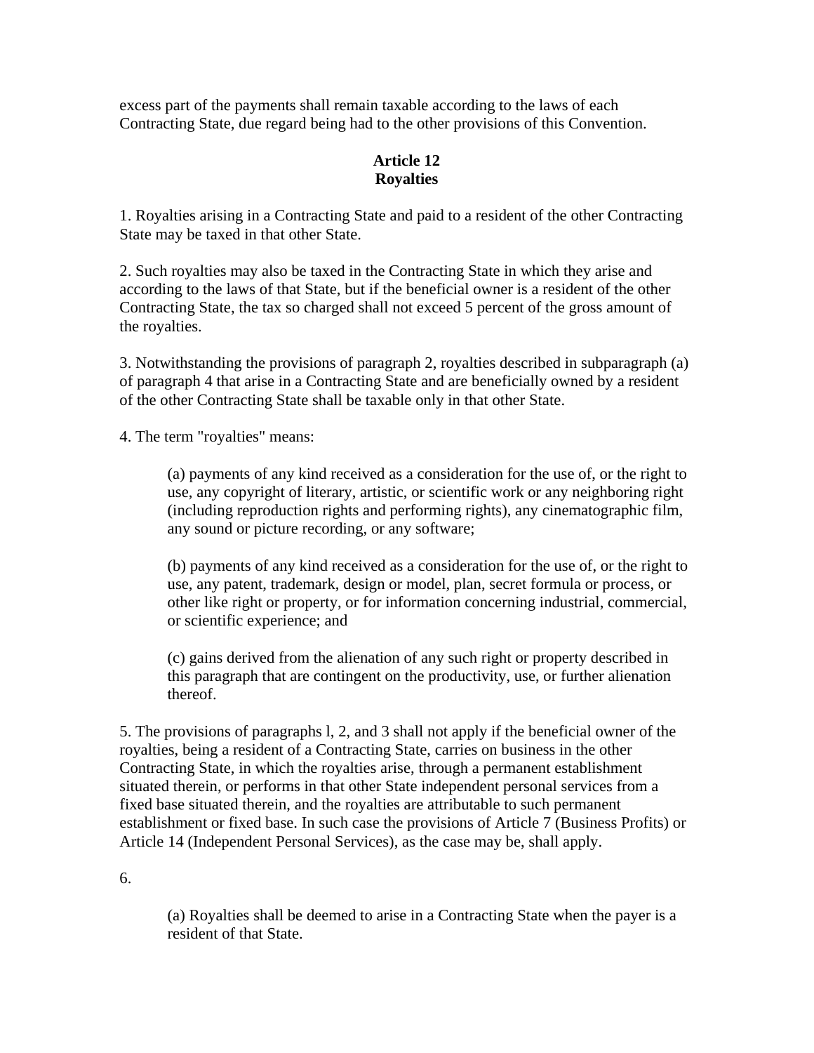excess part of the payments shall remain taxable according to the laws of each Contracting State, due regard being had to the other provisions of this Convention.

## Article 12
## Royalties

1. Royalties arising in a Contracting State and paid to a resident of the other Contracting State may be taxed in that other State.

2. Such royalties may also be taxed in the Contracting State in which they arise and according to the laws of that State, but if the beneficial owner is a resident of the other Contracting State, the tax so charged shall not exceed 5 percent of the gross amount of the royalties.

3. Notwithstanding the provisions of paragraph 2, royalties described in subparagraph (a) of paragraph 4 that arise in a Contracting State and are beneficially owned by a resident of the other Contracting State shall be taxable only in that other State.

4. The term "royalties" means:

> (a) payments of any kind received as a consideration for the use of, or the right to use, any copyright of literary, artistic, or scientific work or any neighboring right (including reproduction rights and performing rights), any cinematographic film, any sound or picture recording, or any software;
>
> (b) payments of any kind received as a consideration for the use of, or the right to use, any patent, trademark, design or model, plan, secret formula or process, or other like right or property, or for information concerning industrial, commercial, or scientific experience; and
>
> (c) gains derived from the alienation of any such right or property described in this paragraph that are contingent on the productivity, use, or further alienation thereof.

5. The provisions of paragraphs l, 2, and 3 shall not apply if the beneficial owner of the royalties, being a resident of a Contracting State, carries on business in the other Contracting State, in which the royalties arise, through a permanent establishment situated therein, or performs in that other State independent personal services from a fixed base situated therein, and the royalties are attributable to such permanent establishment or fixed base. In such case the provisions of Article 7 (Business Profits) or Article 14 (Independent Personal Services), as the case may be, shall apply.

6.

> (a) Royalties shall be deemed to arise in a Contracting State when the payer is a resident of that State.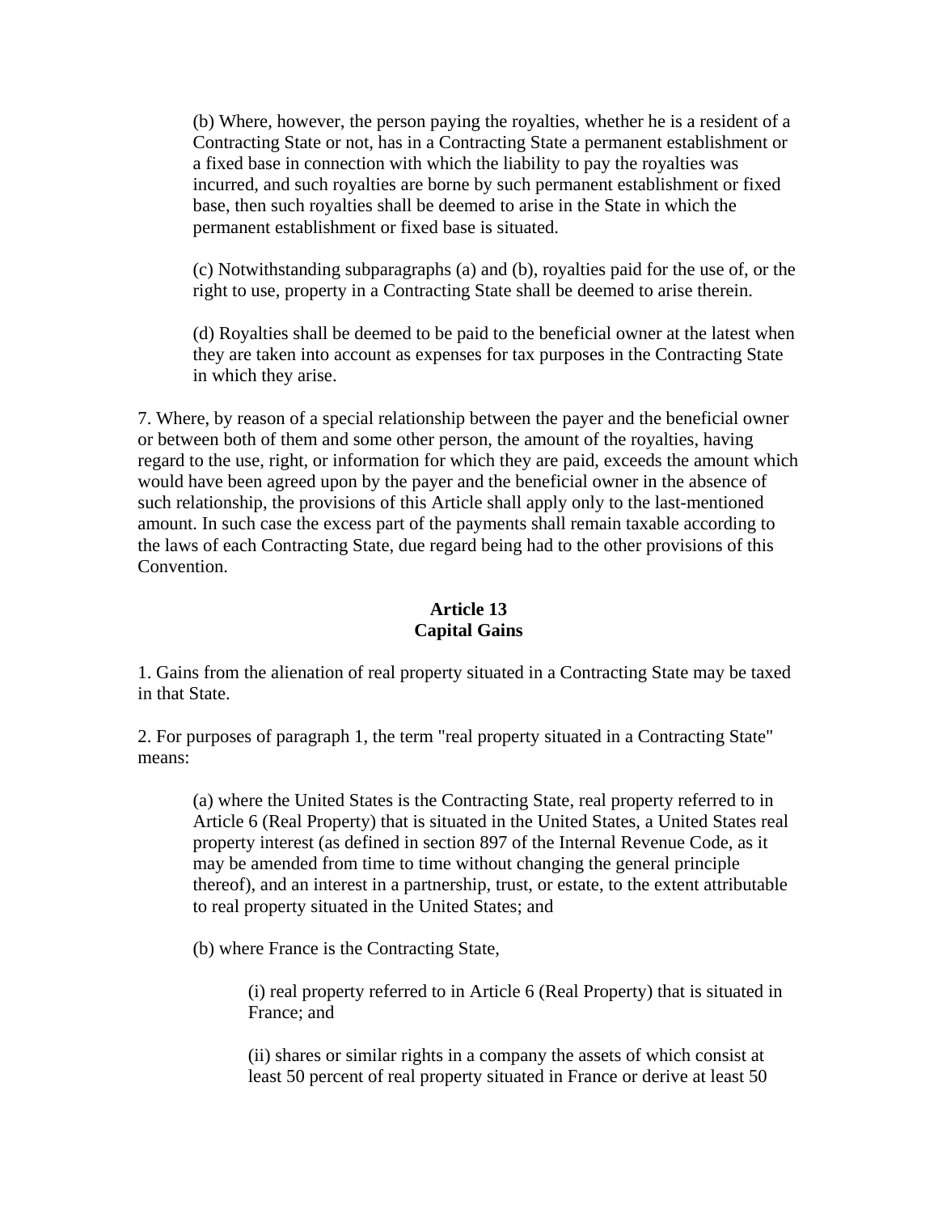(b) Where, however, the person paying the royalties, whether he is a resident of a Contracting State or not, has in a Contracting State a permanent establishment or a fixed base in connection with which the liability to pay the royalties was incurred, and such royalties are borne by such permanent establishment or fixed base, then such royalties shall be deemed to arise in the State in which the permanent establishment or fixed base is situated.

(c) Notwithstanding subparagraphs (a) and (b), royalties paid for the use of, or the right to use, property in a Contracting State shall be deemed to arise therein.

(d) Royalties shall be deemed to be paid to the beneficial owner at the latest when they are taken into account as expenses for tax purposes in the Contracting State in which they arise.

7. Where, by reason of a special relationship between the payer and the beneficial owner or between both of them and some other person, the amount of the royalties, having regard to the use, right, or information for which they are paid, exceeds the amount which would have been agreed upon by the payer and the beneficial owner in the absence of such relationship, the provisions of this Article shall apply only to the last-mentioned amount. In such case the excess part of the payments shall remain taxable according to the laws of each Contracting State, due regard being had to the other provisions of this Convention.

## Article 13
## Capital Gains

1. Gains from the alienation of real property situated in a Contracting State may be taxed in that State.

2. For purposes of paragraph 1, the term "real property situated in a Contracting State" means:

(a) where the United States is the Contracting State, real property referred to in Article 6 (Real Property) that is situated in the United States, a United States real property interest (as defined in section 897 of the Internal Revenue Code, as it may be amended from time to time without changing the general principle thereof), and an interest in a partnership, trust, or estate, to the extent attributable to real property situated in the United States; and

(b) where France is the Contracting State,

(i) real property referred to in Article 6 (Real Property) that is situated in France; and

(ii) shares or similar rights in a company the assets of which consist at least 50 percent of real property situated in France or derive at least 50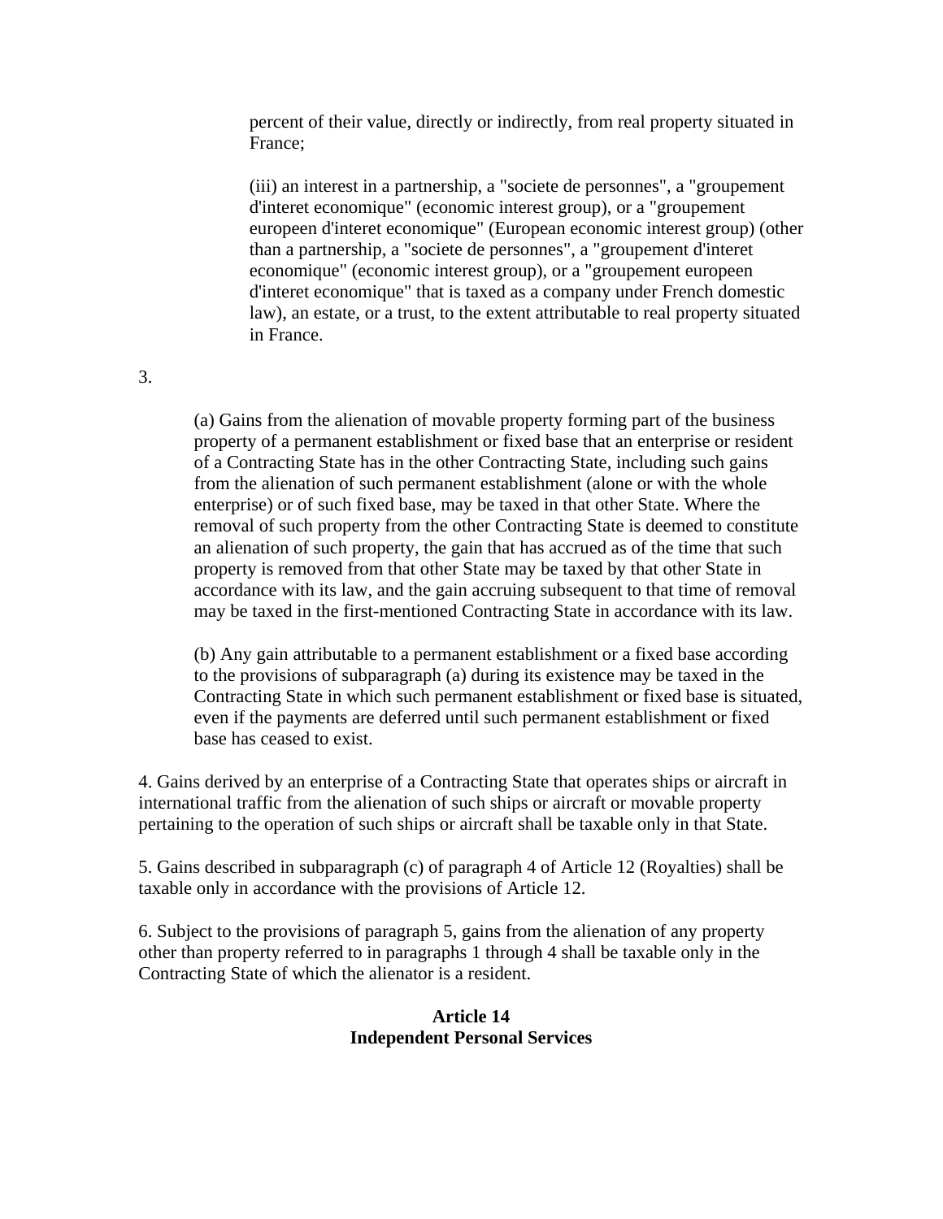percent of their value, directly or indirectly, from real property situated in France;

(iii) an interest in a partnership, a "societe de personnes", a "groupement d'interet economique" (economic interest group), or a "groupement europeen d'interet economique" (European economic interest group) (other than a partnership, a "societe de personnes", a "groupement d'interet economique" (economic interest group), or a "groupement europeen d'interet economique" that is taxed as a company under French domestic law), an estate, or a trust, to the extent attributable to real property situated in France.

3.

(a) Gains from the alienation of movable property forming part of the business property of a permanent establishment or fixed base that an enterprise or resident of a Contracting State has in the other Contracting State, including such gains from the alienation of such permanent establishment (alone or with the whole enterprise) or of such fixed base, may be taxed in that other State. Where the removal of such property from the other Contracting State is deemed to constitute an alienation of such property, the gain that has accrued as of the time that such property is removed from that other State may be taxed by that other State in accordance with its law, and the gain accruing subsequent to that time of removal may be taxed in the first-mentioned Contracting State in accordance with its law.

(b) Any gain attributable to a permanent establishment or a fixed base according to the provisions of subparagraph (a) during its existence may be taxed in the Contracting State in which such permanent establishment or fixed base is situated, even if the payments are deferred until such permanent establishment or fixed base has ceased to exist.

4. Gains derived by an enterprise of a Contracting State that operates ships or aircraft in international traffic from the alienation of such ships or aircraft or movable property pertaining to the operation of such ships or aircraft shall be taxable only in that State.

5. Gains described in subparagraph (c) of paragraph 4 of Article 12 (Royalties) shall be taxable only in accordance with the provisions of Article 12.

6. Subject to the provisions of paragraph 5, gains from the alienation of any property other than property referred to in paragraphs 1 through 4 shall be taxable only in the Contracting State of which the alienator is a resident.

## Article 14
## Independent Personal Services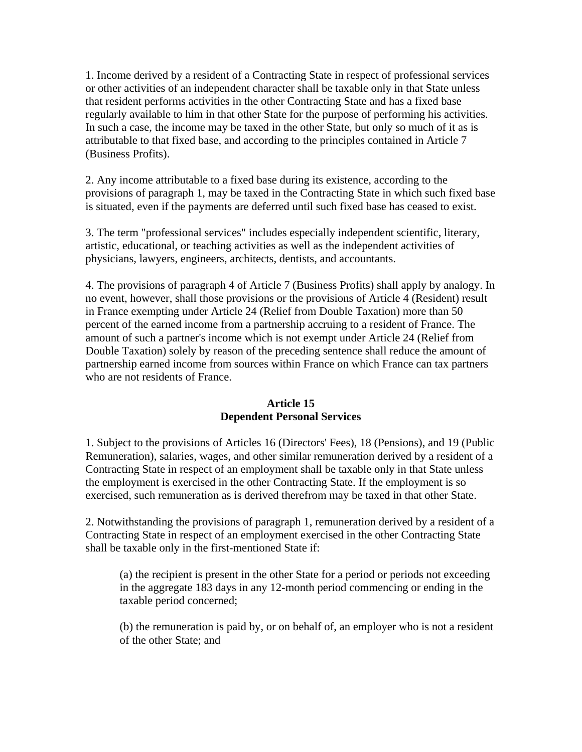1. Income derived by a resident of a Contracting State in respect of professional services or other activities of an independent character shall be taxable only in that State unless that resident performs activities in the other Contracting State and has a fixed base regularly available to him in that other State for the purpose of performing his activities. In such a case, the income may be taxed in the other State, but only so much of it as is attributable to that fixed base, and according to the principles contained in Article 7 (Business Profits).

2. Any income attributable to a fixed base during its existence, according to the provisions of paragraph 1, may be taxed in the Contracting State in which such fixed base is situated, even if the payments are deferred until such fixed base has ceased to exist.

3. The term "professional services" includes especially independent scientific, literary, artistic, educational, or teaching activities as well as the independent activities of physicians, lawyers, engineers, architects, dentists, and accountants.

4. The provisions of paragraph 4 of Article 7 (Business Profits) shall apply by analogy. In no event, however, shall those provisions or the provisions of Article 4 (Resident) result in France exempting under Article 24 (Relief from Double Taxation) more than 50 percent of the earned income from a partnership accruing to a resident of France. The amount of such a partner's income which is not exempt under Article 24 (Relief from Double Taxation) solely by reason of the preceding sentence shall reduce the amount of partnership earned income from sources within France on which France can tax partners who are not residents of France.

## Article 15
## Dependent Personal Services

1. Subject to the provisions of Articles 16 (Directors' Fees), 18 (Pensions), and 19 (Public Remuneration), salaries, wages, and other similar remuneration derived by a resident of a Contracting State in respect of an employment shall be taxable only in that State unless the employment is exercised in the other Contracting State. If the employment is so exercised, such remuneration as is derived therefrom may be taxed in that other State.

2. Notwithstanding the provisions of paragraph 1, remuneration derived by a resident of a Contracting State in respect of an employment exercised in the other Contracting State shall be taxable only in the first-mentioned State if:

(a) the recipient is present in the other State for a period or periods not exceeding in the aggregate 183 days in any 12-month period commencing or ending in the taxable period concerned;

(b) the remuneration is paid by, or on behalf of, an employer who is not a resident of the other State; and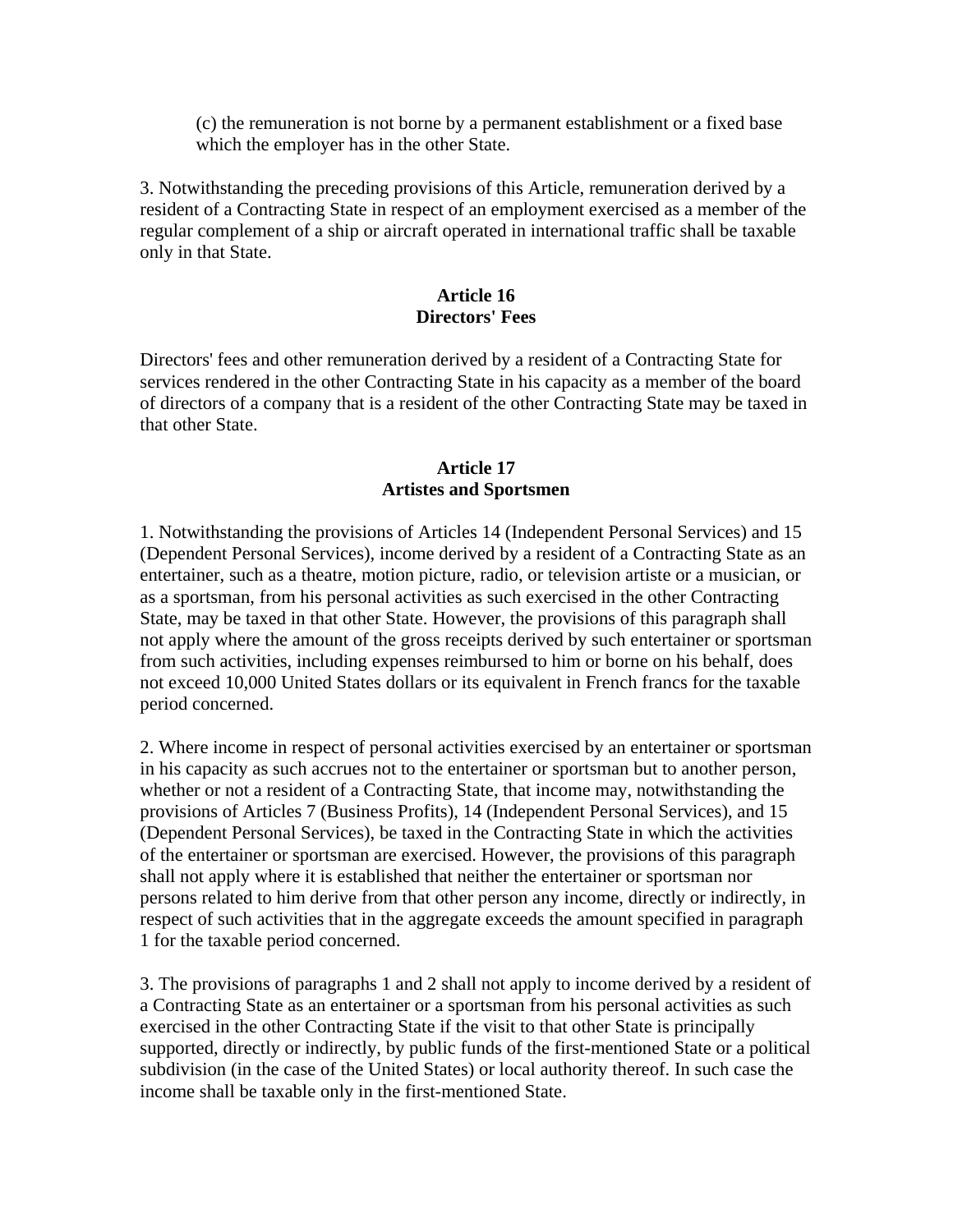(c) the remuneration is not borne by a permanent establishment or a fixed base which the employer has in the other State.

3. Notwithstanding the preceding provisions of this Article, remuneration derived by a resident of a Contracting State in respect of an employment exercised as a member of the regular complement of a ship or aircraft operated in international traffic shall be taxable only in that State.

### Article 16
### Directors' Fees

Directors' fees and other remuneration derived by a resident of a Contracting State for services rendered in the other Contracting State in his capacity as a member of the board of directors of a company that is a resident of the other Contracting State may be taxed in that other State.

### Article 17
### Artistes and Sportsmen

1. Notwithstanding the provisions of Articles 14 (Independent Personal Services) and 15 (Dependent Personal Services), income derived by a resident of a Contracting State as an entertainer, such as a theatre, motion picture, radio, or television artiste or a musician, or as a sportsman, from his personal activities as such exercised in the other Contracting State, may be taxed in that other State. However, the provisions of this paragraph shall not apply where the amount of the gross receipts derived by such entertainer or sportsman from such activities, including expenses reimbursed to him or borne on his behalf, does not exceed 10,000 United States dollars or its equivalent in French francs for the taxable period concerned.

2. Where income in respect of personal activities exercised by an entertainer or sportsman in his capacity as such accrues not to the entertainer or sportsman but to another person, whether or not a resident of a Contracting State, that income may, notwithstanding the provisions of Articles 7 (Business Profits), 14 (Independent Personal Services), and 15 (Dependent Personal Services), be taxed in the Contracting State in which the activities of the entertainer or sportsman are exercised. However, the provisions of this paragraph shall not apply where it is established that neither the entertainer or sportsman nor persons related to him derive from that other person any income, directly or indirectly, in respect of such activities that in the aggregate exceeds the amount specified in paragraph 1 for the taxable period concerned.

3. The provisions of paragraphs 1 and 2 shall not apply to income derived by a resident of a Contracting State as an entertainer or a sportsman from his personal activities as such exercised in the other Contracting State if the visit to that other State is principally supported, directly or indirectly, by public funds of the first-mentioned State or a political subdivision (in the case of the United States) or local authority thereof. In such case the income shall be taxable only in the first-mentioned State.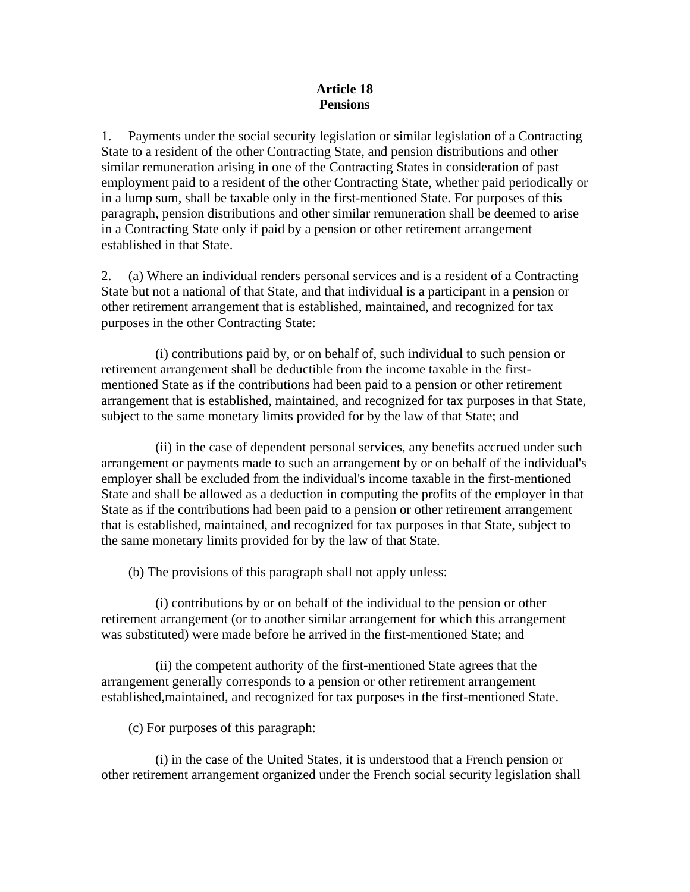**Article 18**
**Pensions**

1. Payments under the social security legislation or similar legislation of a Contracting State to a resident of the other Contracting State, and pension distributions and other similar remuneration arising in one of the Contracting States in consideration of past employment paid to a resident of the other Contracting State, whether paid periodically or in a lump sum, shall be taxable only in the first-mentioned State. For purposes of this paragraph, pension distributions and other similar remuneration shall be deemed to arise in a Contracting State only if paid by a pension or other retirement arrangement established in that State.

2. (a) Where an individual renders personal services and is a resident of a Contracting State but not a national of that State, and that individual is a participant in a pension or other retirement arrangement that is established, maintained, and recognized for tax purposes in the other Contracting State:

(i) contributions paid by, or on behalf of, such individual to such pension or retirement arrangement shall be deductible from the income taxable in the first-mentioned State as if the contributions had been paid to a pension or other retirement arrangement that is established, maintained, and recognized for tax purposes in that State, subject to the same monetary limits provided for by the law of that State; and

(ii) in the case of dependent personal services, any benefits accrued under such arrangement or payments made to such an arrangement by or on behalf of the individual's employer shall be excluded from the individual's income taxable in the first-mentioned State and shall be allowed as a deduction in computing the profits of the employer in that State as if the contributions had been paid to a pension or other retirement arrangement that is established, maintained, and recognized for tax purposes in that State, subject to the same monetary limits provided for by the law of that State.

(b) The provisions of this paragraph shall not apply unless:

(i) contributions by or on behalf of the individual to the pension or other retirement arrangement (or to another similar arrangement for which this arrangement was substituted) were made before he arrived in the first-mentioned State; and

(ii) the competent authority of the first-mentioned State agrees that the arrangement generally corresponds to a pension or other retirement arrangement established,maintained, and recognized for tax purposes in the first-mentioned State.

(c) For purposes of this paragraph:

(i) in the case of the United States, it is understood that a French pension or other retirement arrangement organized under the French social security legislation shall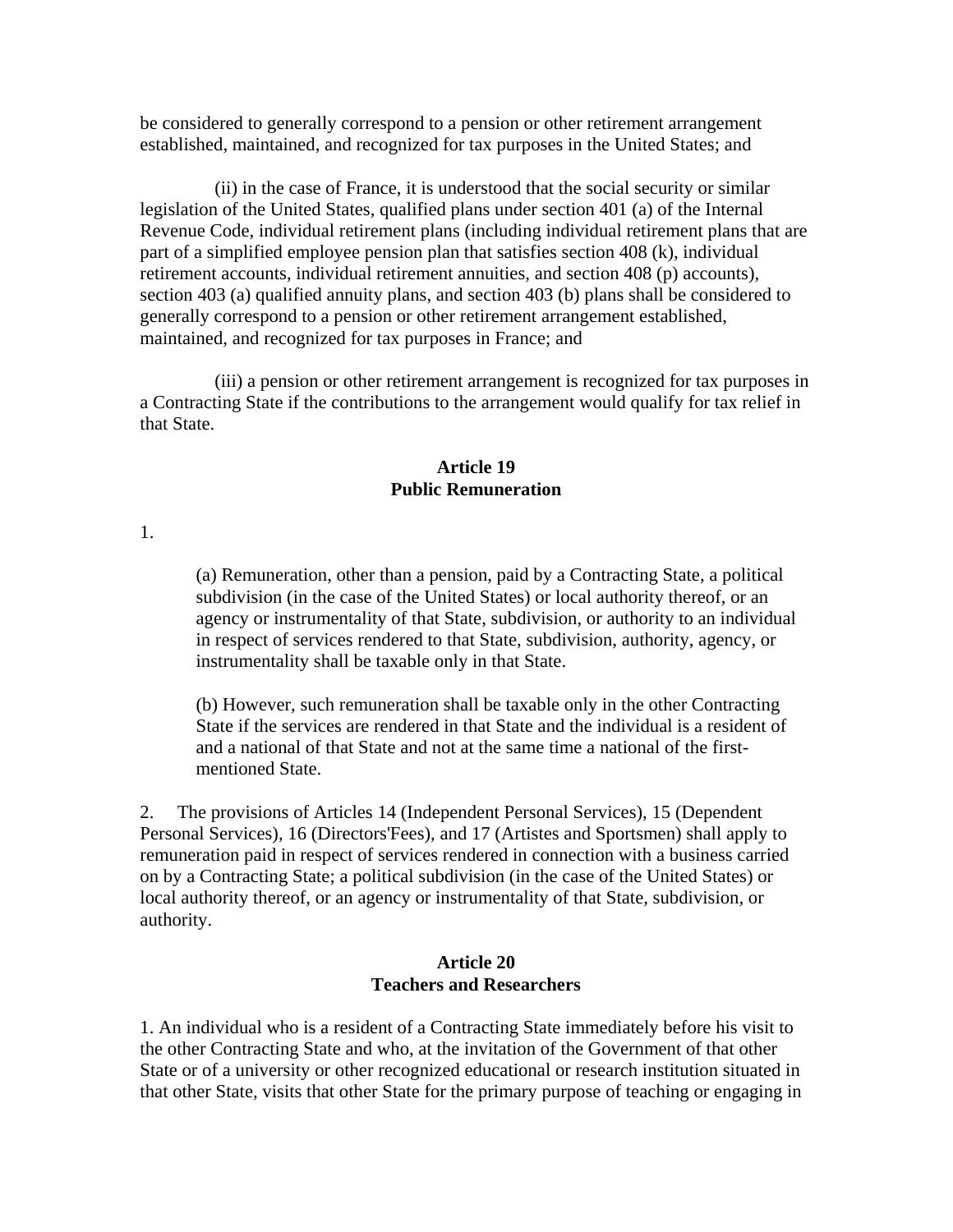be considered to generally correspond to a pension or other retirement arrangement established, maintained, and recognized for tax purposes in the United States; and

(ii) in the case of France, it is understood that the social security or similar legislation of the United States, qualified plans under section 401 (a) of the Internal Revenue Code, individual retirement plans (including individual retirement plans that are part of a simplified employee pension plan that satisfies section 408 (k), individual retirement accounts, individual retirement annuities, and section 408 (p) accounts), section 403 (a) qualified annuity plans, and section 403 (b) plans shall be considered to generally correspond to a pension or other retirement arrangement established, maintained, and recognized for tax purposes in France; and

(iii) a pension or other retirement arrangement is recognized for tax purposes in a Contracting State if the contributions to the arrangement would qualify for tax relief in that State.

## Article 19
## Public Remuneration

1.

(a) Remuneration, other than a pension, paid by a Contracting State, a political subdivision (in the case of the United States) or local authority thereof, or an agency or instrumentality of that State, subdivision, or authority to an individual in respect of services rendered to that State, subdivision, authority, agency, or instrumentality shall be taxable only in that State.

(b) However, such remuneration shall be taxable only in the other Contracting State if the services are rendered in that State and the individual is a resident of and a national of that State and not at the same time a national of the first-mentioned State.

2. The provisions of Articles 14 (Independent Personal Services), 15 (Dependent Personal Services), 16 (Directors'Fees), and 17 (Artistes and Sportsmen) shall apply to remuneration paid in respect of services rendered in connection with a business carried on by a Contracting State; a political subdivision (in the case of the United States) or local authority thereof, or an agency or instrumentality of that State, subdivision, or authority.

## Article 20
## Teachers and Researchers

1. An individual who is a resident of a Contracting State immediately before his visit to the other Contracting State and who, at the invitation of the Government of that other State or of a university or other recognized educational or research institution situated in that other State, visits that other State for the primary purpose of teaching or engaging in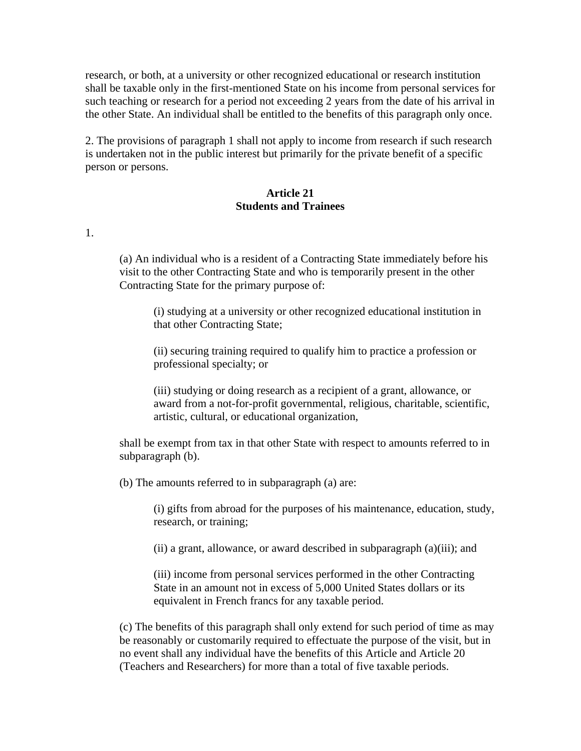research, or both, at a university or other recognized educational or research institution shall be taxable only in the first-mentioned State on his income from personal services for such teaching or research for a period not exceeding 2 years from the date of his arrival in the other State. An individual shall be entitled to the benefits of this paragraph only once.

2. The provisions of paragraph 1 shall not apply to income from research if such research is undertaken not in the public interest but primarily for the private benefit of a specific person or persons.

### Article 21
### Students and Trainees

1.

(a) An individual who is a resident of a Contracting State immediately before his visit to the other Contracting State and who is temporarily present in the other Contracting State for the primary purpose of:

(i) studying at a university or other recognized educational institution in that other Contracting State;

(ii) securing training required to qualify him to practice a profession or professional specialty; or

(iii) studying or doing research as a recipient of a grant, allowance, or award from a not-for-profit governmental, religious, charitable, scientific, artistic, cultural, or educational organization,

shall be exempt from tax in that other State with respect to amounts referred to in subparagraph (b).

(b) The amounts referred to in subparagraph (a) are:

(i) gifts from abroad for the purposes of his maintenance, education, study, research, or training;

(ii) a grant, allowance, or award described in subparagraph (a)(iii); and

(iii) income from personal services performed in the other Contracting State in an amount not in excess of 5,000 United States dollars or its equivalent in French francs for any taxable period.

(c) The benefits of this paragraph shall only extend for such period of time as may be reasonably or customarily required to effectuate the purpose of the visit, but in no event shall any individual have the benefits of this Article and Article 20 (Teachers and Researchers) for more than a total of five taxable periods.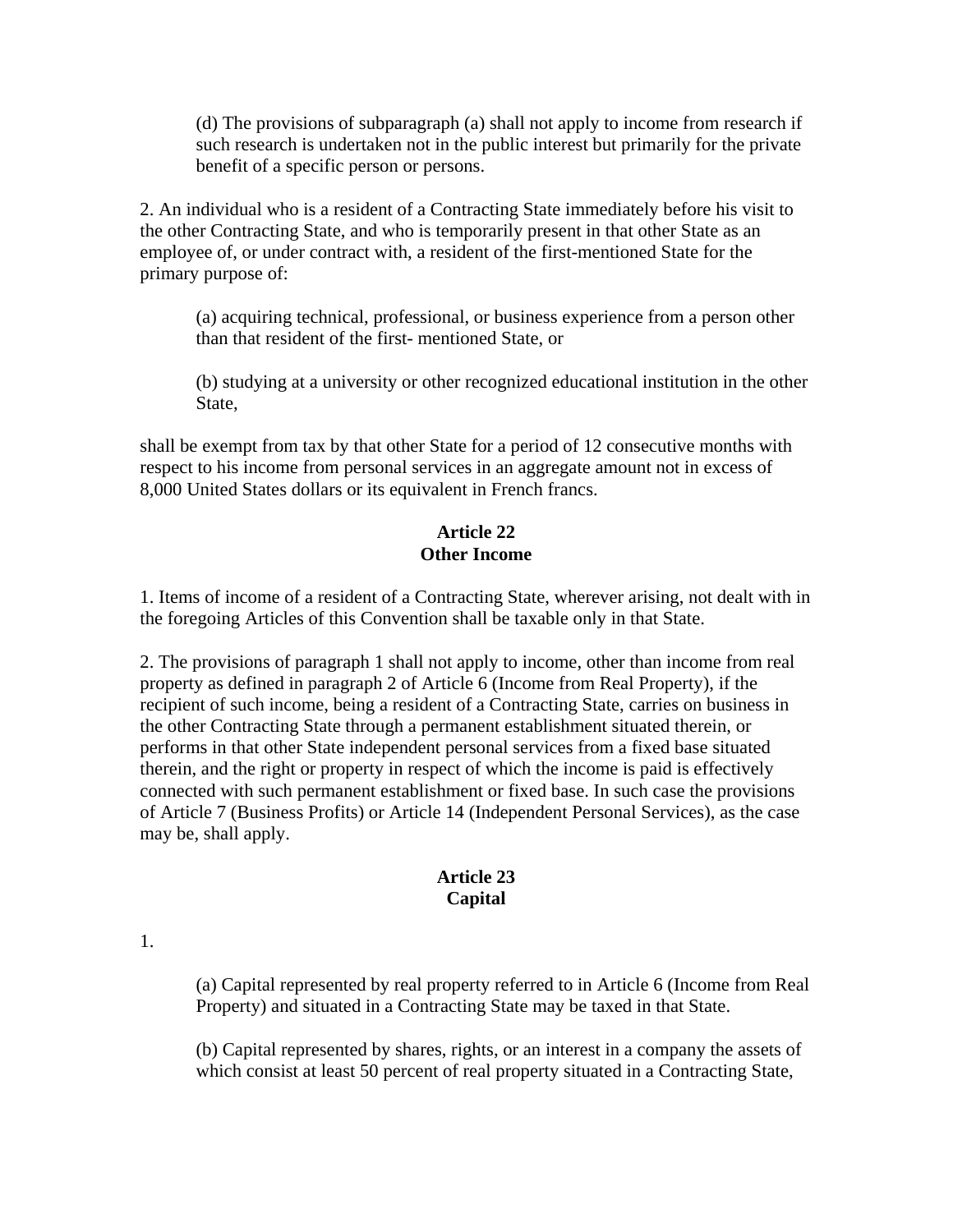(d) The provisions of subparagraph (a) shall not apply to income from research if such research is undertaken not in the public interest but primarily for the private benefit of a specific person or persons.

2. An individual who is a resident of a Contracting State immediately before his visit to the other Contracting State, and who is temporarily present in that other State as an employee of, or under contract with, a resident of the first-mentioned State for the primary purpose of:

(a) acquiring technical, professional, or business experience from a person other than that resident of the first- mentioned State, or

(b) studying at a university or other recognized educational institution in the other State,

shall be exempt from tax by that other State for a period of 12 consecutive months with respect to his income from personal services in an aggregate amount not in excess of 8,000 United States dollars or its equivalent in French francs.

## Article 22
## Other Income

1. Items of income of a resident of a Contracting State, wherever arising, not dealt with in the foregoing Articles of this Convention shall be taxable only in that State.

2. The provisions of paragraph 1 shall not apply to income, other than income from real property as defined in paragraph 2 of Article 6 (Income from Real Property), if the recipient of such income, being a resident of a Contracting State, carries on business in the other Contracting State through a permanent establishment situated therein, or performs in that other State independent personal services from a fixed base situated therein, and the right or property in respect of which the income is paid is effectively connected with such permanent establishment or fixed base. In such case the provisions of Article 7 (Business Profits) or Article 14 (Independent Personal Services), as the case may be, shall apply.

## Article 23
## Capital

1.

(a) Capital represented by real property referred to in Article 6 (Income from Real Property) and situated in a Contracting State may be taxed in that State.

(b) Capital represented by shares, rights, or an interest in a company the assets of which consist at least 50 percent of real property situated in a Contracting State,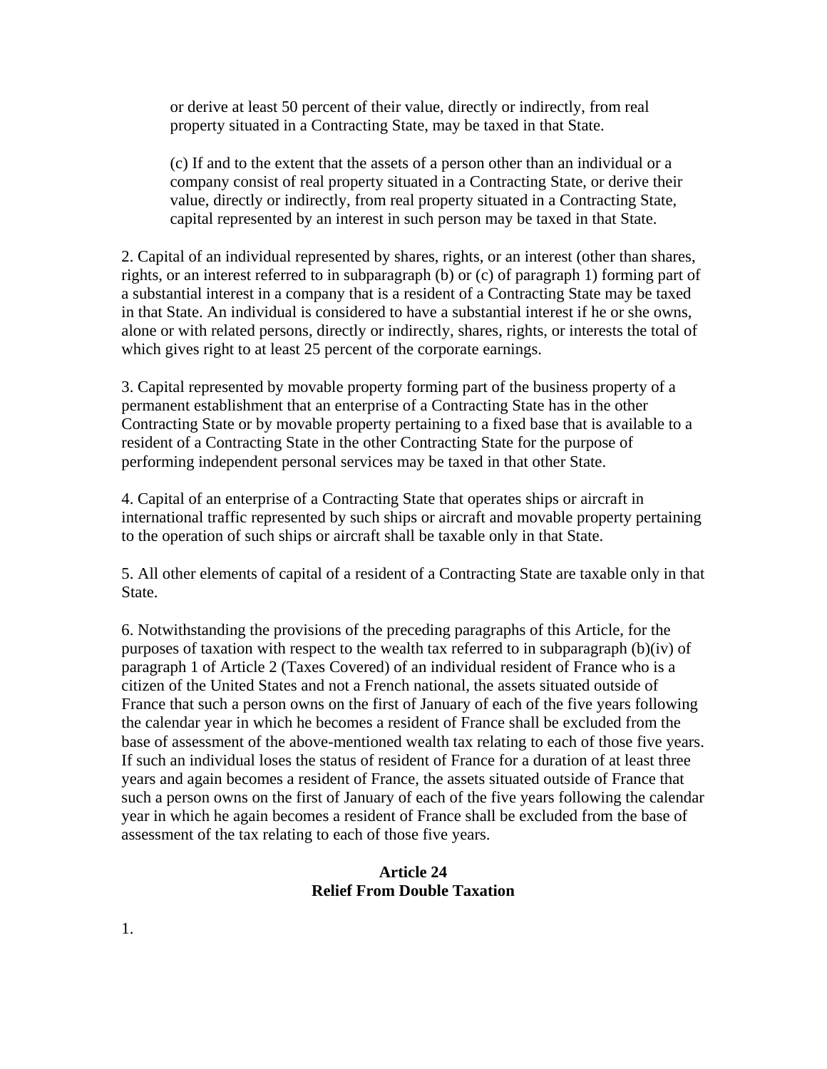or derive at least 50 percent of their value, directly or indirectly, from real property situated in a Contracting State, may be taxed in that State.

(c) If and to the extent that the assets of a person other than an individual or a company consist of real property situated in a Contracting State, or derive their value, directly or indirectly, from real property situated in a Contracting State, capital represented by an interest in such person may be taxed in that State.

2. Capital of an individual represented by shares, rights, or an interest (other than shares, rights, or an interest referred to in subparagraph (b) or (c) of paragraph 1) forming part of a substantial interest in a company that is a resident of a Contracting State may be taxed in that State. An individual is considered to have a substantial interest if he or she owns, alone or with related persons, directly or indirectly, shares, rights, or interests the total of which gives right to at least 25 percent of the corporate earnings.

3. Capital represented by movable property forming part of the business property of a permanent establishment that an enterprise of a Contracting State has in the other Contracting State or by movable property pertaining to a fixed base that is available to a resident of a Contracting State in the other Contracting State for the purpose of performing independent personal services may be taxed in that other State.

4. Capital of an enterprise of a Contracting State that operates ships or aircraft in international traffic represented by such ships or aircraft and movable property pertaining to the operation of such ships or aircraft shall be taxable only in that State.

5. All other elements of capital of a resident of a Contracting State are taxable only in that State.

6. Notwithstanding the provisions of the preceding paragraphs of this Article, for the purposes of taxation with respect to the wealth tax referred to in subparagraph (b)(iv) of paragraph 1 of Article 2 (Taxes Covered) of an individual resident of France who is a citizen of the United States and not a French national, the assets situated outside of France that such a person owns on the first of January of each of the five years following the calendar year in which he becomes a resident of France shall be excluded from the base of assessment of the above-mentioned wealth tax relating to each of those five years. If such an individual loses the status of resident of France for a duration of at least three years and again becomes a resident of France, the assets situated outside of France that such a person owns on the first of January of each of the five years following the calendar year in which he again becomes a resident of France shall be excluded from the base of assessment of the tax relating to each of those five years.

## Article 24
## Relief From Double Taxation

1.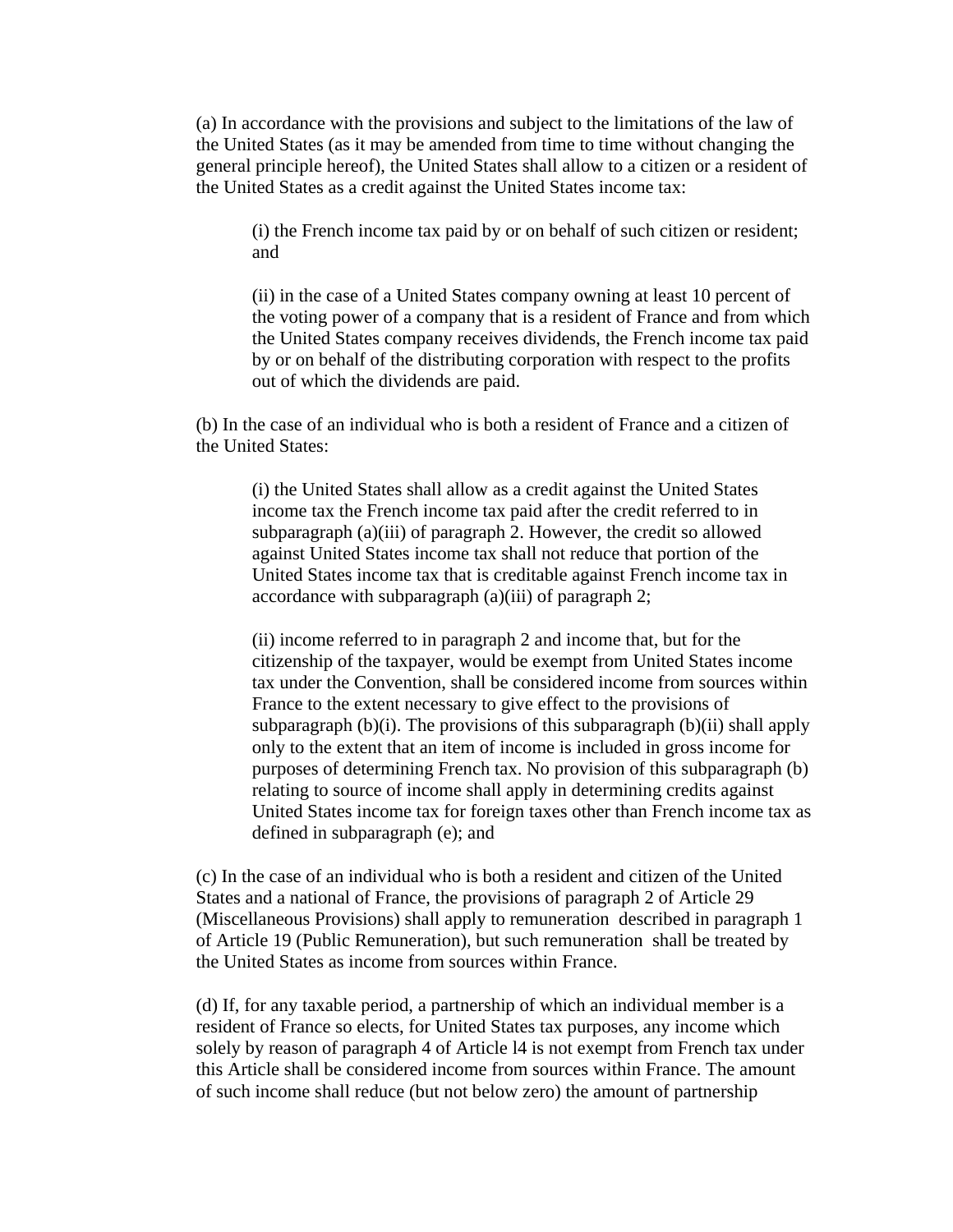(a) In accordance with the provisions and subject to the limitations of the law of the United States (as it may be amended from time to time without changing the general principle hereof), the United States shall allow to a citizen or a resident of the United States as a credit against the United States income tax:

(i) the French income tax paid by or on behalf of such citizen or resident; and

(ii) in the case of a United States company owning at least 10 percent of the voting power of a company that is a resident of France and from which the United States company receives dividends, the French income tax paid by or on behalf of the distributing corporation with respect to the profits out of which the dividends are paid.

(b) In the case of an individual who is both a resident of France and a citizen of the United States:

(i) the United States shall allow as a credit against the United States income tax the French income tax paid after the credit referred to in subparagraph (a)(iii) of paragraph 2. However, the credit so allowed against United States income tax shall not reduce that portion of the United States income tax that is creditable against French income tax in accordance with subparagraph (a)(iii) of paragraph 2;

(ii) income referred to in paragraph 2 and income that, but for the citizenship of the taxpayer, would be exempt from United States income tax under the Convention, shall be considered income from sources within France to the extent necessary to give effect to the provisions of subparagraph (b)(i). The provisions of this subparagraph (b)(ii) shall apply only to the extent that an item of income is included in gross income for purposes of determining French tax. No provision of this subparagraph (b) relating to source of income shall apply in determining credits against United States income tax for foreign taxes other than French income tax as defined in subparagraph (e); and

(c) In the case of an individual who is both a resident and citizen of the United States and a national of France, the provisions of paragraph 2 of Article 29 (Miscellaneous Provisions) shall apply to remuneration described in paragraph 1 of Article 19 (Public Remuneration), but such remuneration shall be treated by the United States as income from sources within France.

(d) If, for any taxable period, a partnership of which an individual member is a resident of France so elects, for United States tax purposes, any income which solely by reason of paragraph 4 of Article l4 is not exempt from French tax under this Article shall be considered income from sources within France. The amount of such income shall reduce (but not below zero) the amount of partnership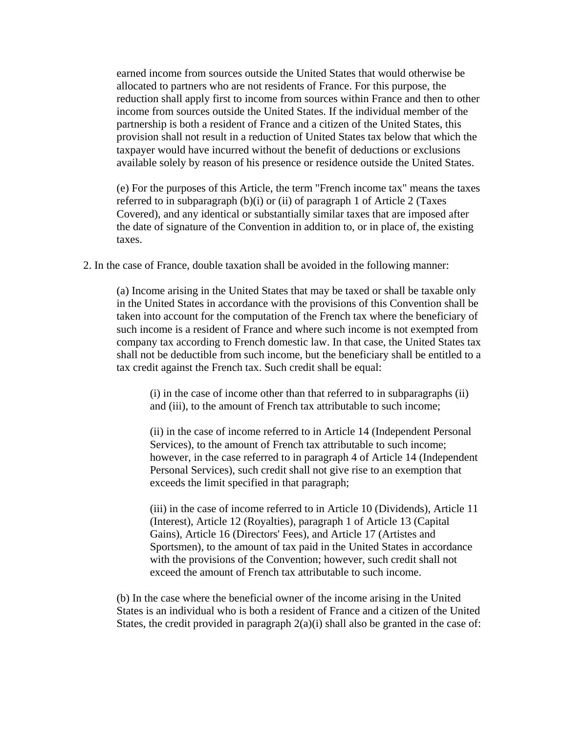earned income from sources outside the United States that would otherwise be allocated to partners who are not residents of France. For this purpose, the reduction shall apply first to income from sources within France and then to other income from sources outside the United States. If the individual member of the partnership is both a resident of France and a citizen of the United States, this provision shall not result in a reduction of United States tax below that which the taxpayer would have incurred without the benefit of deductions or exclusions available solely by reason of his presence or residence outside the United States.

(e) For the purposes of this Article, the term "French income tax" means the taxes referred to in subparagraph (b)(i) or (ii) of paragraph 1 of Article 2 (Taxes Covered), and any identical or substantially similar taxes that are imposed after the date of signature of the Convention in addition to, or in place of, the existing taxes.

2. In the case of France, double taxation shall be avoided in the following manner:

(a) Income arising in the United States that may be taxed or shall be taxable only in the United States in accordance with the provisions of this Convention shall be taken into account for the computation of the French tax where the beneficiary of such income is a resident of France and where such income is not exempted from company tax according to French domestic law. In that case, the United States tax shall not be deductible from such income, but the beneficiary shall be entitled to a tax credit against the French tax. Such credit shall be equal:

(i) in the case of income other than that referred to in subparagraphs (ii) and (iii), to the amount of French tax attributable to such income;

(ii) in the case of income referred to in Article 14 (Independent Personal Services), to the amount of French tax attributable to such income; however, in the case referred to in paragraph 4 of Article 14 (Independent Personal Services), such credit shall not give rise to an exemption that exceeds the limit specified in that paragraph;

(iii) in the case of income referred to in Article 10 (Dividends), Article 11 (Interest), Article 12 (Royalties), paragraph 1 of Article 13 (Capital Gains), Article 16 (Directors' Fees), and Article 17 (Artistes and Sportsmen), to the amount of tax paid in the United States in accordance with the provisions of the Convention; however, such credit shall not exceed the amount of French tax attributable to such income.

(b) In the case where the beneficial owner of the income arising in the United States is an individual who is both a resident of France and a citizen of the United States, the credit provided in paragraph 2(a)(i) shall also be granted in the case of: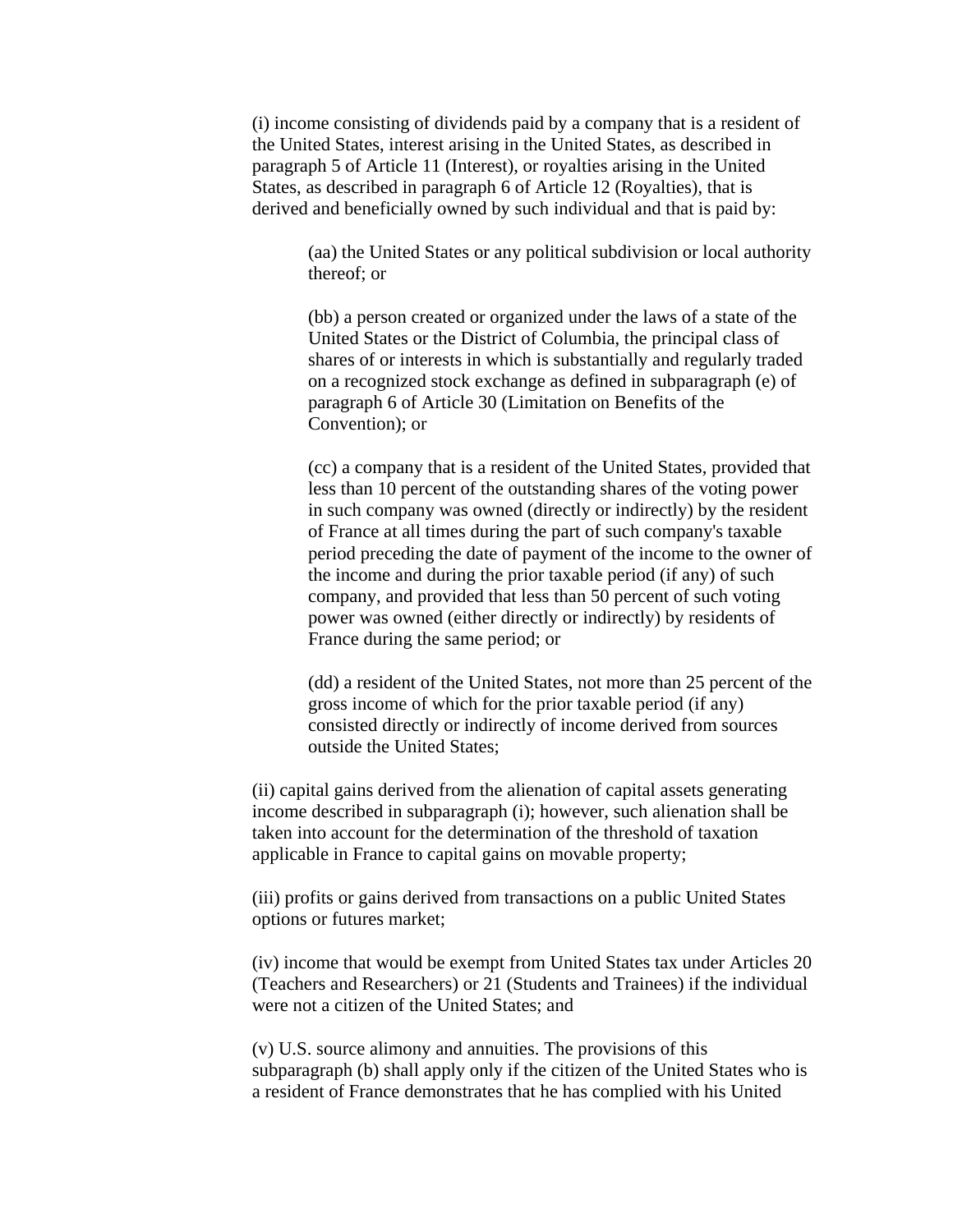(i) income consisting of dividends paid by a company that is a resident of the United States, interest arising in the United States, as described in paragraph 5 of Article 11 (Interest), or royalties arising in the United States, as described in paragraph 6 of Article 12 (Royalties), that is derived and beneficially owned by such individual and that is paid by:

> (aa) the United States or any political subdivision or local authority thereof; or
>
> (bb) a person created or organized under the laws of a state of the United States or the District of Columbia, the principal class of shares of or interests in which is substantially and regularly traded on a recognized stock exchange as defined in subparagraph (e) of paragraph 6 of Article 30 (Limitation on Benefits of the Convention); or
>
> (cc) a company that is a resident of the United States, provided that less than 10 percent of the outstanding shares of the voting power in such company was owned (directly or indirectly) by the resident of France at all times during the part of such company's taxable period preceding the date of payment of the income to the owner of the income and during the prior taxable period (if any) of such company, and provided that less than 50 percent of such voting power was owned (either directly or indirectly) by residents of France during the same period; or
>
> (dd) a resident of the United States, not more than 25 percent of the gross income of which for the prior taxable period (if any) consisted directly or indirectly of income derived from sources outside the United States;

(ii) capital gains derived from the alienation of capital assets generating income described in subparagraph (i); however, such alienation shall be taken into account for the determination of the threshold of taxation applicable in France to capital gains on movable property;

(iii) profits or gains derived from transactions on a public United States options or futures market;

(iv) income that would be exempt from United States tax under Articles 20 (Teachers and Researchers) or 21 (Students and Trainees) if the individual were not a citizen of the United States; and

(v) U.S. source alimony and annuities. The provisions of this subparagraph (b) shall apply only if the citizen of the United States who is a resident of France demonstrates that he has complied with his United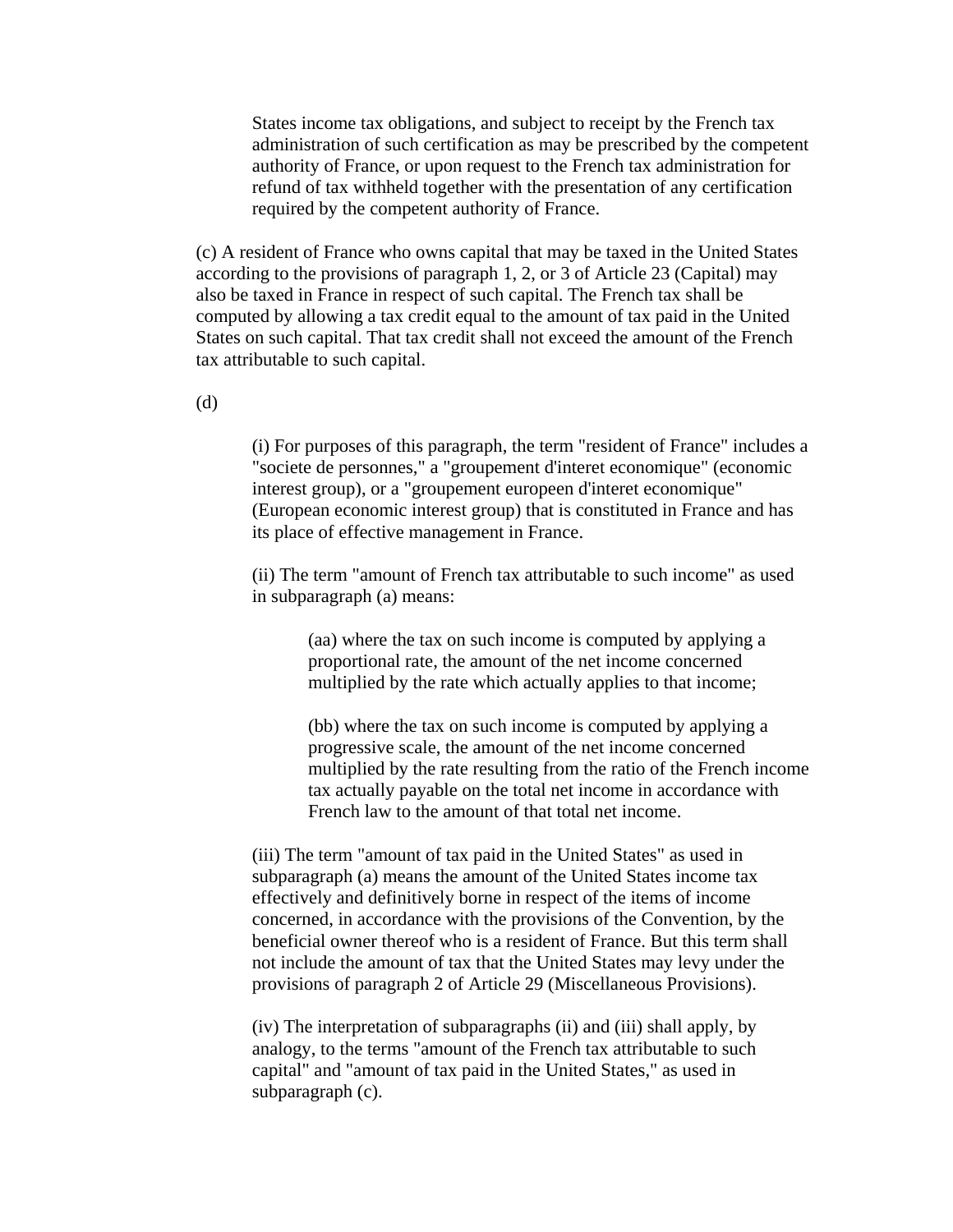States income tax obligations, and subject to receipt by the French tax administration of such certification as may be prescribed by the competent authority of France, or upon request to the French tax administration for refund of tax withheld together with the presentation of any certification required by the competent authority of France.

(c) A resident of France who owns capital that may be taxed in the United States according to the provisions of paragraph 1, 2, or 3 of Article 23 (Capital) may also be taxed in France in respect of such capital. The French tax shall be computed by allowing a tax credit equal to the amount of tax paid in the United States on such capital. That tax credit shall not exceed the amount of the French tax attributable to such capital.

(d)

(i) For purposes of this paragraph, the term "resident of France" includes a "societe de personnes," a "groupement d'interet economique" (economic interest group), or a "groupement europeen d'interet economique" (European economic interest group) that is constituted in France and has its place of effective management in France.

(ii) The term "amount of French tax attributable to such income" as used in subparagraph (a) means:

(aa) where the tax on such income is computed by applying a proportional rate, the amount of the net income concerned multiplied by the rate which actually applies to that income;

(bb) where the tax on such income is computed by applying a progressive scale, the amount of the net income concerned multiplied by the rate resulting from the ratio of the French income tax actually payable on the total net income in accordance with French law to the amount of that total net income.

(iii) The term "amount of tax paid in the United States" as used in subparagraph (a) means the amount of the United States income tax effectively and definitively borne in respect of the items of income concerned, in accordance with the provisions of the Convention, by the beneficial owner thereof who is a resident of France. But this term shall not include the amount of tax that the United States may levy under the provisions of paragraph 2 of Article 29 (Miscellaneous Provisions).

(iv) The interpretation of subparagraphs (ii) and (iii) shall apply, by analogy, to the terms "amount of the French tax attributable to such capital" and "amount of tax paid in the United States," as used in subparagraph (c).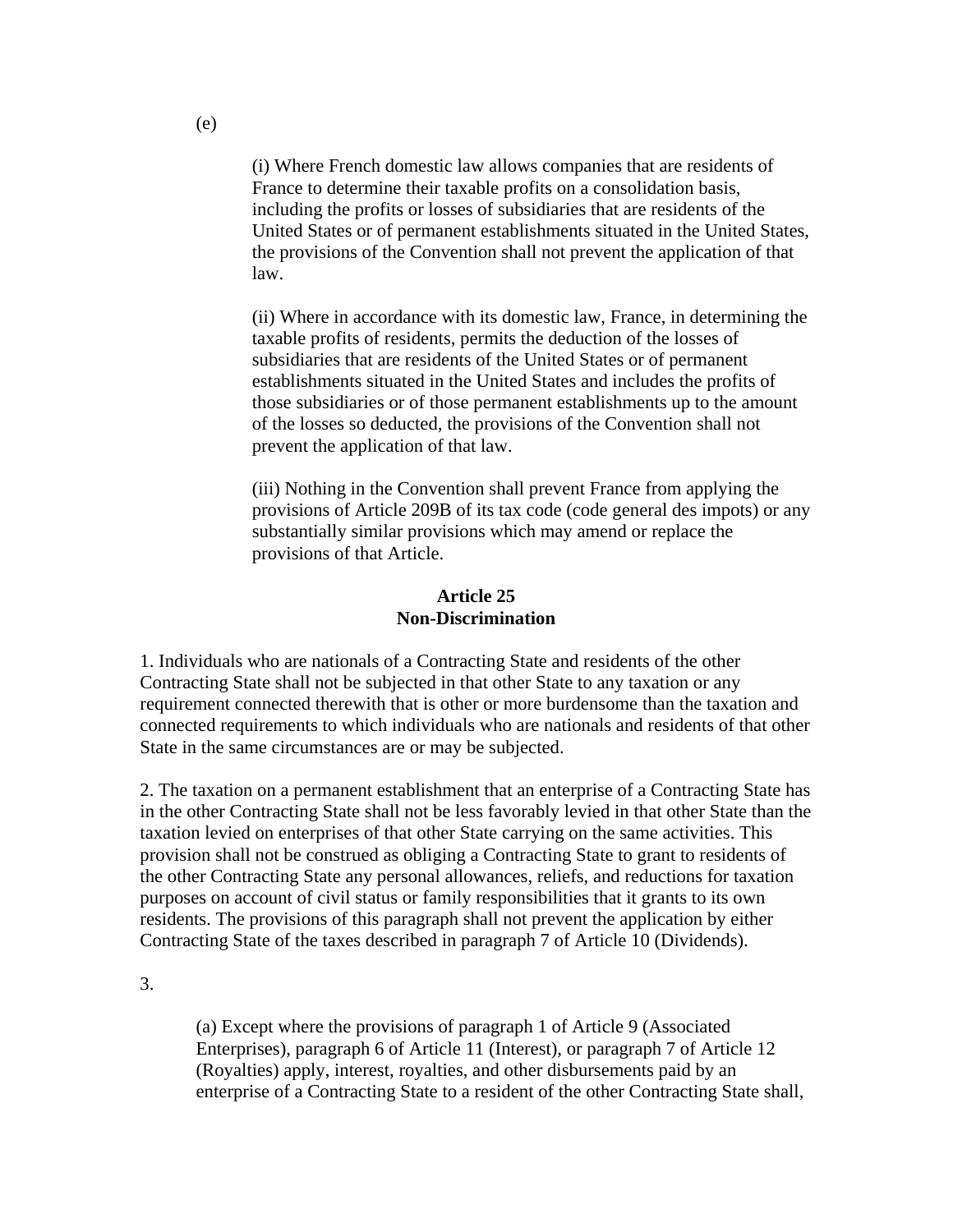(e)

(i) Where French domestic law allows companies that are residents of France to determine their taxable profits on a consolidation basis, including the profits or losses of subsidiaries that are residents of the United States or of permanent establishments situated in the United States, the provisions of the Convention shall not prevent the application of that law.

(ii) Where in accordance with its domestic law, France, in determining the taxable profits of residents, permits the deduction of the losses of subsidiaries that are residents of the United States or of permanent establishments situated in the United States and includes the profits of those subsidiaries or of those permanent establishments up to the amount of the losses so deducted, the provisions of the Convention shall not prevent the application of that law.

(iii) Nothing in the Convention shall prevent France from applying the provisions of Article 209B of its tax code (code general des impots) or any substantially similar provisions which may amend or replace the provisions of that Article.

## Article 25
## Non-Discrimination

1. Individuals who are nationals of a Contracting State and residents of the other Contracting State shall not be subjected in that other State to any taxation or any requirement connected therewith that is other or more burdensome than the taxation and connected requirements to which individuals who are nationals and residents of that other State in the same circumstances are or may be subjected.

2. The taxation on a permanent establishment that an enterprise of a Contracting State has in the other Contracting State shall not be less favorably levied in that other State than the taxation levied on enterprises of that other State carrying on the same activities. This provision shall not be construed as obliging a Contracting State to grant to residents of the other Contracting State any personal allowances, reliefs, and reductions for taxation purposes on account of civil status or family responsibilities that it grants to its own residents. The provisions of this paragraph shall not prevent the application by either Contracting State of the taxes described in paragraph 7 of Article 10 (Dividends).

3.

(a) Except where the provisions of paragraph 1 of Article 9 (Associated Enterprises), paragraph 6 of Article 11 (Interest), or paragraph 7 of Article 12 (Royalties) apply, interest, royalties, and other disbursements paid by an enterprise of a Contracting State to a resident of the other Contracting State shall,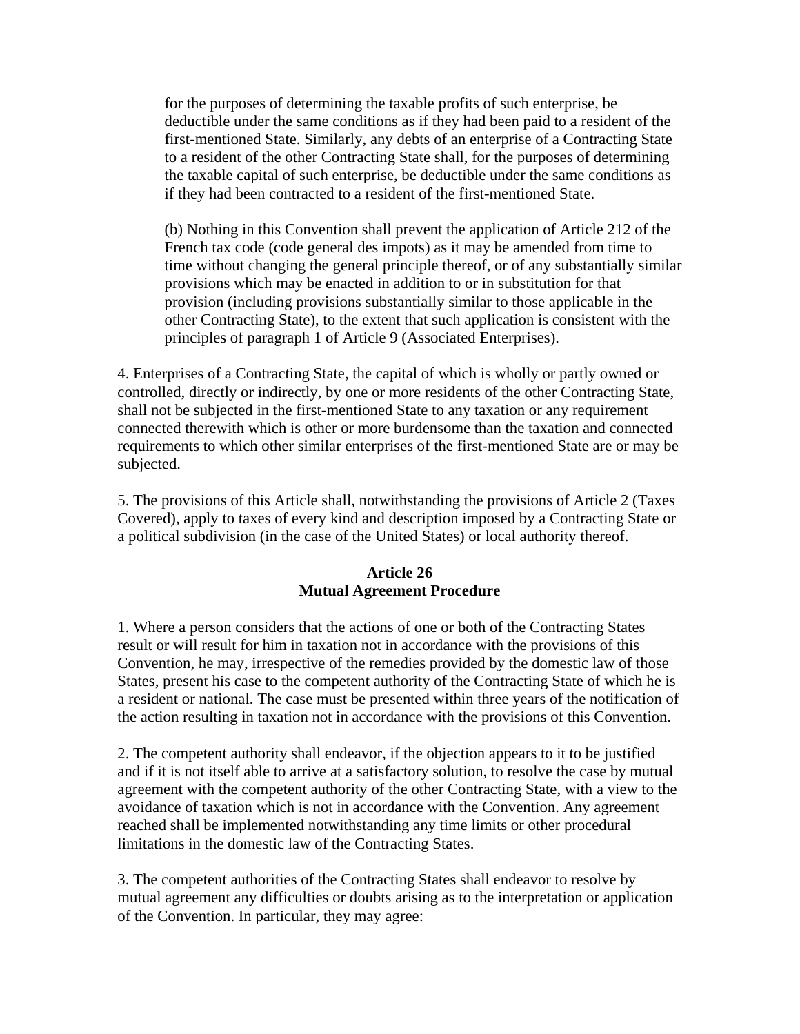for the purposes of determining the taxable profits of such enterprise, be deductible under the same conditions as if they had been paid to a resident of the first-mentioned State. Similarly, any debts of an enterprise of a Contracting State to a resident of the other Contracting State shall, for the purposes of determining the taxable capital of such enterprise, be deductible under the same conditions as if they had been contracted to a resident of the first-mentioned State.

(b) Nothing in this Convention shall prevent the application of Article 212 of the French tax code (code general des impots) as it may be amended from time to time without changing the general principle thereof, or of any substantially similar provisions which may be enacted in addition to or in substitution for that provision (including provisions substantially similar to those applicable in the other Contracting State), to the extent that such application is consistent with the principles of paragraph 1 of Article 9 (Associated Enterprises).

4. Enterprises of a Contracting State, the capital of which is wholly or partly owned or controlled, directly or indirectly, by one or more residents of the other Contracting State, shall not be subjected in the first-mentioned State to any taxation or any requirement connected therewith which is other or more burdensome than the taxation and connected requirements to which other similar enterprises of the first-mentioned State are or may be subjected.

5. The provisions of this Article shall, notwithstanding the provisions of Article 2 (Taxes Covered), apply to taxes of every kind and description imposed by a Contracting State or a political subdivision (in the case of the United States) or local authority thereof.

## Article 26
## Mutual Agreement Procedure

1. Where a person considers that the actions of one or both of the Contracting States result or will result for him in taxation not in accordance with the provisions of this Convention, he may, irrespective of the remedies provided by the domestic law of those States, present his case to the competent authority of the Contracting State of which he is a resident or national. The case must be presented within three years of the notification of the action resulting in taxation not in accordance with the provisions of this Convention.

2. The competent authority shall endeavor, if the objection appears to it to be justified and if it is not itself able to arrive at a satisfactory solution, to resolve the case by mutual agreement with the competent authority of the other Contracting State, with a view to the avoidance of taxation which is not in accordance with the Convention. Any agreement reached shall be implemented notwithstanding any time limits or other procedural limitations in the domestic law of the Contracting States.

3. The competent authorities of the Contracting States shall endeavor to resolve by mutual agreement any difficulties or doubts arising as to the interpretation or application of the Convention. In particular, they may agree: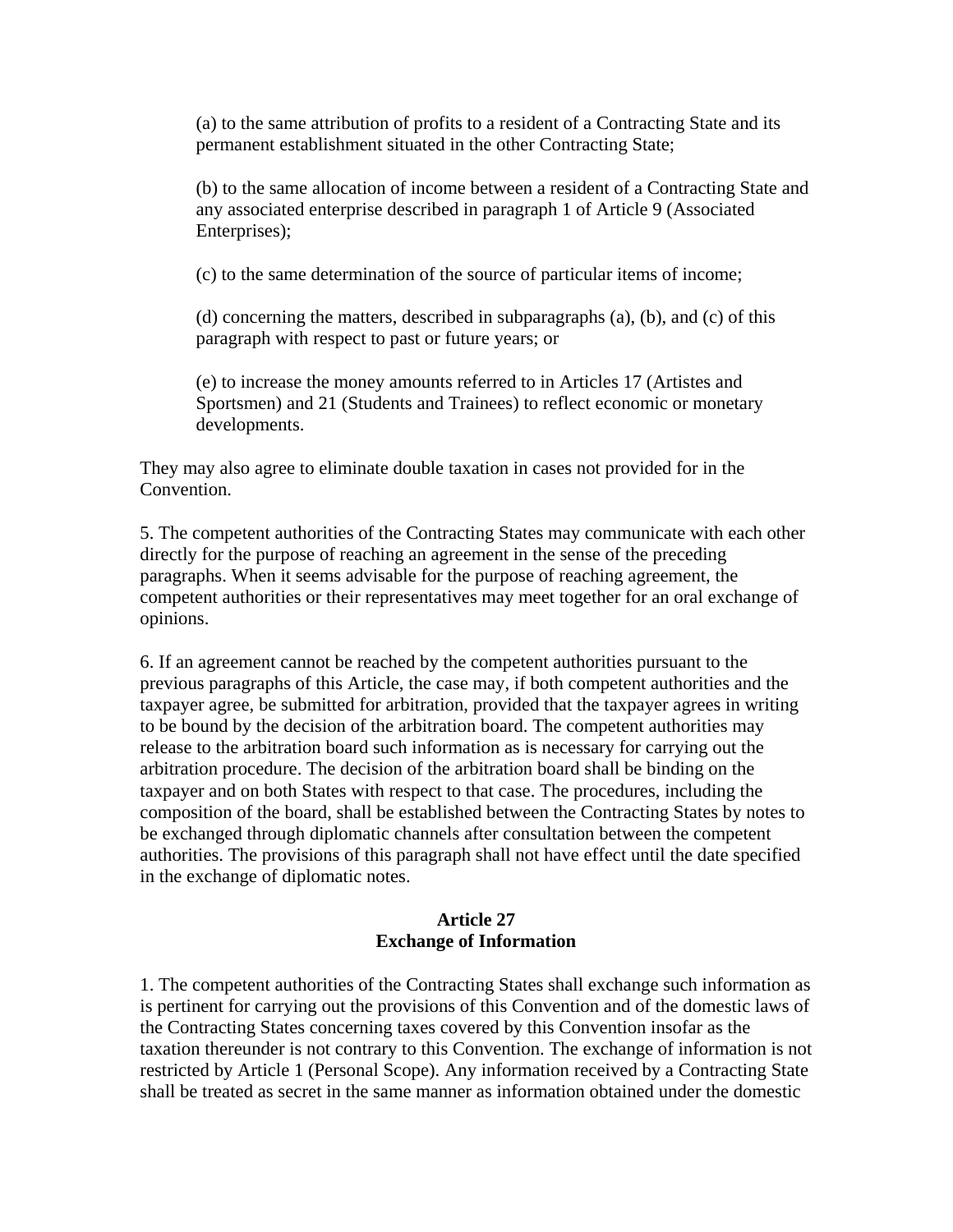(a) to the same attribution of profits to a resident of a Contracting State and its permanent establishment situated in the other Contracting State;

(b) to the same allocation of income between a resident of a Contracting State and any associated enterprise described in paragraph 1 of Article 9 (Associated Enterprises);

(c) to the same determination of the source of particular items of income;

(d) concerning the matters, described in subparagraphs (a), (b), and (c) of this paragraph with respect to past or future years; or

(e) to increase the money amounts referred to in Articles 17 (Artistes and Sportsmen) and 21 (Students and Trainees) to reflect economic or monetary developments.

They may also agree to eliminate double taxation in cases not provided for in the Convention.

5. The competent authorities of the Contracting States may communicate with each other directly for the purpose of reaching an agreement in the sense of the preceding paragraphs. When it seems advisable for the purpose of reaching agreement, the competent authorities or their representatives may meet together for an oral exchange of opinions.

6. If an agreement cannot be reached by the competent authorities pursuant to the previous paragraphs of this Article, the case may, if both competent authorities and the taxpayer agree, be submitted for arbitration, provided that the taxpayer agrees in writing to be bound by the decision of the arbitration board. The competent authorities may release to the arbitration board such information as is necessary for carrying out the arbitration procedure. The decision of the arbitration board shall be binding on the taxpayer and on both States with respect to that case. The procedures, including the composition of the board, shall be established between the Contracting States by notes to be exchanged through diplomatic channels after consultation between the competent authorities. The provisions of this paragraph shall not have effect until the date specified in the exchange of diplomatic notes.

## Article 27
## Exchange of Information

1. The competent authorities of the Contracting States shall exchange such information as is pertinent for carrying out the provisions of this Convention and of the domestic laws of the Contracting States concerning taxes covered by this Convention insofar as the taxation thereunder is not contrary to this Convention. The exchange of information is not restricted by Article 1 (Personal Scope). Any information received by a Contracting State shall be treated as secret in the same manner as information obtained under the domestic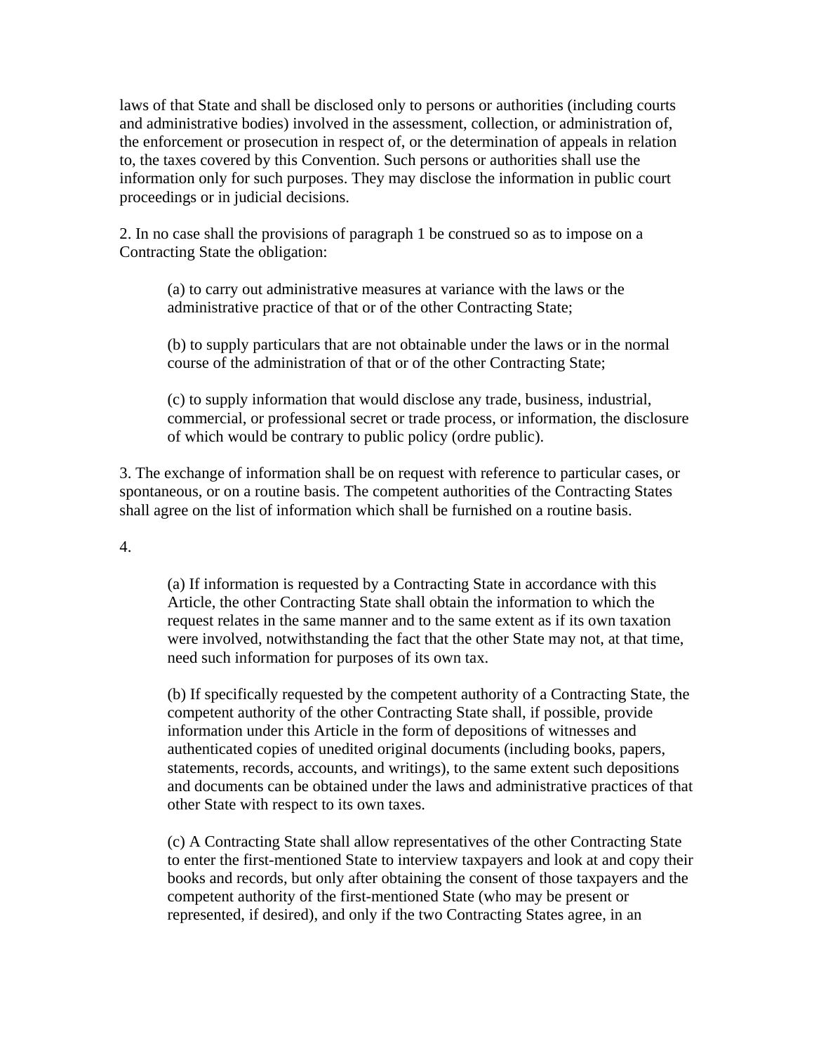laws of that State and shall be disclosed only to persons or authorities (including courts and administrative bodies) involved in the assessment, collection, or administration of, the enforcement or prosecution in respect of, or the determination of appeals in relation to, the taxes covered by this Convention. Such persons or authorities shall use the information only for such purposes. They may disclose the information in public court proceedings or in judicial decisions.

2. In no case shall the provisions of paragraph 1 be construed so as to impose on a Contracting State the obligation:

(a) to carry out administrative measures at variance with the laws or the administrative practice of that or of the other Contracting State;

(b) to supply particulars that are not obtainable under the laws or in the normal course of the administration of that or of the other Contracting State;

(c) to supply information that would disclose any trade, business, industrial, commercial, or professional secret or trade process, or information, the disclosure of which would be contrary to public policy (ordre public).

3. The exchange of information shall be on request with reference to particular cases, or spontaneous, or on a routine basis. The competent authorities of the Contracting States shall agree on the list of information which shall be furnished on a routine basis.

4.

(a) If information is requested by a Contracting State in accordance with this Article, the other Contracting State shall obtain the information to which the request relates in the same manner and to the same extent as if its own taxation were involved, notwithstanding the fact that the other State may not, at that time, need such information for purposes of its own tax.

(b) If specifically requested by the competent authority of a Contracting State, the competent authority of the other Contracting State shall, if possible, provide information under this Article in the form of depositions of witnesses and authenticated copies of unedited original documents (including books, papers, statements, records, accounts, and writings), to the same extent such depositions and documents can be obtained under the laws and administrative practices of that other State with respect to its own taxes.

(c) A Contracting State shall allow representatives of the other Contracting State to enter the first-mentioned State to interview taxpayers and look at and copy their books and records, but only after obtaining the consent of those taxpayers and the competent authority of the first-mentioned State (who may be present or represented, if desired), and only if the two Contracting States agree, in an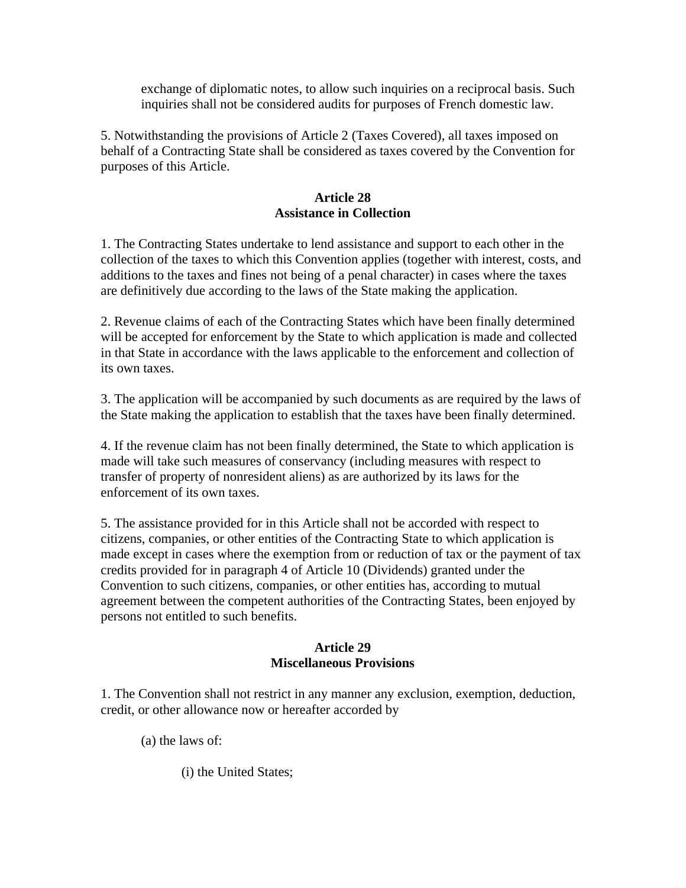exchange of diplomatic notes, to allow such inquiries on a reciprocal basis. Such inquiries shall not be considered audits for purposes of French domestic law.

5. Notwithstanding the provisions of Article 2 (Taxes Covered), all taxes imposed on behalf of a Contracting State shall be considered as taxes covered by the Convention for purposes of this Article.

**Article 28**
**Assistance in Collection**

1. The Contracting States undertake to lend assistance and support to each other in the collection of the taxes to which this Convention applies (together with interest, costs, and additions to the taxes and fines not being of a penal character) in cases where the taxes are definitively due according to the laws of the State making the application.

2. Revenue claims of each of the Contracting States which have been finally determined will be accepted for enforcement by the State to which application is made and collected in that State in accordance with the laws applicable to the enforcement and collection of its own taxes.

3. The application will be accompanied by such documents as are required by the laws of the State making the application to establish that the taxes have been finally determined.

4. If the revenue claim has not been finally determined, the State to which application is made will take such measures of conservancy (including measures with respect to transfer of property of nonresident aliens) as are authorized by its laws for the enforcement of its own taxes.

5. The assistance provided for in this Article shall not be accorded with respect to citizens, companies, or other entities of the Contracting State to which application is made except in cases where the exemption from or reduction of tax or the payment of tax credits provided for in paragraph 4 of Article 10 (Dividends) granted under the Convention to such citizens, companies, or other entities has, according to mutual agreement between the competent authorities of the Contracting States, been enjoyed by persons not entitled to such benefits.

**Article 29**
**Miscellaneous Provisions**

1. The Convention shall not restrict in any manner any exclusion, exemption, deduction, credit, or other allowance now or hereafter accorded by

(a) the laws of:

(i) the United States;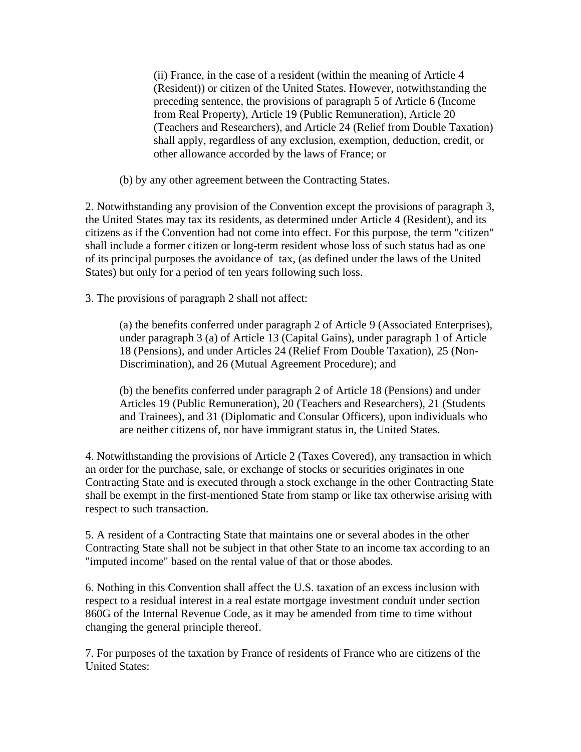(ii) France, in the case of a resident (within the meaning of Article 4 (Resident)) or citizen of the United States. However, notwithstanding the preceding sentence, the provisions of paragraph 5 of Article 6 (Income from Real Property), Article 19 (Public Remuneration), Article 20 (Teachers and Researchers), and Article 24 (Relief from Double Taxation) shall apply, regardless of any exclusion, exemption, deduction, credit, or other allowance accorded by the laws of France; or

(b) by any other agreement between the Contracting States.

2. Notwithstanding any provision of the Convention except the provisions of paragraph 3, the United States may tax its residents, as determined under Article 4 (Resident), and its citizens as if the Convention had not come into effect. For this purpose, the term "citizen" shall include a former citizen or long-term resident whose loss of such status had as one of its principal purposes the avoidance of tax, (as defined under the laws of the United States) but only for a period of ten years following such loss.

3. The provisions of paragraph 2 shall not affect:

(a) the benefits conferred under paragraph 2 of Article 9 (Associated Enterprises), under paragraph 3 (a) of Article 13 (Capital Gains), under paragraph 1 of Article 18 (Pensions), and under Articles 24 (Relief From Double Taxation), 25 (Non-Discrimination), and 26 (Mutual Agreement Procedure); and

(b) the benefits conferred under paragraph 2 of Article 18 (Pensions) and under Articles 19 (Public Remuneration), 20 (Teachers and Researchers), 21 (Students and Trainees), and 31 (Diplomatic and Consular Officers), upon individuals who are neither citizens of, nor have immigrant status in, the United States.

4. Notwithstanding the provisions of Article 2 (Taxes Covered), any transaction in which an order for the purchase, sale, or exchange of stocks or securities originates in one Contracting State and is executed through a stock exchange in the other Contracting State shall be exempt in the first-mentioned State from stamp or like tax otherwise arising with respect to such transaction.

5. A resident of a Contracting State that maintains one or several abodes in the other Contracting State shall not be subject in that other State to an income tax according to an "imputed income" based on the rental value of that or those abodes.

6. Nothing in this Convention shall affect the U.S. taxation of an excess inclusion with respect to a residual interest in a real estate mortgage investment conduit under section 860G of the Internal Revenue Code, as it may be amended from time to time without changing the general principle thereof.

7. For purposes of the taxation by France of residents of France who are citizens of the United States: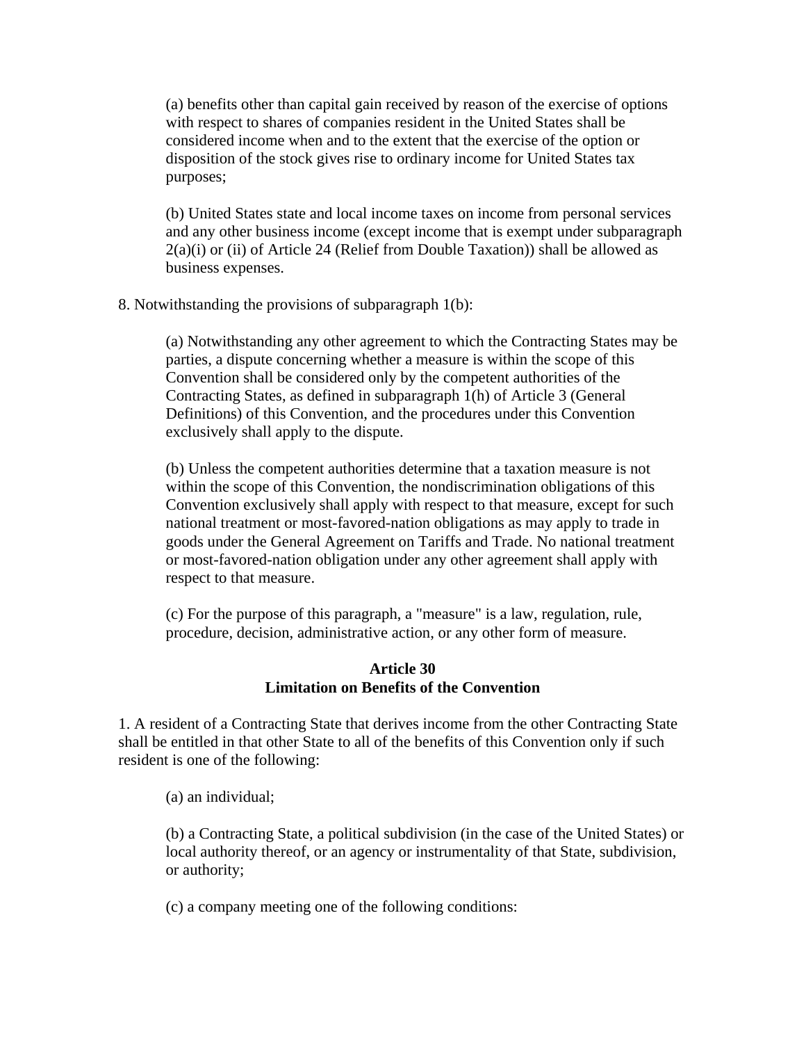(a) benefits other than capital gain received by reason of the exercise of options with respect to shares of companies resident in the United States shall be considered income when and to the extent that the exercise of the option or disposition of the stock gives rise to ordinary income for United States tax purposes;

(b) United States state and local income taxes on income from personal services and any other business income (except income that is exempt under subparagraph 2(a)(i) or (ii) of Article 24 (Relief from Double Taxation)) shall be allowed as business expenses.

8. Notwithstanding the provisions of subparagraph 1(b):

(a) Notwithstanding any other agreement to which the Contracting States may be parties, a dispute concerning whether a measure is within the scope of this Convention shall be considered only by the competent authorities of the Contracting States, as defined in subparagraph 1(h) of Article 3 (General Definitions) of this Convention, and the procedures under this Convention exclusively shall apply to the dispute.

(b) Unless the competent authorities determine that a taxation measure is not within the scope of this Convention, the nondiscrimination obligations of this Convention exclusively shall apply with respect to that measure, except for such national treatment or most-favored-nation obligations as may apply to trade in goods under the General Agreement on Tariffs and Trade. No national treatment or most-favored-nation obligation under any other agreement shall apply with respect to that measure.

(c) For the purpose of this paragraph, a "measure" is a law, regulation, rule, procedure, decision, administrative action, or any other form of measure.

## Article 30
## Limitation on Benefits of the Convention

1. A resident of a Contracting State that derives income from the other Contracting State shall be entitled in that other State to all of the benefits of this Convention only if such resident is one of the following:

(a) an individual;

(b) a Contracting State, a political subdivision (in the case of the United States) or local authority thereof, or an agency or instrumentality of that State, subdivision, or authority;

(c) a company meeting one of the following conditions: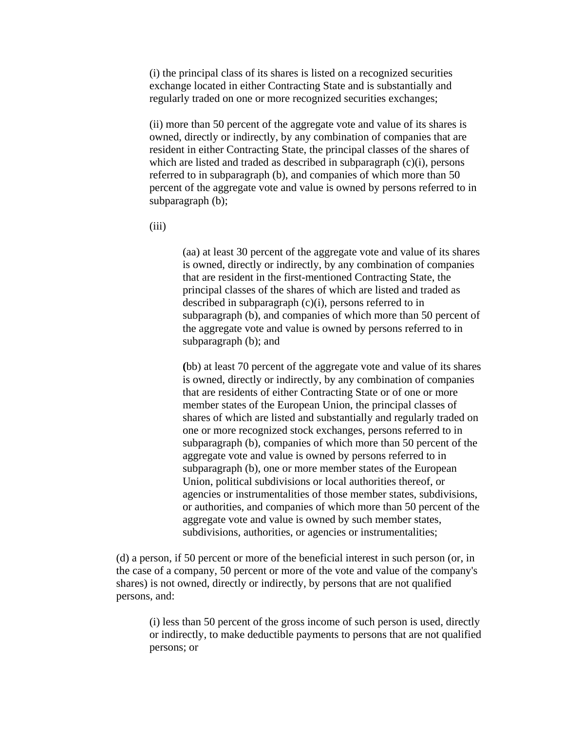(i) the principal class of its shares is listed on a recognized securities exchange located in either Contracting State and is substantially and regularly traded on one or more recognized securities exchanges;

(ii) more than 50 percent of the aggregate vote and value of its shares is owned, directly or indirectly, by any combination of companies that are resident in either Contracting State, the principal classes of the shares of which are listed and traded as described in subparagraph (c)(i), persons referred to in subparagraph (b), and companies of which more than 50 percent of the aggregate vote and value is owned by persons referred to in subparagraph (b);

(iii)

(aa) at least 30 percent of the aggregate vote and value of its shares is owned, directly or indirectly, by any combination of companies that are resident in the first-mentioned Contracting State, the principal classes of the shares of which are listed and traded as described in subparagraph (c)(i), persons referred to in subparagraph (b), and companies of which more than 50 percent of the aggregate vote and value is owned by persons referred to in subparagraph (b); and

(bb) at least 70 percent of the aggregate vote and value of its shares is owned, directly or indirectly, by any combination of companies that are residents of either Contracting State or of one or more member states of the European Union, the principal classes of shares of which are listed and substantially and regularly traded on one or more recognized stock exchanges, persons referred to in subparagraph (b), companies of which more than 50 percent of the aggregate vote and value is owned by persons referred to in subparagraph (b), one or more member states of the European Union, political subdivisions or local authorities thereof, or agencies or instrumentalities of those member states, subdivisions, or authorities, and companies of which more than 50 percent of the aggregate vote and value is owned by such member states, subdivisions, authorities, or agencies or instrumentalities;

(d) a person, if 50 percent or more of the beneficial interest in such person (or, in the case of a company, 50 percent or more of the vote and value of the company's shares) is not owned, directly or indirectly, by persons that are not qualified persons, and:

(i) less than 50 percent of the gross income of such person is used, directly or indirectly, to make deductible payments to persons that are not qualified persons; or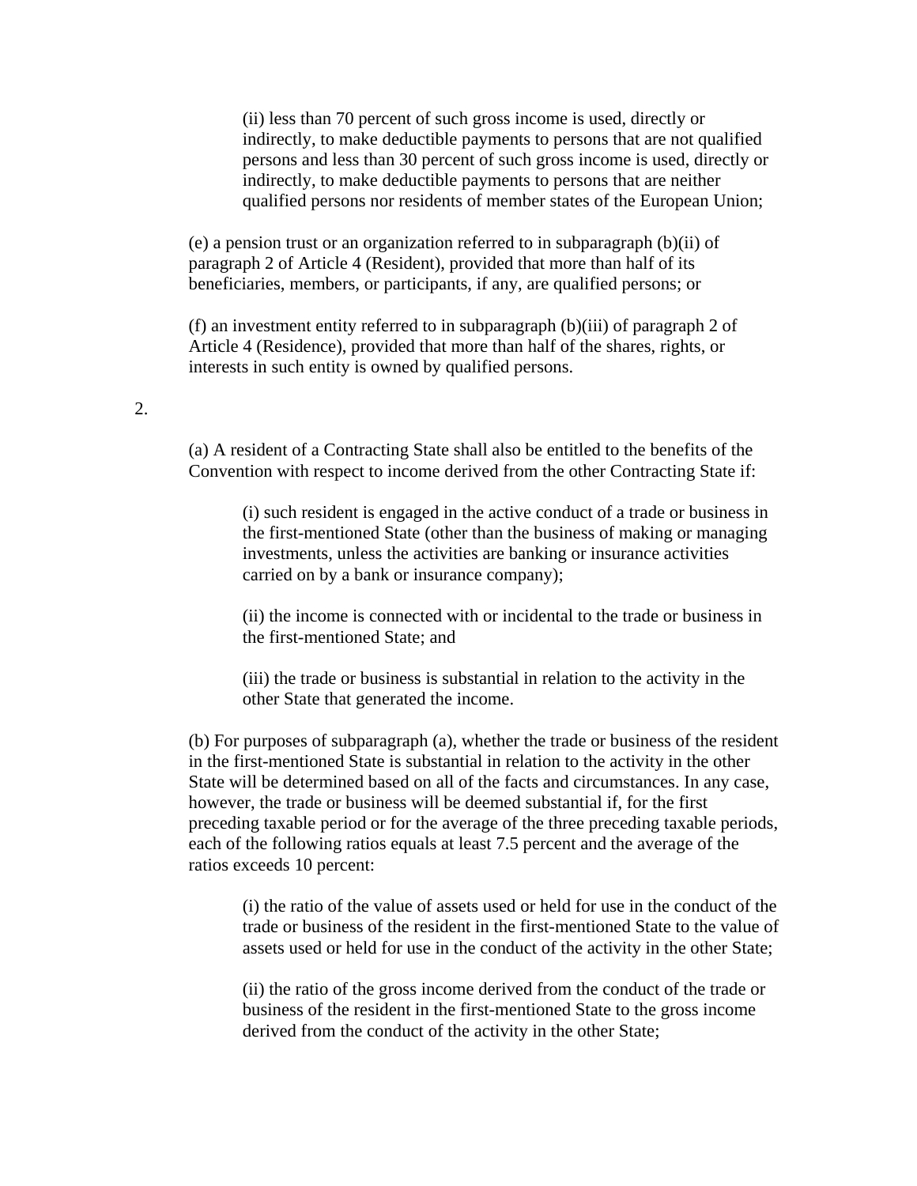(ii) less than 70 percent of such gross income is used, directly or indirectly, to make deductible payments to persons that are not qualified persons and less than 30 percent of such gross income is used, directly or indirectly, to make deductible payments to persons that are neither qualified persons nor residents of member states of the European Union;

(e) a pension trust or an organization referred to in subparagraph (b)(ii) of paragraph 2 of Article 4 (Resident), provided that more than half of its beneficiaries, members, or participants, if any, are qualified persons; or

(f) an investment entity referred to in subparagraph (b)(iii) of paragraph 2 of Article 4 (Residence), provided that more than half of the shares, rights, or interests in such entity is owned by qualified persons.

2.

(a) A resident of a Contracting State shall also be entitled to the benefits of the Convention with respect to income derived from the other Contracting State if:

(i) such resident is engaged in the active conduct of a trade or business in the first-mentioned State (other than the business of making or managing investments, unless the activities are banking or insurance activities carried on by a bank or insurance company);

(ii) the income is connected with or incidental to the trade or business in the first-mentioned State; and

(iii) the trade or business is substantial in relation to the activity in the other State that generated the income.

(b) For purposes of subparagraph (a), whether the trade or business of the resident in the first-mentioned State is substantial in relation to the activity in the other State will be determined based on all of the facts and circumstances. In any case, however, the trade or business will be deemed substantial if, for the first preceding taxable period or for the average of the three preceding taxable periods, each of the following ratios equals at least 7.5 percent and the average of the ratios exceeds 10 percent:

(i) the ratio of the value of assets used or held for use in the conduct of the trade or business of the resident in the first-mentioned State to the value of assets used or held for use in the conduct of the activity in the other State;

(ii) the ratio of the gross income derived from the conduct of the trade or business of the resident in the first-mentioned State to the gross income derived from the conduct of the activity in the other State;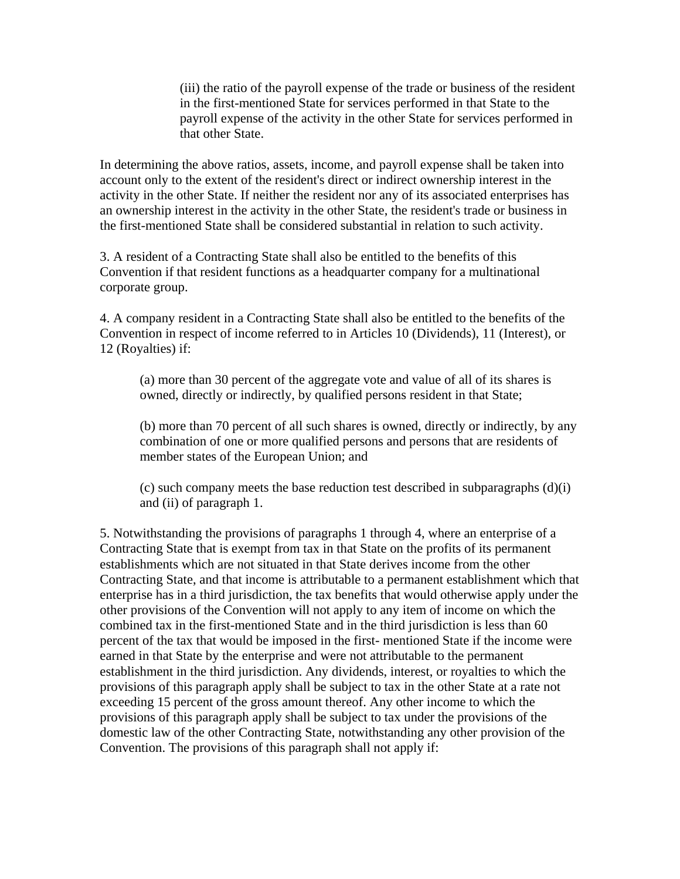(iii) the ratio of the payroll expense of the trade or business of the resident in the first-mentioned State for services performed in that State to the payroll expense of the activity in the other State for services performed in that other State.

In determining the above ratios, assets, income, and payroll expense shall be taken into account only to the extent of the resident's direct or indirect ownership interest in the activity in the other State. If neither the resident nor any of its associated enterprises has an ownership interest in the activity in the other State, the resident's trade or business in the first-mentioned State shall be considered substantial in relation to such activity.

3. A resident of a Contracting State shall also be entitled to the benefits of this Convention if that resident functions as a headquarter company for a multinational corporate group.

4. A company resident in a Contracting State shall also be entitled to the benefits of the Convention in respect of income referred to in Articles 10 (Dividends), 11 (Interest), or 12 (Royalties) if:

(a) more than 30 percent of the aggregate vote and value of all of its shares is owned, directly or indirectly, by qualified persons resident in that State;

(b) more than 70 percent of all such shares is owned, directly or indirectly, by any combination of one or more qualified persons and persons that are residents of member states of the European Union; and

(c) such company meets the base reduction test described in subparagraphs (d)(i) and (ii) of paragraph 1.

5. Notwithstanding the provisions of paragraphs 1 through 4, where an enterprise of a Contracting State that is exempt from tax in that State on the profits of its permanent establishments which are not situated in that State derives income from the other Contracting State, and that income is attributable to a permanent establishment which that enterprise has in a third jurisdiction, the tax benefits that would otherwise apply under the other provisions of the Convention will not apply to any item of income on which the combined tax in the first-mentioned State and in the third jurisdiction is less than 60 percent of the tax that would be imposed in the first- mentioned State if the income were earned in that State by the enterprise and were not attributable to the permanent establishment in the third jurisdiction. Any dividends, interest, or royalties to which the provisions of this paragraph apply shall be subject to tax in the other State at a rate not exceeding 15 percent of the gross amount thereof. Any other income to which the provisions of this paragraph apply shall be subject to tax under the provisions of the domestic law of the other Contracting State, notwithstanding any other provision of the Convention. The provisions of this paragraph shall not apply if: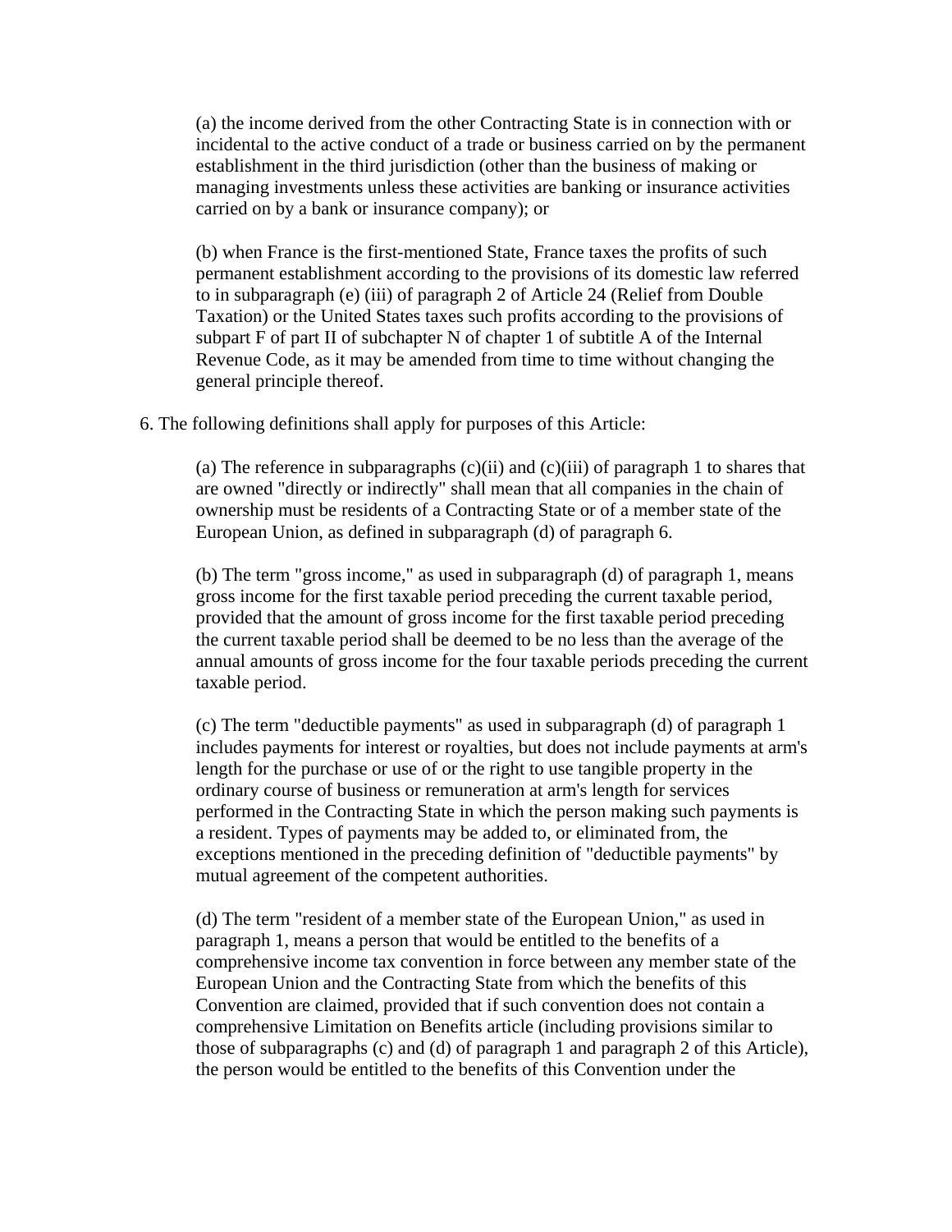(a) the income derived from the other Contracting State is in connection with or incidental to the active conduct of a trade or business carried on by the permanent establishment in the third jurisdiction (other than the business of making or managing investments unless these activities are banking or insurance activities carried on by a bank or insurance company); or

(b) when France is the first-mentioned State, France taxes the profits of such permanent establishment according to the provisions of its domestic law referred to in subparagraph (e) (iii) of paragraph 2 of Article 24 (Relief from Double Taxation) or the United States taxes such profits according to the provisions of subpart F of part II of subchapter N of chapter 1 of subtitle A of the Internal Revenue Code, as it may be amended from time to time without changing the general principle thereof.

6. The following definitions shall apply for purposes of this Article:

(a) The reference in subparagraphs (c)(ii) and (c)(iii) of paragraph 1 to shares that are owned "directly or indirectly" shall mean that all companies in the chain of ownership must be residents of a Contracting State or of a member state of the European Union, as defined in subparagraph (d) of paragraph 6.

(b) The term "gross income," as used in subparagraph (d) of paragraph 1, means gross income for the first taxable period preceding the current taxable period, provided that the amount of gross income for the first taxable period preceding the current taxable period shall be deemed to be no less than the average of the annual amounts of gross income for the four taxable periods preceding the current taxable period.

(c) The term "deductible payments" as used in subparagraph (d) of paragraph 1 includes payments for interest or royalties, but does not include payments at arm's length for the purchase or use of or the right to use tangible property in the ordinary course of business or remuneration at arm's length for services performed in the Contracting State in which the person making such payments is a resident. Types of payments may be added to, or eliminated from, the exceptions mentioned in the preceding definition of "deductible payments" by mutual agreement of the competent authorities.

(d) The term "resident of a member state of the European Union," as used in paragraph 1, means a person that would be entitled to the benefits of a comprehensive income tax convention in force between any member state of the European Union and the Contracting State from which the benefits of this Convention are claimed, provided that if such convention does not contain a comprehensive Limitation on Benefits article (including provisions similar to those of subparagraphs (c) and (d) of paragraph 1 and paragraph 2 of this Article), the person would be entitled to the benefits of this Convention under the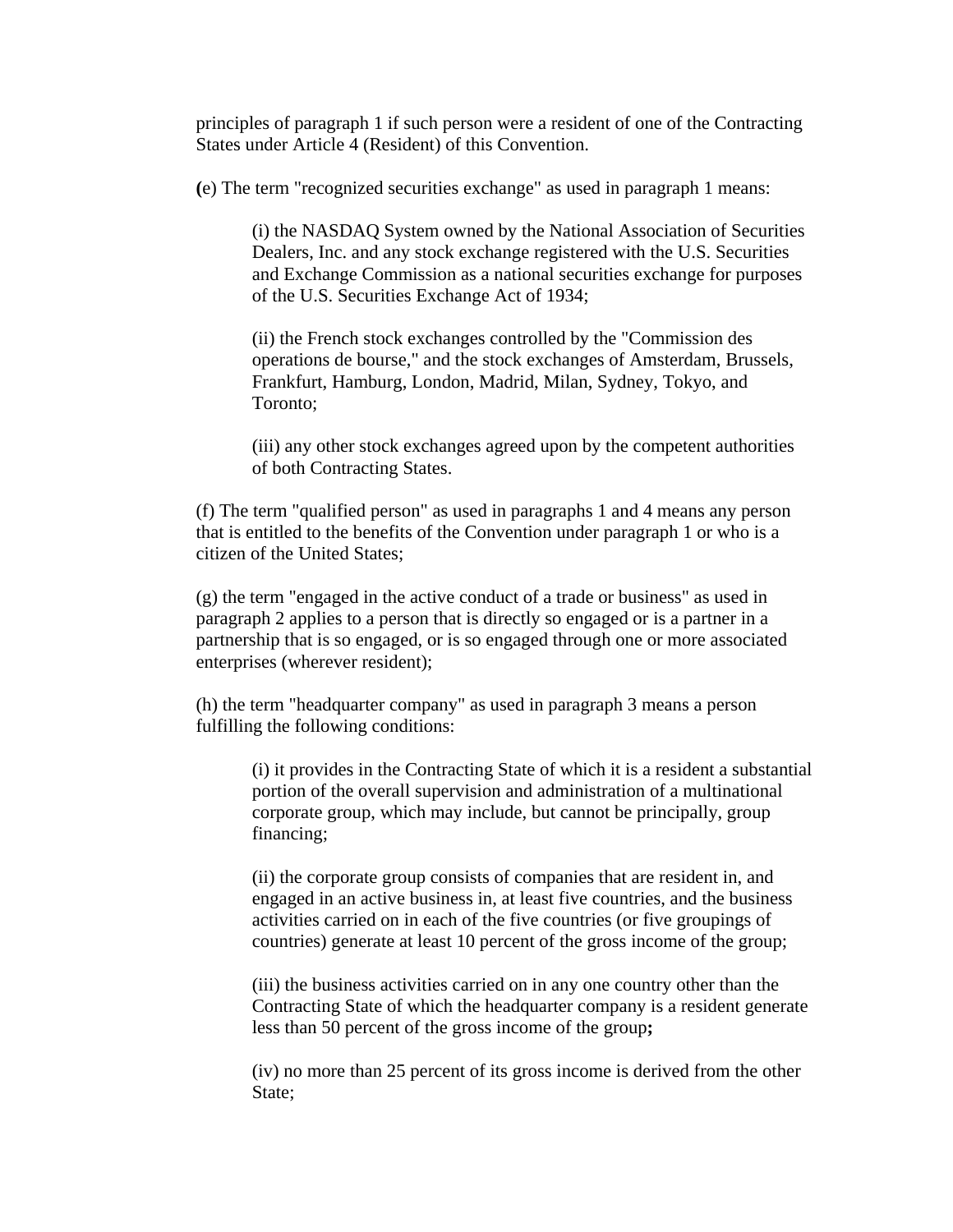principles of paragraph 1 if such person were a resident of one of the Contracting States under Article 4 (Resident) of this Convention.

(e) The term "recognized securities exchange" as used in paragraph 1 means:

> (i) the NASDAQ System owned by the National Association of Securities Dealers, Inc. and any stock exchange registered with the U.S. Securities and Exchange Commission as a national securities exchange for purposes of the U.S. Securities Exchange Act of 1934;
>
> (ii) the French stock exchanges controlled by the "Commission des operations de bourse," and the stock exchanges of Amsterdam, Brussels, Frankfurt, Hamburg, London, Madrid, Milan, Sydney, Tokyo, and Toronto;
>
> (iii) any other stock exchanges agreed upon by the competent authorities of both Contracting States.

(f) The term "qualified person" as used in paragraphs 1 and 4 means any person that is entitled to the benefits of the Convention under paragraph 1 or who is a citizen of the United States;

(g) the term "engaged in the active conduct of a trade or business" as used in paragraph 2 applies to a person that is directly so engaged or is a partner in a partnership that is so engaged, or is so engaged through one or more associated enterprises (wherever resident);

(h) the term "headquarter company" as used in paragraph 3 means a person fulfilling the following conditions:

> (i) it provides in the Contracting State of which it is a resident a substantial portion of the overall supervision and administration of a multinational corporate group, which may include, but cannot be principally, group financing;
>
> (ii) the corporate group consists of companies that are resident in, and engaged in an active business in, at least five countries, and the business activities carried on in each of the five countries (or five groupings of countries) generate at least 10 percent of the gross income of the group;
>
> (iii) the business activities carried on in any one country other than the Contracting State of which the headquarter company is a resident generate less than 50 percent of the gross income of the group;
>
> (iv) no more than 25 percent of its gross income is derived from the other State;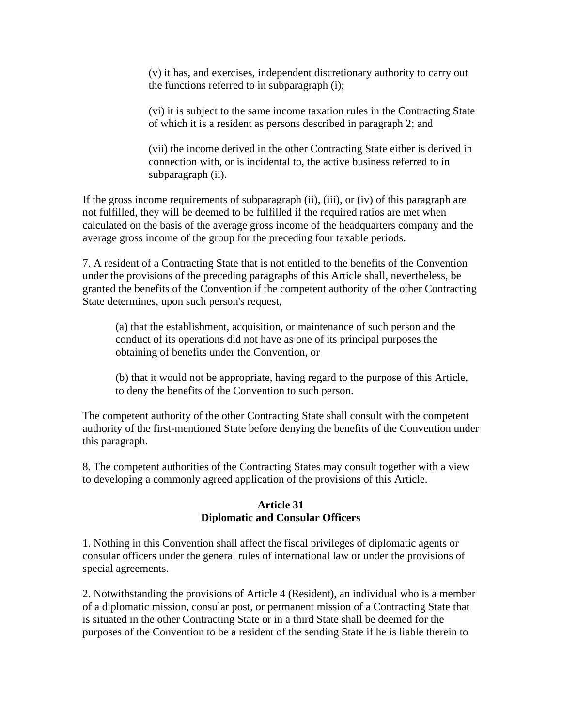(v) it has, and exercises, independent discretionary authority to carry out the functions referred to in subparagraph (i);

(vi) it is subject to the same income taxation rules in the Contracting State of which it is a resident as persons described in paragraph 2; and

(vii) the income derived in the other Contracting State either is derived in connection with, or is incidental to, the active business referred to in subparagraph (ii).

If the gross income requirements of subparagraph (ii), (iii), or (iv) of this paragraph are not fulfilled, they will be deemed to be fulfilled if the required ratios are met when calculated on the basis of the average gross income of the headquarters company and the average gross income of the group for the preceding four taxable periods.

7. A resident of a Contracting State that is not entitled to the benefits of the Convention under the provisions of the preceding paragraphs of this Article shall, nevertheless, be granted the benefits of the Convention if the competent authority of the other Contracting State determines, upon such person's request,

(a) that the establishment, acquisition, or maintenance of such person and the conduct of its operations did not have as one of its principal purposes the obtaining of benefits under the Convention, or

(b) that it would not be appropriate, having regard to the purpose of this Article, to deny the benefits of the Convention to such person.

The competent authority of the other Contracting State shall consult with the competent authority of the first-mentioned State before denying the benefits of the Convention under this paragraph.

8. The competent authorities of the Contracting States may consult together with a view to developing a commonly agreed application of the provisions of this Article.

## Article 31
## Diplomatic and Consular Officers

1. Nothing in this Convention shall affect the fiscal privileges of diplomatic agents or consular officers under the general rules of international law or under the provisions of special agreements.

2. Notwithstanding the provisions of Article 4 (Resident), an individual who is a member of a diplomatic mission, consular post, or permanent mission of a Contracting State that is situated in the other Contracting State or in a third State shall be deemed for the purposes of the Convention to be a resident of the sending State if he is liable therein to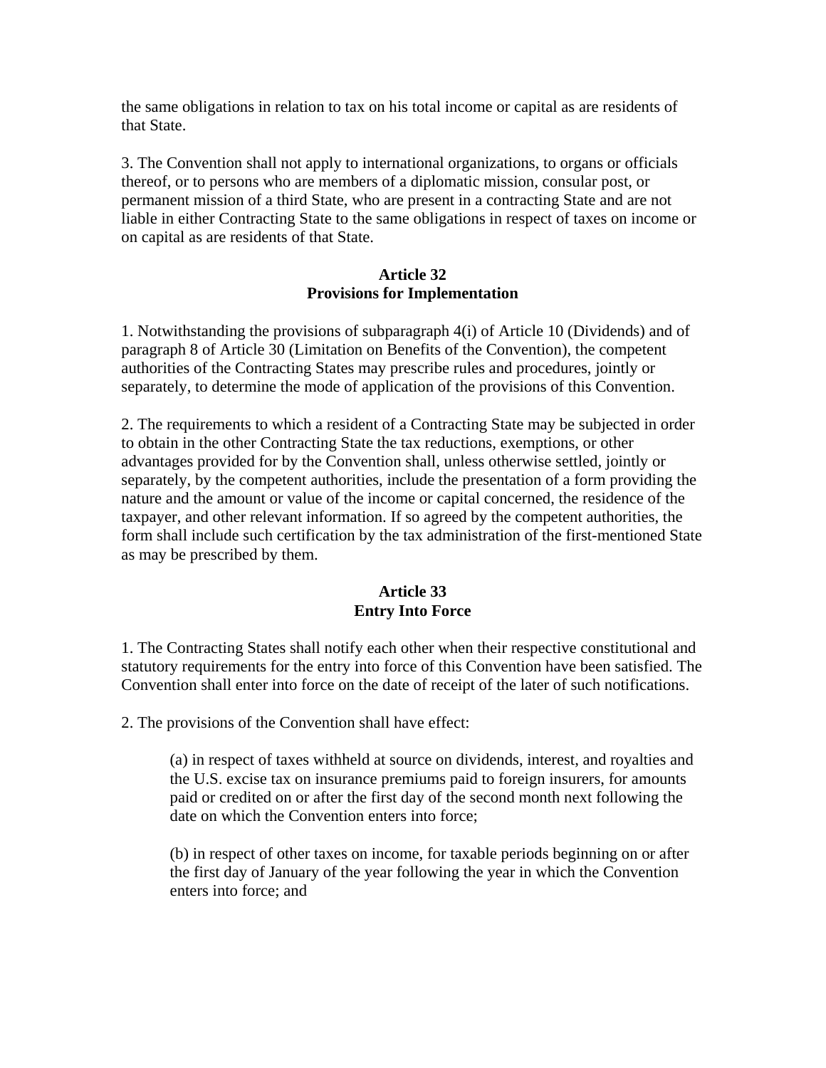the same obligations in relation to tax on his total income or capital as are residents of that State.

3. The Convention shall not apply to international organizations, to organs or officials thereof, or to persons who are members of a diplomatic mission, consular post, or permanent mission of a third State, who are present in a contracting State and are not liable in either Contracting State to the same obligations in respect of taxes on income or on capital as are residents of that State.

**Article 32**
**Provisions for Implementation**

1. Notwithstanding the provisions of subparagraph 4(i) of Article 10 (Dividends) and of paragraph 8 of Article 30 (Limitation on Benefits of the Convention), the competent authorities of the Contracting States may prescribe rules and procedures, jointly or separately, to determine the mode of application of the provisions of this Convention.

2. The requirements to which a resident of a Contracting State may be subjected in order to obtain in the other Contracting State the tax reductions, exemptions, or other advantages provided for by the Convention shall, unless otherwise settled, jointly or separately, by the competent authorities, include the presentation of a form providing the nature and the amount or value of the income or capital concerned, the residence of the taxpayer, and other relevant information. If so agreed by the competent authorities, the form shall include such certification by the tax administration of the first-mentioned State as may be prescribed by them.

**Article 33**
**Entry Into Force**

1. The Contracting States shall notify each other when their respective constitutional and statutory requirements for the entry into force of this Convention have been satisfied. The Convention shall enter into force on the date of receipt of the later of such notifications.

2. The provisions of the Convention shall have effect:

(a) in respect of taxes withheld at source on dividends, interest, and royalties and the U.S. excise tax on insurance premiums paid to foreign insurers, for amounts paid or credited on or after the first day of the second month next following the date on which the Convention enters into force;

(b) in respect of other taxes on income, for taxable periods beginning on or after the first day of January of the year following the year in which the Convention enters into force; and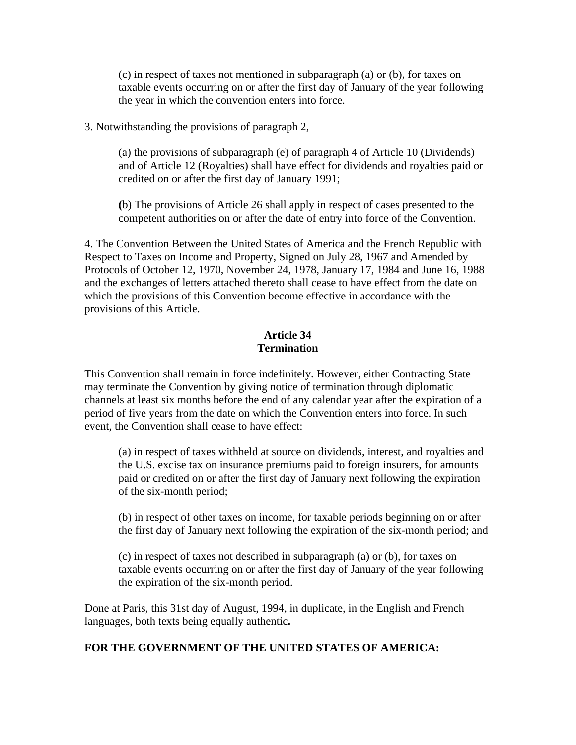(c) in respect of taxes not mentioned in subparagraph (a) or (b), for taxes on taxable events occurring on or after the first day of January of the year following the year in which the convention enters into force.

3. Notwithstanding the provisions of paragraph 2,

(a) the provisions of subparagraph (e) of paragraph 4 of Article 10 (Dividends) and of Article 12 (Royalties) shall have effect for dividends and royalties paid or credited on or after the first day of January 1991;

(b) The provisions of Article 26 shall apply in respect of cases presented to the competent authorities on or after the date of entry into force of the Convention.

4. The Convention Between the United States of America and the French Republic with Respect to Taxes on Income and Property, Signed on July 28, 1967 and Amended by Protocols of October 12, 1970, November 24, 1978, January 17, 1984 and June 16, 1988 and the exchanges of letters attached thereto shall cease to have effect from the date on which the provisions of this Convention become effective in accordance with the provisions of this Article.

**Article 34**
**Termination**

This Convention shall remain in force indefinitely. However, either Contracting State may terminate the Convention by giving notice of termination through diplomatic channels at least six months before the end of any calendar year after the expiration of a period of five years from the date on which the Convention enters into force. In such event, the Convention shall cease to have effect:

(a) in respect of taxes withheld at source on dividends, interest, and royalties and the U.S. excise tax on insurance premiums paid to foreign insurers, for amounts paid or credited on or after the first day of January next following the expiration of the six-month period;

(b) in respect of other taxes on income, for taxable periods beginning on or after the first day of January next following the expiration of the six-month period; and

(c) in respect of taxes not described in subparagraph (a) or (b), for taxes on taxable events occurring on or after the first day of January of the year following the expiration of the six-month period.

Done at Paris, this 31st day of August, 1994, in duplicate, in the English and French languages, both texts being equally authentic.

**FOR THE GOVERNMENT OF THE UNITED STATES OF AMERICA:**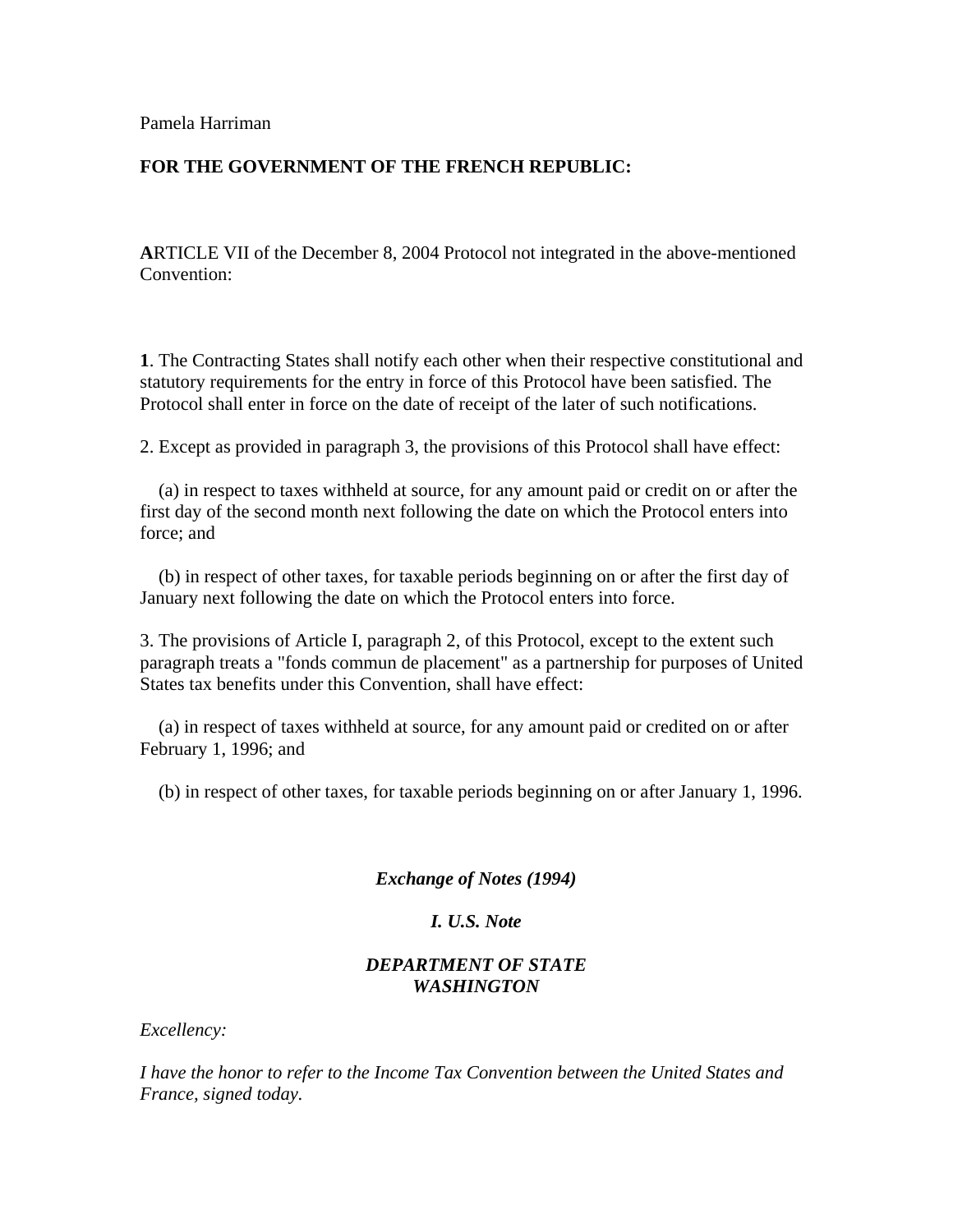Pamela Harriman

**FOR THE GOVERNMENT OF THE FRENCH REPUBLIC:**

**A**RTICLE VII of the December 8, 2004 Protocol not integrated in the above-mentioned Convention:

**1**. The Contracting States shall notify each other when their respective constitutional and statutory requirements for the entry in force of this Protocol have been satisfied. The Protocol shall enter in force on the date of receipt of the later of such notifications.

2. Except as provided in paragraph 3, the provisions of this Protocol shall have effect:

(a) in respect to taxes withheld at source, for any amount paid or credit on or after the first day of the second month next following the date on which the Protocol enters into force; and

(b) in respect of other taxes, for taxable periods beginning on or after the first day of January next following the date on which the Protocol enters into force.

3. The provisions of Article I, paragraph 2, of this Protocol, except to the extent such paragraph treats a "fonds commun de placement" as a partnership for purposes of United States tax benefits under this Convention, shall have effect:

(a) in respect of taxes withheld at source, for any amount paid or credited on or after February 1, 1996; and

(b) in respect of other taxes, for taxable periods beginning on or after January 1, 1996.

***Exchange of Notes (1994)***

***I. U.S. Note***

***DEPARTMENT OF STATE***
***WASHINGTON***

*Excellency:*

*I have the honor to refer to the Income Tax Convention between the United States and France, signed today.*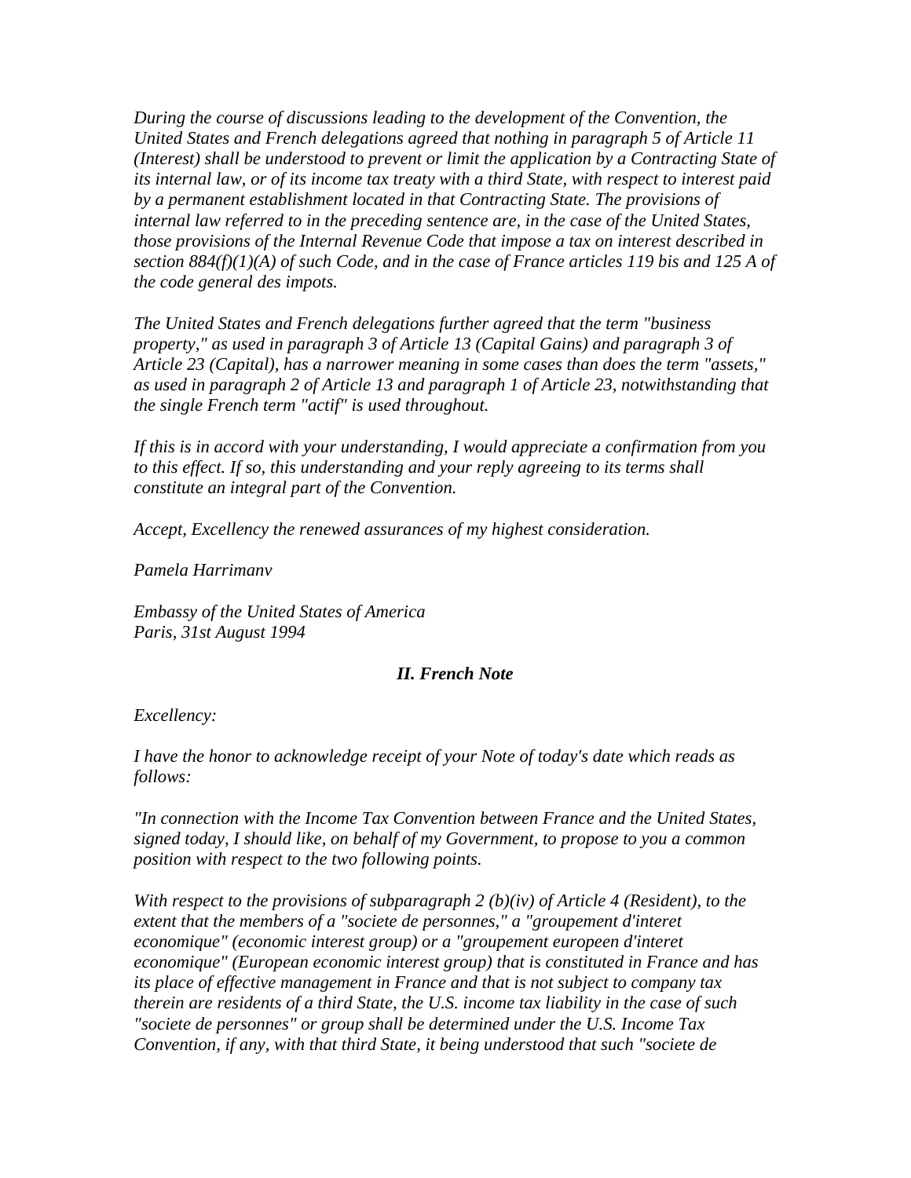*During the course of discussions leading to the development of the Convention, the United States and French delegations agreed that nothing in paragraph 5 of Article 11 (Interest) shall be understood to prevent or limit the application by a Contracting State of its internal law, or of its income tax treaty with a third State, with respect to interest paid by a permanent establishment located in that Contracting State. The provisions of internal law referred to in the preceding sentence are, in the case of the United States, those provisions of the Internal Revenue Code that impose a tax on interest described in section 884(f)(1)(A) of such Code, and in the case of France articles 119 bis and 125 A of the code general des impots.*

*The United States and French delegations further agreed that the term "business property," as used in paragraph 3 of Article 13 (Capital Gains) and paragraph 3 of Article 23 (Capital), has a narrower meaning in some cases than does the term "assets," as used in paragraph 2 of Article 13 and paragraph 1 of Article 23, notwithstanding that the single French term "actif" is used throughout.*

*If this is in accord with your understanding, I would appreciate a confirmation from you to this effect. If so, this understanding and your reply agreeing to its terms shall constitute an integral part of the Convention.*

*Accept, Excellency the renewed assurances of my highest consideration.*

*Pamela Harrimanv*

*Embassy of the United States of America*
*Paris, 31st August 1994*

### *II. French Note*

*Excellency:*

*I have the honor to acknowledge receipt of your Note of today's date which reads as follows:*

*"In connection with the Income Tax Convention between France and the United States, signed today, I should like, on behalf of my Government, to propose to you a common position with respect to the two following points.*

*With respect to the provisions of subparagraph 2 (b)(iv) of Article 4 (Resident), to the extent that the members of a "societe de personnes," a "groupement d'interet economique" (economic interest group) or a "groupement europeen d'interet economique" (European economic interest group) that is constituted in France and has its place of effective management in France and that is not subject to company tax therein are residents of a third State, the U.S. income tax liability in the case of such "societe de personnes" or group shall be determined under the U.S. Income Tax Convention, if any, with that third State, it being understood that such "societe de*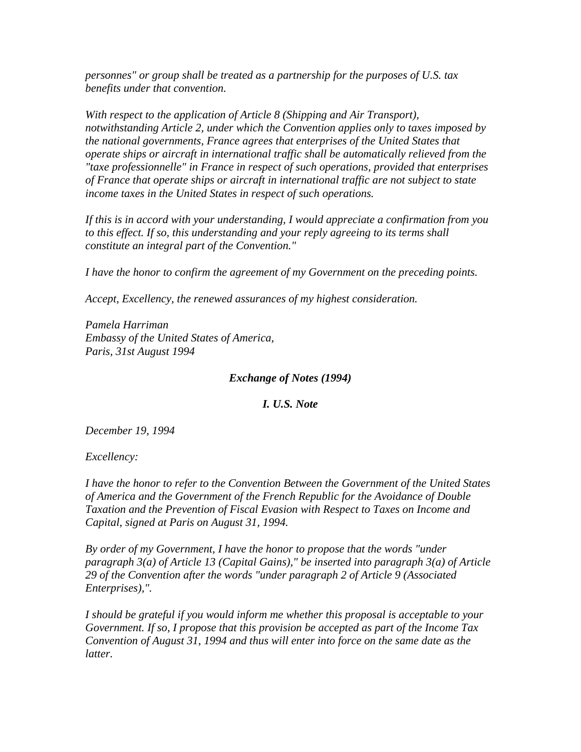*personnes" or group shall be treated as a partnership for the purposes of U.S. tax benefits under that convention.*

*With respect to the application of Article 8 (Shipping and Air Transport), notwithstanding Article 2, under which the Convention applies only to taxes imposed by the national governments, France agrees that enterprises of the United States that operate ships or aircraft in international traffic shall be automatically relieved from the "taxe professionnelle" in France in respect of such operations, provided that enterprises of France that operate ships or aircraft in international traffic are not subject to state income taxes in the United States in respect of such operations.*

*If this is in accord with your understanding, I would appreciate a confirmation from you to this effect. If so, this understanding and your reply agreeing to its terms shall constitute an integral part of the Convention."*

*I have the honor to confirm the agreement of my Government on the preceding points.*

*Accept, Excellency, the renewed assurances of my highest consideration.*

*Pamela Harriman*
*Embassy of the United States of America,*
*Paris, 31st August 1994*

### ***Exchange of Notes (1994)***

#### ***I. U.S. Note***

*December 19, 1994*

*Excellency:*

*I have the honor to refer to the Convention Between the Government of the United States of America and the Government of the French Republic for the Avoidance of Double Taxation and the Prevention of Fiscal Evasion with Respect to Taxes on Income and Capital, signed at Paris on August 31, 1994.*

*By order of my Government, I have the honor to propose that the words "under paragraph 3(a) of Article 13 (Capital Gains)," be inserted into paragraph 3(a) of Article 29 of the Convention after the words "under paragraph 2 of Article 9 (Associated Enterprises),".*

*I should be grateful if you would inform me whether this proposal is acceptable to your Government. If so, I propose that this provision be accepted as part of the Income Tax Convention of August 31, 1994 and thus will enter into force on the same date as the latter.*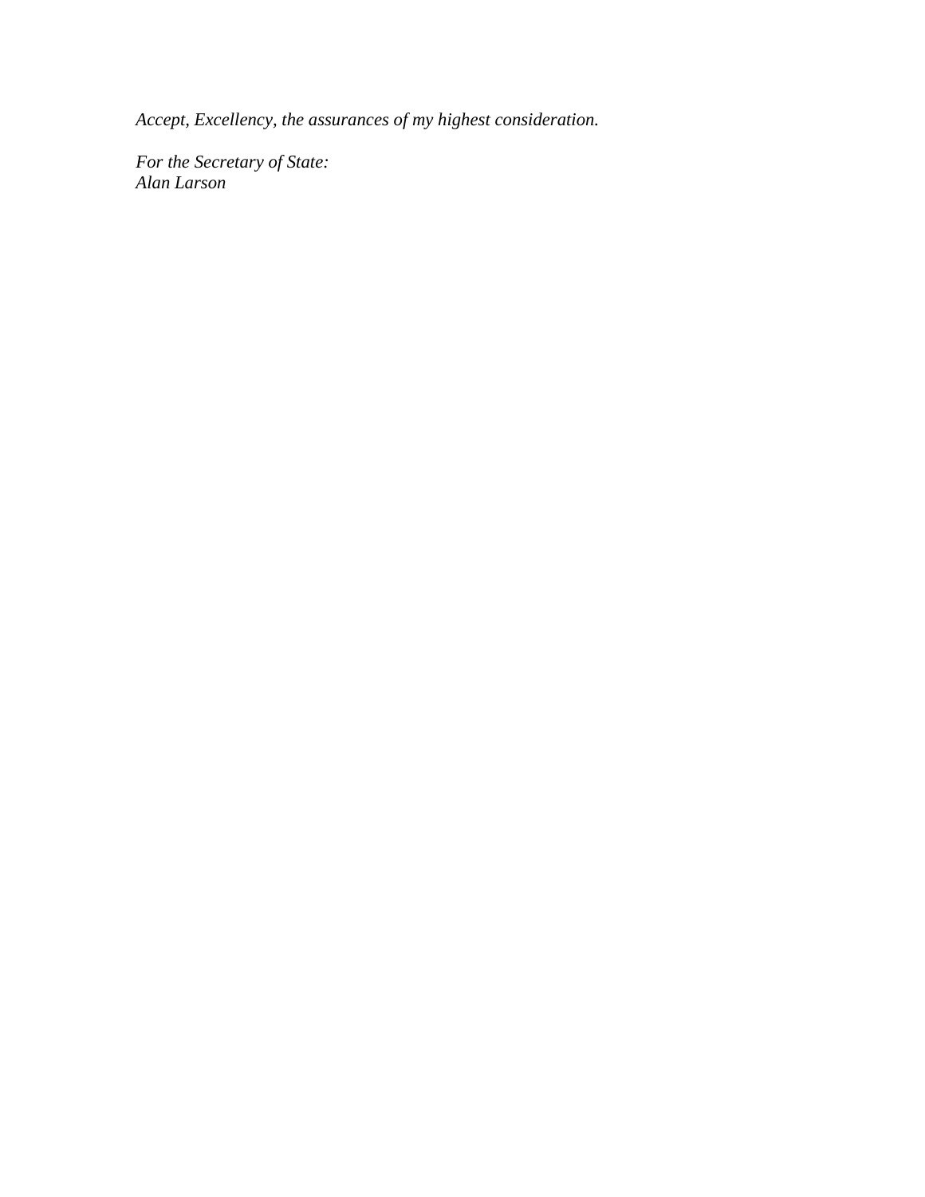*Accept, Excellency, the assurances of my highest consideration.*

*For the Secretary of State:*
*Alan Larson*